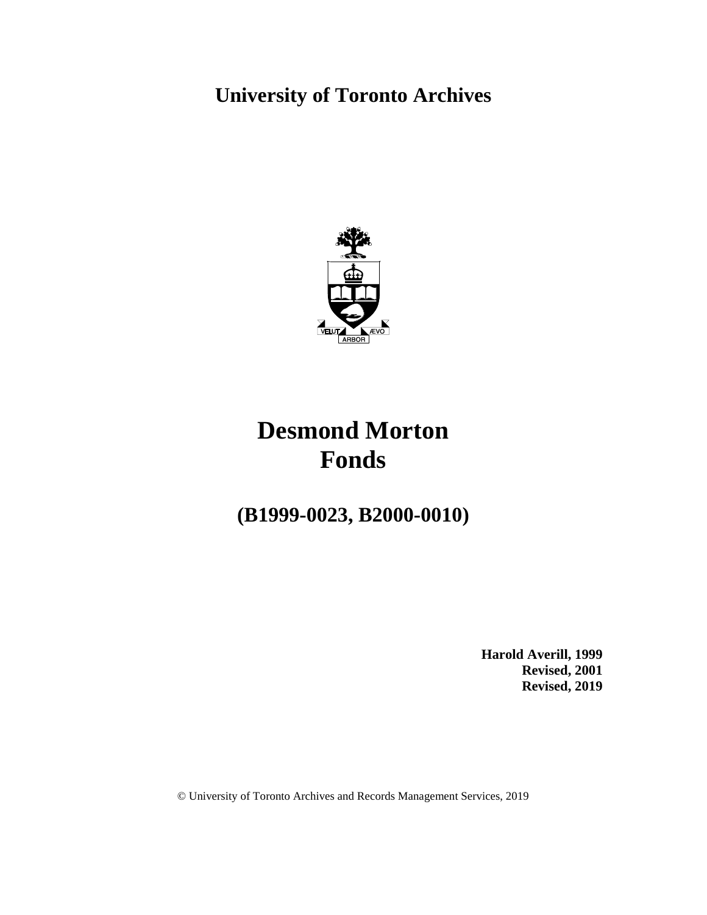# University of Toronto Archives

# Desmond Morton Fonds

## (B1999-0023, B2000-0010)

**Harold Averill, 1999**
**Revised, 2001**
**Revised, 2019**

© University of Toronto Archives and Records Management Services, 2019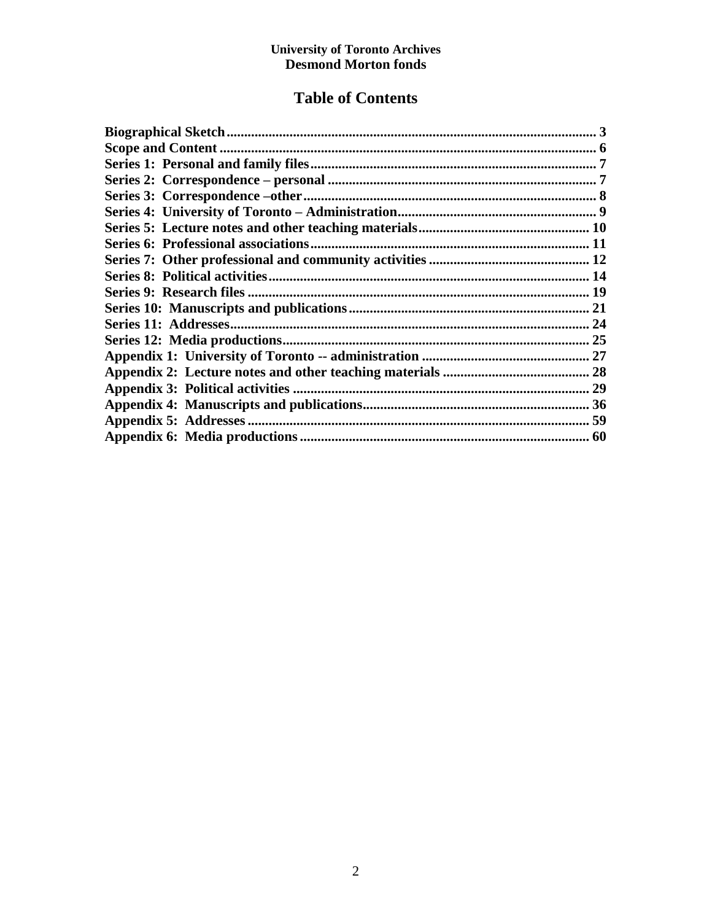**University of Toronto Archives**
**Desmond Morton fonds**

# Table of Contents

**Biographical Sketch** ........................................................................ 3
**Scope and Content** ........................................................................ 6
**Series 1: Personal and family files** ........................................................................ 7
**Series 2: Correspondence – personal** ........................................................................ 7
**Series 3: Correspondence –other** ........................................................................ 8
**Series 4: University of Toronto – Administration** ........................................................................ 9
**Series 5: Lecture notes and other teaching materials** ........................................................................ 10
**Series 6: Professional associations** ........................................................................ 11
**Series 7: Other professional and community activities** ........................................................................ 12
**Series 8: Political activities** ........................................................................ 14
**Series 9: Research files** ........................................................................ 19
**Series 10: Manuscripts and publications** ........................................................................ 21
**Series 11: Addresses** ........................................................................ 24
**Series 12: Media productions** ........................................................................ 25
**Appendix 1: University of Toronto -- administration** ........................................................................ 27
**Appendix 2: Lecture notes and other teaching materials** ........................................................................ 28
**Appendix 3: Political activities** ........................................................................ 29
**Appendix 4: Manuscripts and publications** ........................................................................ 36
**Appendix 5: Addresses** ........................................................................ 59
**Appendix 6: Media productions** ........................................................................ 60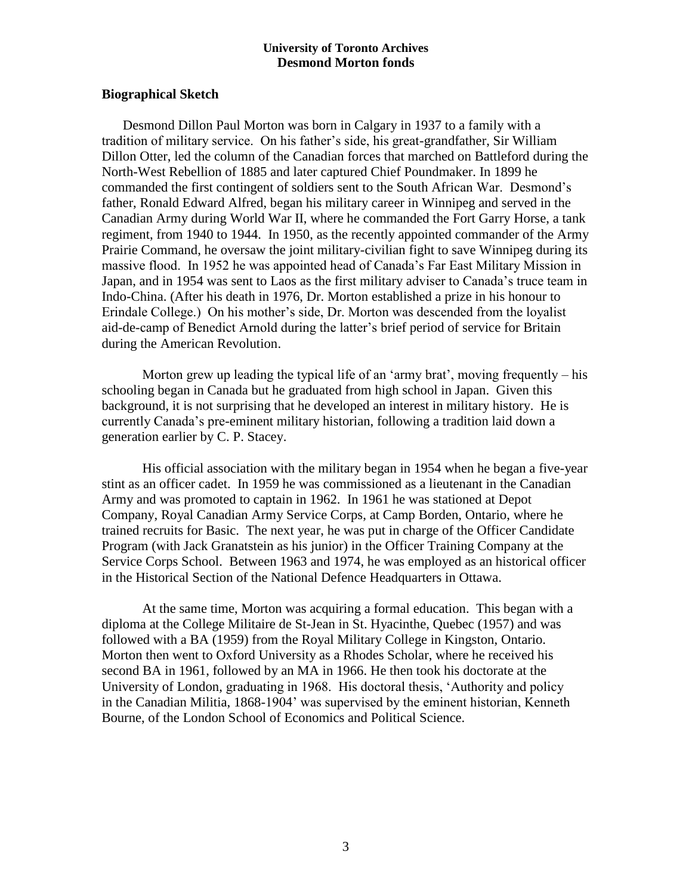**University of Toronto Archives**
**Desmond Morton fonds**

## Biographical Sketch

Desmond Dillon Paul Morton was born in Calgary in 1937 to a family with a tradition of military service. On his father's side, his great-grandfather, Sir William Dillon Otter, led the column of the Canadian forces that marched on Battleford during the North-West Rebellion of 1885 and later captured Chief Poundmaker. In 1899 he commanded the first contingent of soldiers sent to the South African War. Desmond's father, Ronald Edward Alfred, began his military career in Winnipeg and served in the Canadian Army during World War II, where he commanded the Fort Garry Horse, a tank regiment, from 1940 to 1944. In 1950, as the recently appointed commander of the Army Prairie Command, he oversaw the joint military-civilian fight to save Winnipeg during its massive flood. In 1952 he was appointed head of Canada's Far East Military Mission in Japan, and in 1954 was sent to Laos as the first military adviser to Canada's truce team in Indo-China. (After his death in 1976, Dr. Morton established a prize in his honour to Erindale College.) On his mother's side, Dr. Morton was descended from the loyalist aid-de-camp of Benedict Arnold during the latter's brief period of service for Britain during the American Revolution.

Morton grew up leading the typical life of an 'army brat', moving frequently – his schooling began in Canada but he graduated from high school in Japan. Given this background, it is not surprising that he developed an interest in military history. He is currently Canada's pre-eminent military historian, following a tradition laid down a generation earlier by C. P. Stacey.

His official association with the military began in 1954 when he began a five-year stint as an officer cadet. In 1959 he was commissioned as a lieutenant in the Canadian Army and was promoted to captain in 1962. In 1961 he was stationed at Depot Company, Royal Canadian Army Service Corps, at Camp Borden, Ontario, where he trained recruits for Basic. The next year, he was put in charge of the Officer Candidate Program (with Jack Granatstein as his junior) in the Officer Training Company at the Service Corps School. Between 1963 and 1974, he was employed as an historical officer in the Historical Section of the National Defence Headquarters in Ottawa.

At the same time, Morton was acquiring a formal education. This began with a diploma at the College Militaire de St-Jean in St. Hyacinthe, Quebec (1957) and was followed with a BA (1959) from the Royal Military College in Kingston, Ontario. Morton then went to Oxford University as a Rhodes Scholar, where he received his second BA in 1961, followed by an MA in 1966. He then took his doctorate at the University of London, graduating in 1968. His doctoral thesis, 'Authority and policy in the Canadian Militia, 1868-1904' was supervised by the eminent historian, Kenneth Bourne, of the London School of Economics and Political Science.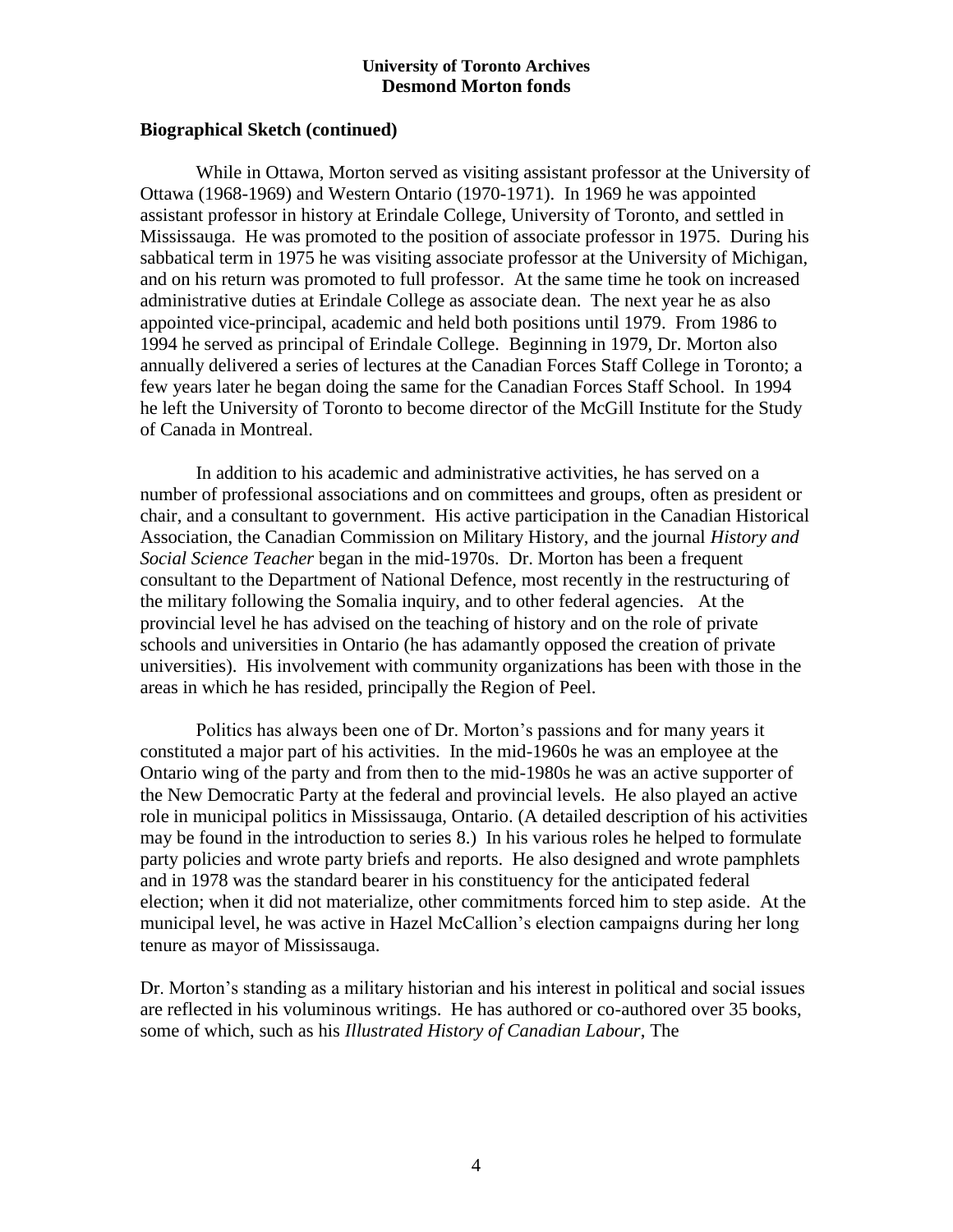## Biographical Sketch (continued)

While in Ottawa, Morton served as visiting assistant professor at the University of Ottawa (1968-1969) and Western Ontario (1970-1971). In 1969 he was appointed assistant professor in history at Erindale College, University of Toronto, and settled in Mississauga. He was promoted to the position of associate professor in 1975. During his sabbatical term in 1975 he was visiting associate professor at the University of Michigan, and on his return was promoted to full professor. At the same time he took on increased administrative duties at Erindale College as associate dean. The next year he as also appointed vice-principal, academic and held both positions until 1979. From 1986 to 1994 he served as principal of Erindale College. Beginning in 1979, Dr. Morton also annually delivered a series of lectures at the Canadian Forces Staff College in Toronto; a few years later he began doing the same for the Canadian Forces Staff School. In 1994 he left the University of Toronto to become director of the McGill Institute for the Study of Canada in Montreal.

In addition to his academic and administrative activities, he has served on a number of professional associations and on committees and groups, often as president or chair, and a consultant to government. His active participation in the Canadian Historical Association, the Canadian Commission on Military History, and the journal *History and Social Science Teacher* began in the mid-1970s. Dr. Morton has been a frequent consultant to the Department of National Defence, most recently in the restructuring of the military following the Somalia inquiry, and to other federal agencies. At the provincial level he has advised on the teaching of history and on the role of private schools and universities in Ontario (he has adamantly opposed the creation of private universities). His involvement with community organizations has been with those in the areas in which he has resided, principally the Region of Peel.

Politics has always been one of Dr. Morton's passions and for many years it constituted a major part of his activities. In the mid-1960s he was an employee at the Ontario wing of the party and from then to the mid-1980s he was an active supporter of the New Democratic Party at the federal and provincial levels. He also played an active role in municipal politics in Mississauga, Ontario. (A detailed description of his activities may be found in the introduction to series 8.) In his various roles he helped to formulate party policies and wrote party briefs and reports. He also designed and wrote pamphlets and in 1978 was the standard bearer in his constituency for the anticipated federal election; when it did not materialize, other commitments forced him to step aside. At the municipal level, he was active in Hazel McCallion's election campaigns during her long tenure as mayor of Mississauga.

Dr. Morton's standing as a military historian and his interest in political and social issues are reflected in his voluminous writings. He has authored or co-authored over 35 books, some of which, such as his *Illustrated History of Canadian Labour*, The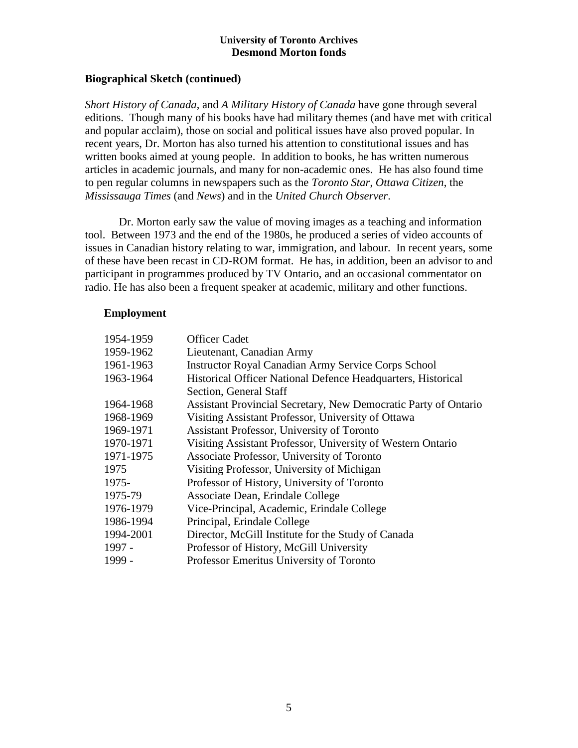## Biographical Sketch (continued)

*Short History of Canada*, and *A Military History of Canada* have gone through several editions. Though many of his books have had military themes (and have met with critical and popular acclaim), those on social and political issues have also proved popular. In recent years, Dr. Morton has also turned his attention to constitutional issues and has written books aimed at young people. In addition to books, he has written numerous articles in academic journals, and many for non-academic ones. He has also found time to pen regular columns in newspapers such as the *Toronto Star*, *Ottawa Citizen*, the *Mississauga Times* (and *News*) and in the *United Church Observer*.

Dr. Morton early saw the value of moving images as a teaching and information tool. Between 1973 and the end of the 1980s, he produced a series of video accounts of issues in Canadian history relating to war, immigration, and labour. In recent years, some of these have been recast in CD-ROM format. He has, in addition, been an advisor to and participant in programmes produced by TV Ontario, and an occasional commentator on radio. He has also been a frequent speaker at academic, military and other functions.

### Employment

| | |
|---|---|
| 1954-1959 | Officer Cadet |
| 1959-1962 | Lieutenant, Canadian Army |
| 1961-1963 | Instructor Royal Canadian Army Service Corps School |
| 1963-1964 | Historical Officer National Defence Headquarters, Historical Section, General Staff |
| 1964-1968 | Assistant Provincial Secretary, New Democratic Party of Ontario |
| 1968-1969 | Visiting Assistant Professor, University of Ottawa |
| 1969-1971 | Assistant Professor, University of Toronto |
| 1970-1971 | Visiting Assistant Professor, University of Western Ontario |
| 1971-1975 | Associate Professor, University of Toronto |
| 1975 | Visiting Professor, University of Michigan |
| 1975- | Professor of History, University of Toronto |
| 1975-79 | Associate Dean, Erindale College |
| 1976-1979 | Vice-Principal, Academic, Erindale College |
| 1986-1994 | Principal, Erindale College |
| 1994-2001 | Director, McGill Institute for the Study of Canada |
| 1997 - | Professor of History, McGill University |
| 1999 - | Professor Emeritus University of Toronto |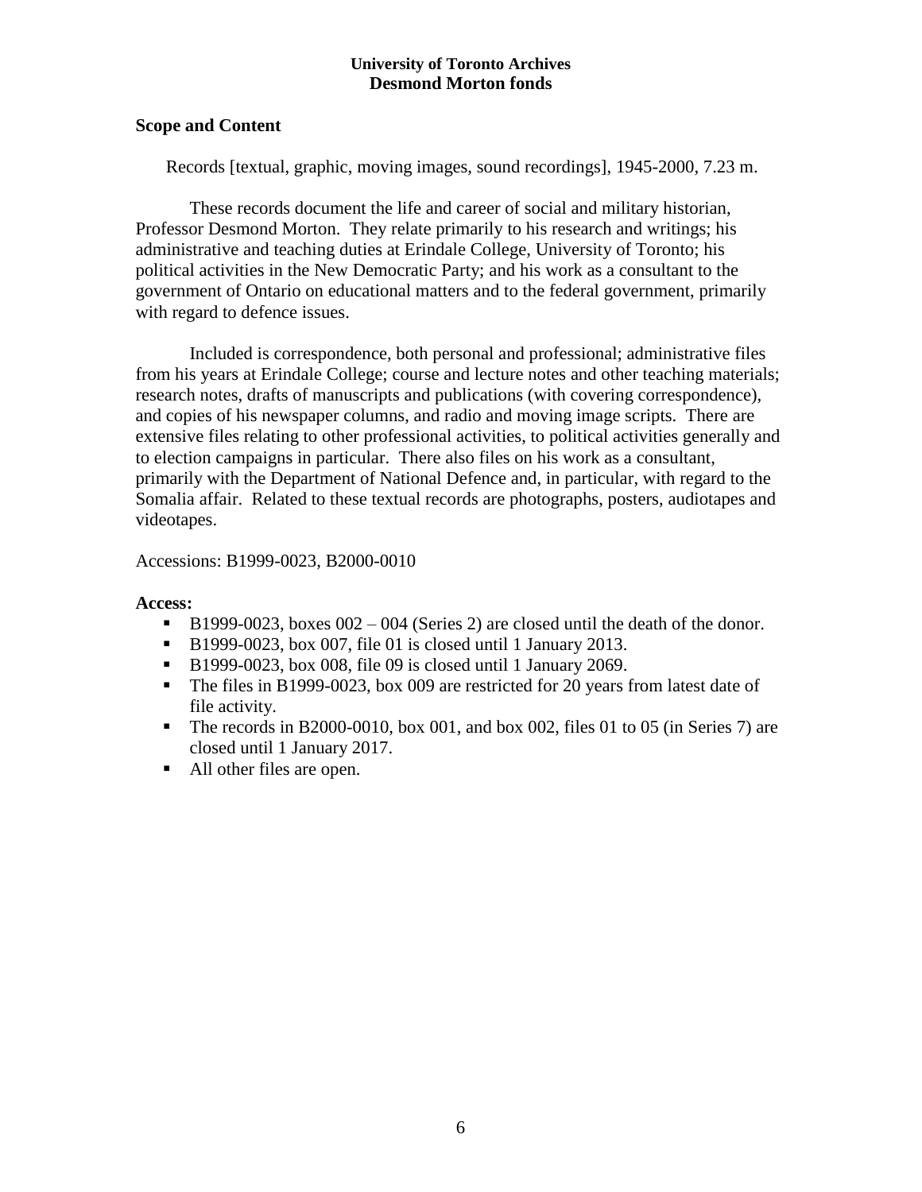## Scope and Content

Records [textual, graphic, moving images, sound recordings], 1945-2000, 7.23 m.

These records document the life and career of social and military historian, Professor Desmond Morton. They relate primarily to his research and writings; his administrative and teaching duties at Erindale College, University of Toronto; his political activities in the New Democratic Party; and his work as a consultant to the government of Ontario on educational matters and to the federal government, primarily with regard to defence issues.

Included is correspondence, both personal and professional; administrative files from his years at Erindale College; course and lecture notes and other teaching materials; research notes, drafts of manuscripts and publications (with covering correspondence), and copies of his newspaper columns, and radio and moving image scripts. There are extensive files relating to other professional activities, to political activities generally and to election campaigns in particular. There also files on his work as a consultant, primarily with the Department of National Defence and, in particular, with regard to the Somalia affair. Related to these textual records are photographs, posters, audiotapes and videotapes.

Accessions: B1999-0023, B2000-0010

**Access:**

- B1999-0023, boxes 002 – 004 (Series 2) are closed until the death of the donor.
- B1999-0023, box 007, file 01 is closed until 1 January 2013.
- B1999-0023, box 008, file 09 is closed until 1 January 2069.
- The files in B1999-0023, box 009 are restricted for 20 years from latest date of file activity.
- The records in B2000-0010, box 001, and box 002, files 01 to 05 (in Series 7) are closed until 1 January 2017.
- All other files are open.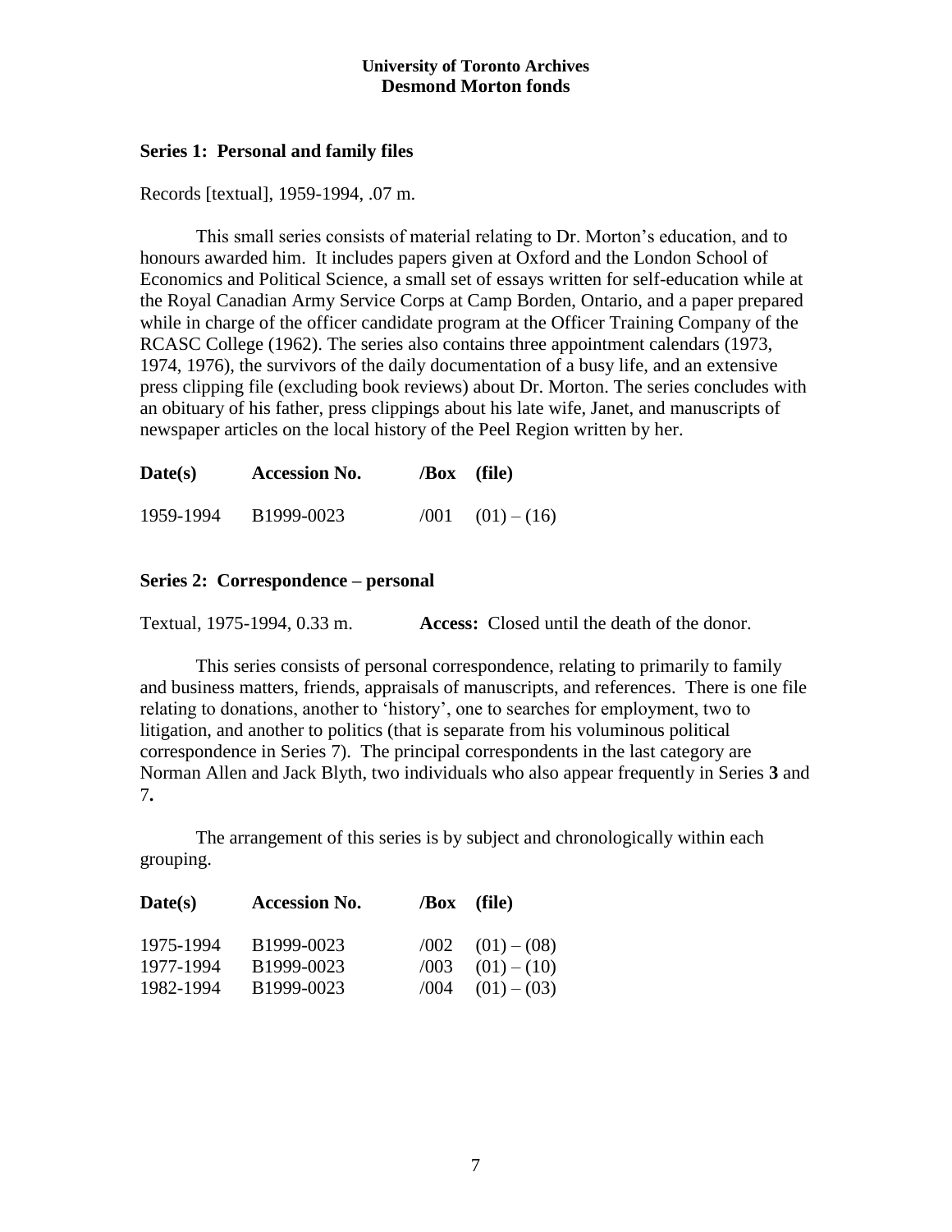## Series 1: Personal and family files

Records [textual], 1959-1994, .07 m.

This small series consists of material relating to Dr. Morton's education, and to honours awarded him. It includes papers given at Oxford and the London School of Economics and Political Science, a small set of essays written for self-education while at the Royal Canadian Army Service Corps at Camp Borden, Ontario, and a paper prepared while in charge of the officer candidate program at the Officer Training Company of the RCASC College (1962). The series also contains three appointment calendars (1973, 1974, 1976), the survivors of the daily documentation of a busy life, and an extensive press clipping file (excluding book reviews) about Dr. Morton. The series concludes with an obituary of his father, press clippings about his late wife, Janet, and manuscripts of newspaper articles on the local history of the Peel Region written by her.

| Date(s) | Accession No. | /Box | (file) |
|---|---|---|---|
| 1959-1994 | B1999-0023 | /001 | (01) – (16) |

## Series 2: Correspondence – personal

Textual, 1975-1994, 0.33 m. **Access:** Closed until the death of the donor.

This series consists of personal correspondence, relating to primarily to family and business matters, friends, appraisals of manuscripts, and references. There is one file relating to donations, another to 'history', one to searches for employment, two to litigation, and another to politics (that is separate from his voluminous political correspondence in Series 7). The principal correspondents in the last category are Norman Allen and Jack Blyth, two individuals who also appear frequently in Series **3** and 7**.**

The arrangement of this series is by subject and chronologically within each grouping.

| Date(s) | Accession No. | /Box | (file) |
|---|---|---|---|
| 1975-1994 | B1999-0023 | /002 | (01) – (08) |
| 1977-1994 | B1999-0023 | /003 | (01) – (10) |
| 1982-1994 | B1999-0023 | /004 | (01) – (03) |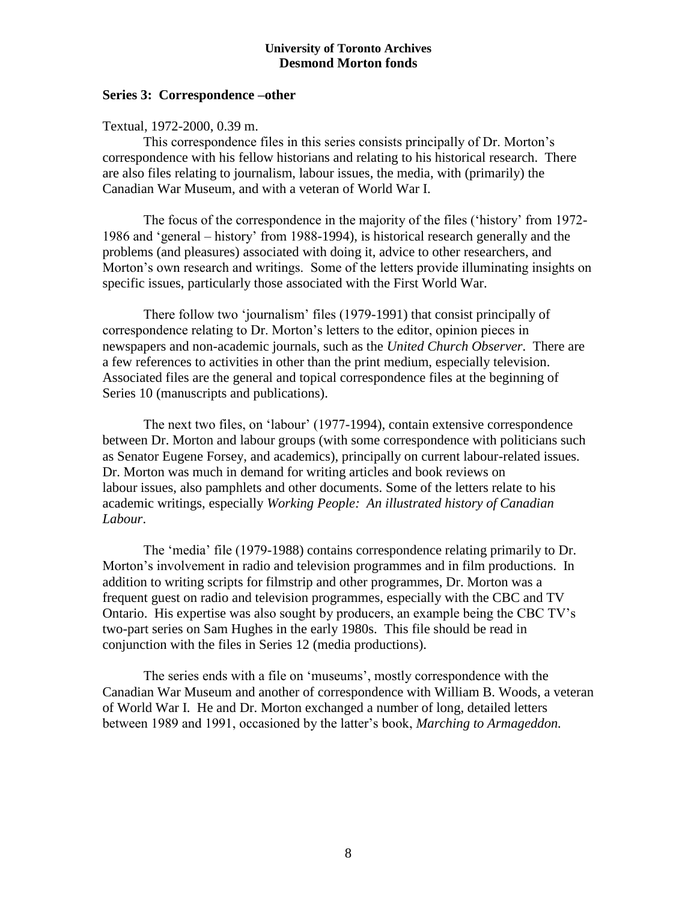## Series 3: Correspondence –other

Textual, 1972-2000, 0.39 m.

This correspondence files in this series consists principally of Dr. Morton's correspondence with his fellow historians and relating to his historical research. There are also files relating to journalism, labour issues, the media, with (primarily) the Canadian War Museum, and with a veteran of World War I.

The focus of the correspondence in the majority of the files ('history' from 1972-1986 and 'general – history' from 1988-1994), is historical research generally and the problems (and pleasures) associated with doing it, advice to other researchers, and Morton's own research and writings. Some of the letters provide illuminating insights on specific issues, particularly those associated with the First World War.

There follow two 'journalism' files (1979-1991) that consist principally of correspondence relating to Dr. Morton's letters to the editor, opinion pieces in newspapers and non-academic journals, such as the *United Church Observer.* There are a few references to activities in other than the print medium, especially television. Associated files are the general and topical correspondence files at the beginning of Series 10 (manuscripts and publications).

The next two files, on 'labour' (1977-1994), contain extensive correspondence between Dr. Morton and labour groups (with some correspondence with politicians such as Senator Eugene Forsey, and academics), principally on current labour-related issues. Dr. Morton was much in demand for writing articles and book reviews on labour issues, also pamphlets and other documents. Some of the letters relate to his academic writings, especially *Working People: An illustrated history of Canadian Labour*.

The 'media' file (1979-1988) contains correspondence relating primarily to Dr. Morton's involvement in radio and television programmes and in film productions. In addition to writing scripts for filmstrip and other programmes, Dr. Morton was a frequent guest on radio and television programmes, especially with the CBC and TV Ontario. His expertise was also sought by producers, an example being the CBC TV's two-part series on Sam Hughes in the early 1980s. This file should be read in conjunction with the files in Series 12 (media productions).

The series ends with a file on 'museums', mostly correspondence with the Canadian War Museum and another of correspondence with William B. Woods, a veteran of World War I. He and Dr. Morton exchanged a number of long, detailed letters between 1989 and 1991, occasioned by the latter's book, *Marching to Armageddon.*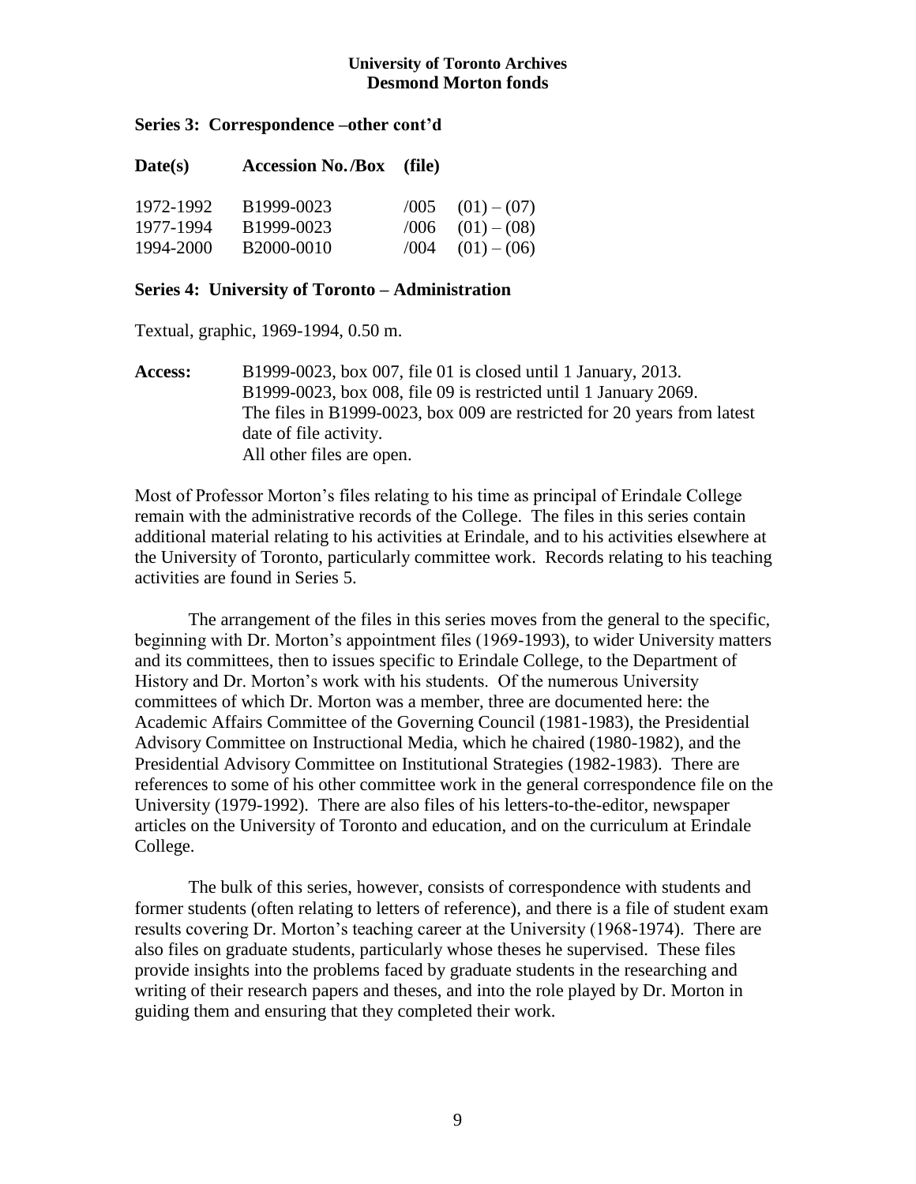### Series 3: Correspondence –other cont'd

| Date(s) | Accession No./Box | (file) |
|---|---|---|
| 1972-1992 | B1999-0023 | /005 (01) – (07) |
| 1977-1994 | B1999-0023 | /006 (01) – (08) |
| 1994-2000 | B2000-0010 | /004 (01) – (06) |

### Series 4: University of Toronto – Administration

Textual, graphic, 1969-1994, 0.50 m.

**Access:** B1999-0023, box 007, file 01 is closed until 1 January, 2013.
B1999-0023, box 008, file 09 is restricted until 1 January 2069.
The files in B1999-0023, box 009 are restricted for 20 years from latest date of file activity.
All other files are open.

Most of Professor Morton's files relating to his time as principal of Erindale College remain with the administrative records of the College. The files in this series contain additional material relating to his activities at Erindale, and to his activities elsewhere at the University of Toronto, particularly committee work. Records relating to his teaching activities are found in Series 5.

The arrangement of the files in this series moves from the general to the specific, beginning with Dr. Morton's appointment files (1969-1993), to wider University matters and its committees, then to issues specific to Erindale College, to the Department of History and Dr. Morton's work with his students. Of the numerous University committees of which Dr. Morton was a member, three are documented here: the Academic Affairs Committee of the Governing Council (1981-1983), the Presidential Advisory Committee on Instructional Media, which he chaired (1980-1982), and the Presidential Advisory Committee on Institutional Strategies (1982-1983). There are references to some of his other committee work in the general correspondence file on the University (1979-1992). There are also files of his letters-to-the-editor, newspaper articles on the University of Toronto and education, and on the curriculum at Erindale College.

The bulk of this series, however, consists of correspondence with students and former students (often relating to letters of reference), and there is a file of student exam results covering Dr. Morton's teaching career at the University (1968-1974). There are also files on graduate students, particularly whose theses he supervised. These files provide insights into the problems faced by graduate students in the researching and writing of their research papers and theses, and into the role played by Dr. Morton in guiding them and ensuring that they completed their work.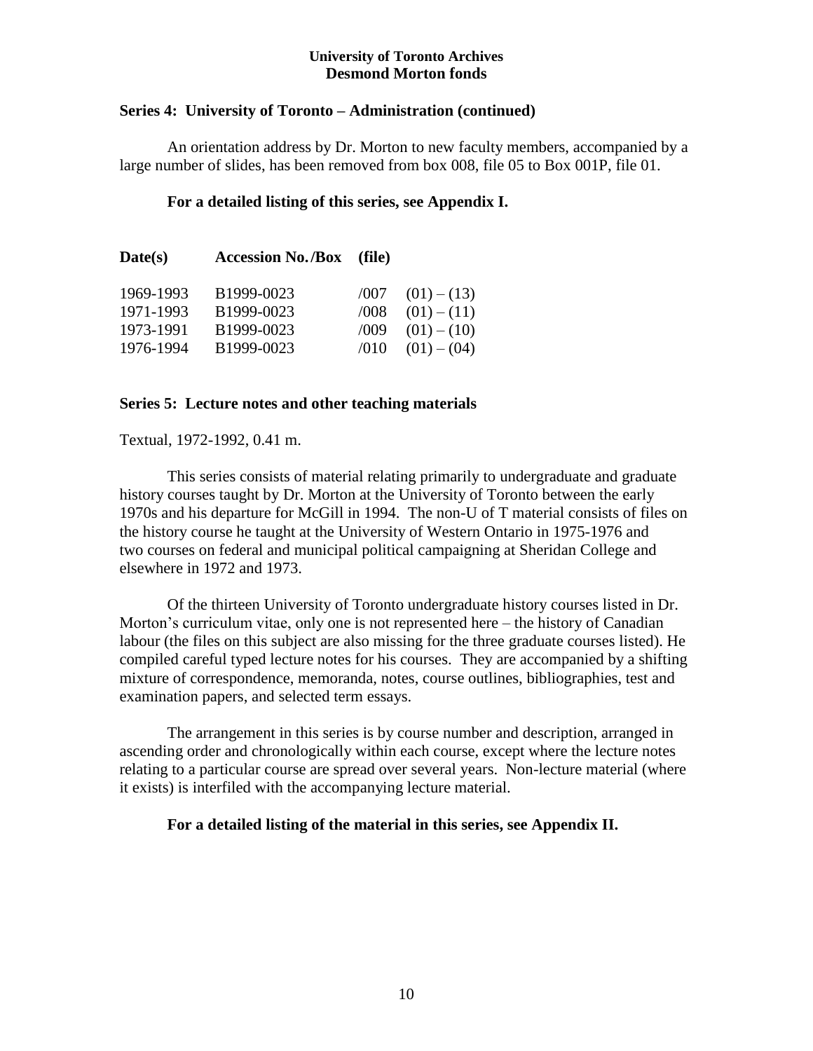## Series 4: University of Toronto – Administration (continued)

An orientation address by Dr. Morton to new faculty members, accompanied by a large number of slides, has been removed from box 008, file 05 to Box 001P, file 01.

**For a detailed listing of this series, see Appendix I.**

| Date(s) | Accession No./Box | (file) | |
|---|---|---|---|
| 1969-1993 | B1999-0023 | /007 | (01) – (13) |
| 1971-1993 | B1999-0023 | /008 | (01) – (11) |
| 1973-1991 | B1999-0023 | /009 | (01) – (10) |
| 1976-1994 | B1999-0023 | /010 | (01) – (04) |

## Series 5: Lecture notes and other teaching materials

Textual, 1972-1992, 0.41 m.

This series consists of material relating primarily to undergraduate and graduate history courses taught by Dr. Morton at the University of Toronto between the early 1970s and his departure for McGill in 1994. The non-U of T material consists of files on the history course he taught at the University of Western Ontario in 1975-1976 and two courses on federal and municipal political campaigning at Sheridan College and elsewhere in 1972 and 1973.

Of the thirteen University of Toronto undergraduate history courses listed in Dr. Morton's curriculum vitae, only one is not represented here – the history of Canadian labour (the files on this subject are also missing for the three graduate courses listed). He compiled careful typed lecture notes for his courses. They are accompanied by a shifting mixture of correspondence, memoranda, notes, course outlines, bibliographies, test and examination papers, and selected term essays.

The arrangement in this series is by course number and description, arranged in ascending order and chronologically within each course, except where the lecture notes relating to a particular course are spread over several years. Non-lecture material (where it exists) is interfiled with the accompanying lecture material.

**For a detailed listing of the material in this series, see Appendix II.**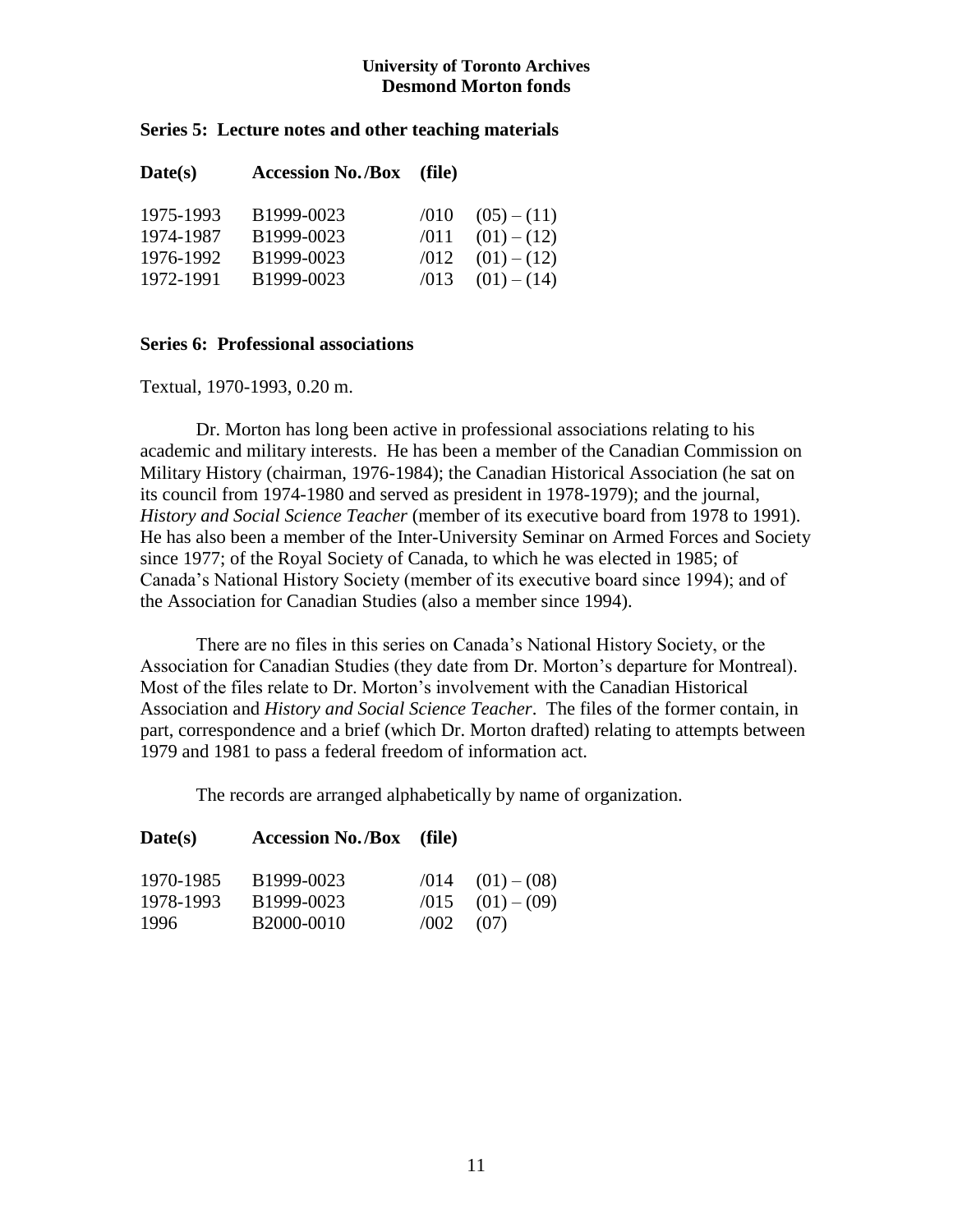**Series 5: Lecture notes and other teaching materials**

| Date(s) | Accession No./Box | (file) |
|---|---|---|
| 1975-1993 | B1999-0023 | /010 (05) – (11) |
| 1974-1987 | B1999-0023 | /011 (01) – (12) |
| 1976-1992 | B1999-0023 | /012 (01) – (12) |
| 1972-1991 | B1999-0023 | /013 (01) – (14) |

**Series 6: Professional associations**

Textual, 1970-1993, 0.20 m.

Dr. Morton has long been active in professional associations relating to his academic and military interests. He has been a member of the Canadian Commission on Military History (chairman, 1976-1984); the Canadian Historical Association (he sat on its council from 1974-1980 and served as president in 1978-1979); and the journal, *History and Social Science Teacher* (member of its executive board from 1978 to 1991). He has also been a member of the Inter-University Seminar on Armed Forces and Society since 1977; of the Royal Society of Canada, to which he was elected in 1985; of Canada's National History Society (member of its executive board since 1994); and of the Association for Canadian Studies (also a member since 1994).

There are no files in this series on Canada's National History Society, or the Association for Canadian Studies (they date from Dr. Morton's departure for Montreal). Most of the files relate to Dr. Morton's involvement with the Canadian Historical Association and *History and Social Science Teacher*. The files of the former contain, in part, correspondence and a brief (which Dr. Morton drafted) relating to attempts between 1979 and 1981 to pass a federal freedom of information act.

The records are arranged alphabetically by name of organization.

| Date(s) | Accession No./Box | (file) |
|---|---|---|
| 1970-1985 | B1999-0023 | /014 (01) – (08) |
| 1978-1993 | B1999-0023 | /015 (01) – (09) |
| 1996 | B2000-0010 | /002 (07) |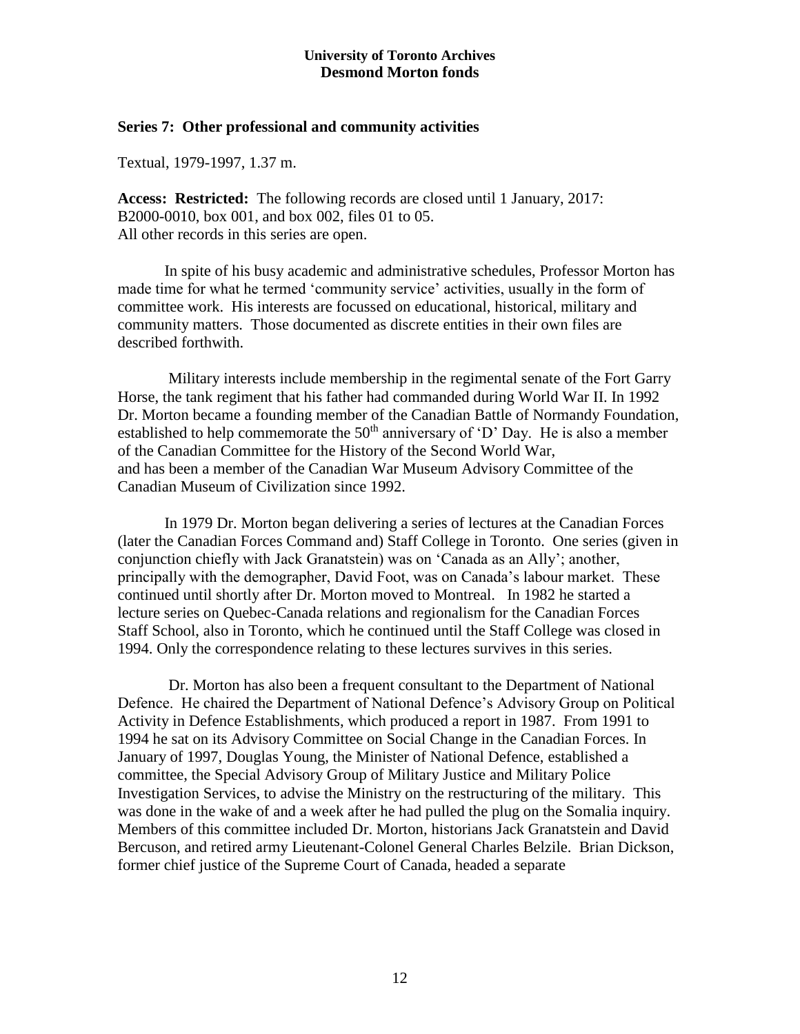**University of Toronto Archives**
**Desmond Morton fonds**

## Series 7: Other professional and community activities

Textual, 1979-1997, 1.37 m.

**Access: Restricted:** The following records are closed until 1 January, 2017: B2000-0010, box 001, and box 002, files 01 to 05.
All other records in this series are open.

In spite of his busy academic and administrative schedules, Professor Morton has made time for what he termed 'community service' activities, usually in the form of committee work. His interests are focussed on educational, historical, military and community matters. Those documented as discrete entities in their own files are described forthwith.

Military interests include membership in the regimental senate of the Fort Garry Horse, the tank regiment that his father had commanded during World War II. In 1992 Dr. Morton became a founding member of the Canadian Battle of Normandy Foundation, established to help commemorate the 50th anniversary of 'D' Day. He is also a member of the Canadian Committee for the History of the Second World War, and has been a member of the Canadian War Museum Advisory Committee of the Canadian Museum of Civilization since 1992.

In 1979 Dr. Morton began delivering a series of lectures at the Canadian Forces (later the Canadian Forces Command and) Staff College in Toronto. One series (given in conjunction chiefly with Jack Granatstein) was on 'Canada as an Ally'; another, principally with the demographer, David Foot, was on Canada's labour market. These continued until shortly after Dr. Morton moved to Montreal. In 1982 he started a lecture series on Quebec-Canada relations and regionalism for the Canadian Forces Staff School, also in Toronto, which he continued until the Staff College was closed in 1994. Only the correspondence relating to these lectures survives in this series.

Dr. Morton has also been a frequent consultant to the Department of National Defence. He chaired the Department of National Defence's Advisory Group on Political Activity in Defence Establishments, which produced a report in 1987. From 1991 to 1994 he sat on its Advisory Committee on Social Change in the Canadian Forces. In January of 1997, Douglas Young, the Minister of National Defence, established a committee, the Special Advisory Group of Military Justice and Military Police Investigation Services, to advise the Ministry on the restructuring of the military. This was done in the wake of and a week after he had pulled the plug on the Somalia inquiry. Members of this committee included Dr. Morton, historians Jack Granatstein and David Bercuson, and retired army Lieutenant-Colonel General Charles Belzile. Brian Dickson, former chief justice of the Supreme Court of Canada, headed a separate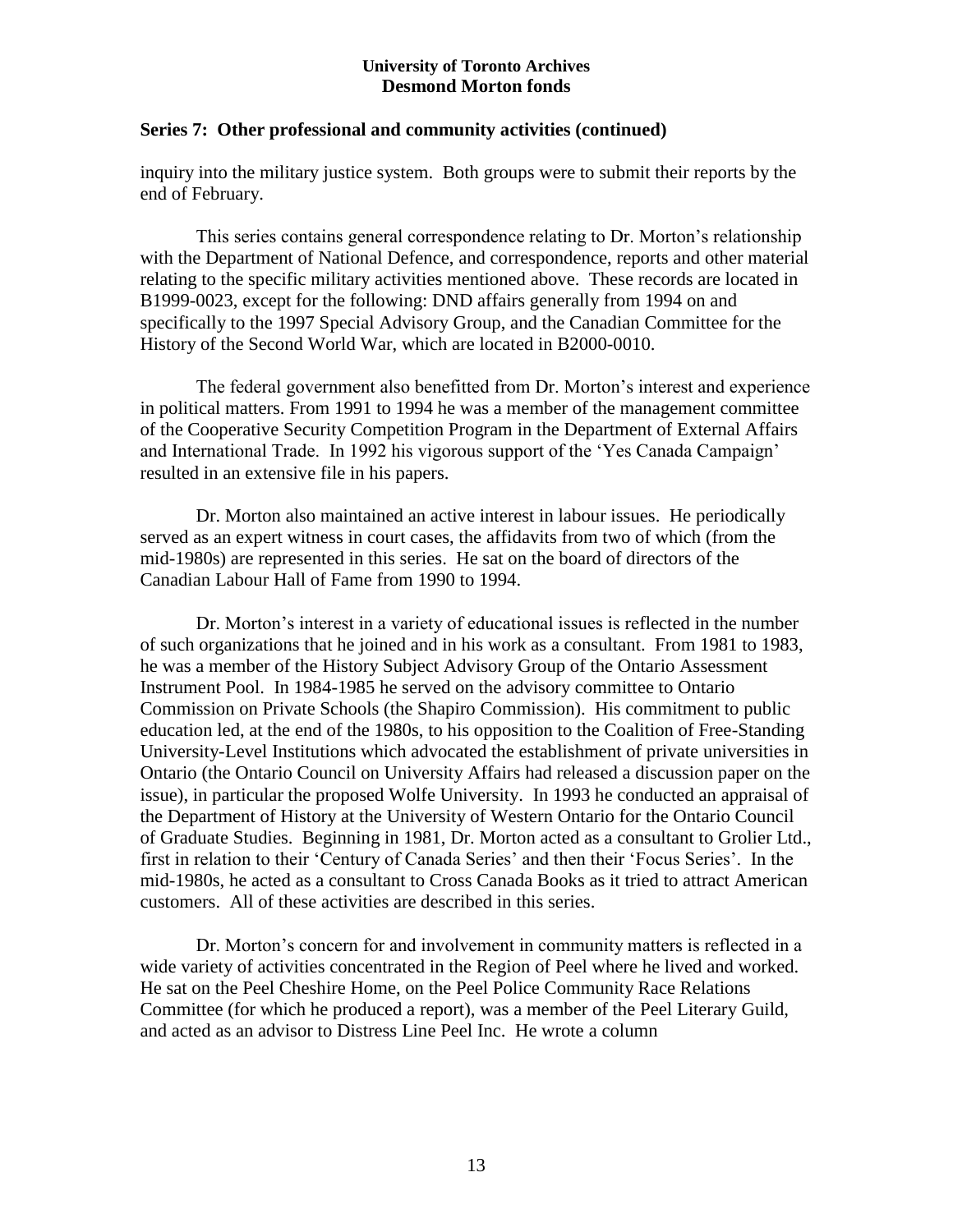## Series 7: Other professional and community activities (continued)

inquiry into the military justice system. Both groups were to submit their reports by the end of February.

This series contains general correspondence relating to Dr. Morton's relationship with the Department of National Defence, and correspondence, reports and other material relating to the specific military activities mentioned above. These records are located in B1999-0023, except for the following: DND affairs generally from 1994 on and specifically to the 1997 Special Advisory Group, and the Canadian Committee for the History of the Second World War, which are located in B2000-0010.

The federal government also benefitted from Dr. Morton's interest and experience in political matters. From 1991 to 1994 he was a member of the management committee of the Cooperative Security Competition Program in the Department of External Affairs and International Trade. In 1992 his vigorous support of the 'Yes Canada Campaign' resulted in an extensive file in his papers.

Dr. Morton also maintained an active interest in labour issues. He periodically served as an expert witness in court cases, the affidavits from two of which (from the mid-1980s) are represented in this series. He sat on the board of directors of the Canadian Labour Hall of Fame from 1990 to 1994.

Dr. Morton's interest in a variety of educational issues is reflected in the number of such organizations that he joined and in his work as a consultant. From 1981 to 1983, he was a member of the History Subject Advisory Group of the Ontario Assessment Instrument Pool. In 1984-1985 he served on the advisory committee to Ontario Commission on Private Schools (the Shapiro Commission). His commitment to public education led, at the end of the 1980s, to his opposition to the Coalition of Free-Standing University-Level Institutions which advocated the establishment of private universities in Ontario (the Ontario Council on University Affairs had released a discussion paper on the issue), in particular the proposed Wolfe University. In 1993 he conducted an appraisal of the Department of History at the University of Western Ontario for the Ontario Council of Graduate Studies. Beginning in 1981, Dr. Morton acted as a consultant to Grolier Ltd., first in relation to their 'Century of Canada Series' and then their 'Focus Series'. In the mid-1980s, he acted as a consultant to Cross Canada Books as it tried to attract American customers. All of these activities are described in this series.

Dr. Morton's concern for and involvement in community matters is reflected in a wide variety of activities concentrated in the Region of Peel where he lived and worked. He sat on the Peel Cheshire Home, on the Peel Police Community Race Relations Committee (for which he produced a report), was a member of the Peel Literary Guild, and acted as an advisor to Distress Line Peel Inc. He wrote a column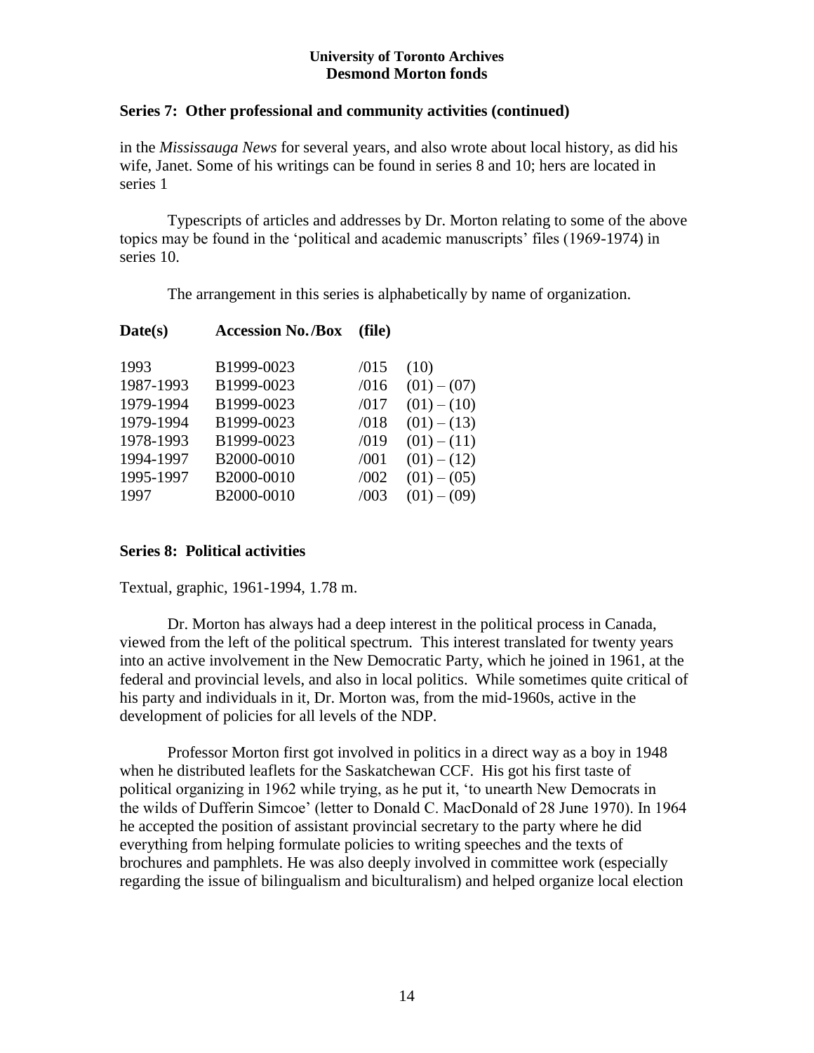**Series 7: Other professional and community activities (continued)**

in the *Mississauga News* for several years, and also wrote about local history, as did his wife, Janet. Some of his writings can be found in series 8 and 10; hers are located in series 1

Typescripts of articles and addresses by Dr. Morton relating to some of the above topics may be found in the 'political and academic manuscripts' files (1969-1974) in series 10.

The arrangement in this series is alphabetically by name of organization.

| Date(s) | Accession No./Box | (file) | |
|---|---|---|---|
| 1993 | B1999-0023 | /015 | (10) |
| 1987-1993 | B1999-0023 | /016 | (01) – (07) |
| 1979-1994 | B1999-0023 | /017 | (01) – (10) |
| 1979-1994 | B1999-0023 | /018 | (01) – (13) |
| 1978-1993 | B1999-0023 | /019 | (01) – (11) |
| 1994-1997 | B2000-0010 | /001 | (01) – (12) |
| 1995-1997 | B2000-0010 | /002 | (01) – (05) |
| 1997 | B2000-0010 | /003 | (01) – (09) |

**Series 8: Political activities**

Textual, graphic, 1961-1994, 1.78 m.

Dr. Morton has always had a deep interest in the political process in Canada, viewed from the left of the political spectrum. This interest translated for twenty years into an active involvement in the New Democratic Party, which he joined in 1961, at the federal and provincial levels, and also in local politics. While sometimes quite critical of his party and individuals in it, Dr. Morton was, from the mid-1960s, active in the development of policies for all levels of the NDP.

Professor Morton first got involved in politics in a direct way as a boy in 1948 when he distributed leaflets for the Saskatchewan CCF. His got his first taste of political organizing in 1962 while trying, as he put it, 'to unearth New Democrats in the wilds of Dufferin Simcoe' (letter to Donald C. MacDonald of 28 June 1970). In 1964 he accepted the position of assistant provincial secretary to the party where he did everything from helping formulate policies to writing speeches and the texts of brochures and pamphlets. He was also deeply involved in committee work (especially regarding the issue of bilingualism and biculturalism) and helped organize local election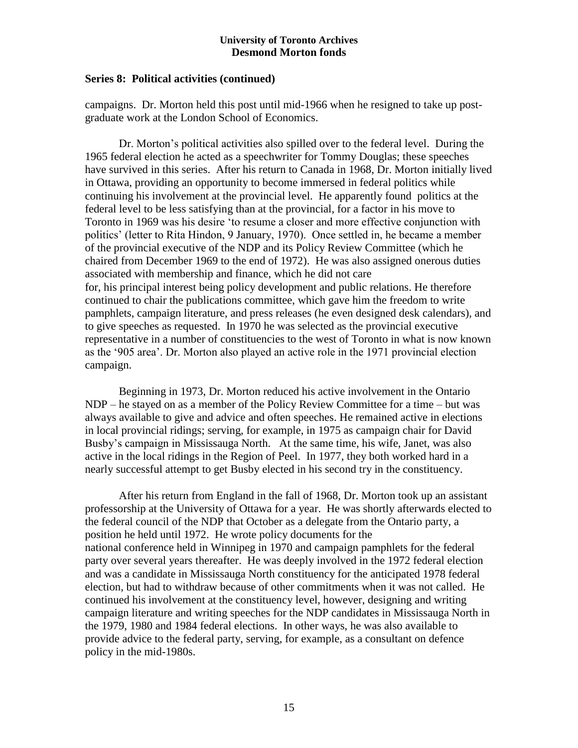**Series 8: Political activities (continued)**

campaigns. Dr. Morton held this post until mid-1966 when he resigned to take up post-graduate work at the London School of Economics.

Dr. Morton's political activities also spilled over to the federal level. During the 1965 federal election he acted as a speechwriter for Tommy Douglas; these speeches have survived in this series. After his return to Canada in 1968, Dr. Morton initially lived in Ottawa, providing an opportunity to become immersed in federal politics while continuing his involvement at the provincial level. He apparently found politics at the federal level to be less satisfying than at the provincial, for a factor in his move to Toronto in 1969 was his desire 'to resume a closer and more effective conjunction with politics' (letter to Rita Hindon, 9 January, 1970). Once settled in, he became a member of the provincial executive of the NDP and its Policy Review Committee (which he chaired from December 1969 to the end of 1972). He was also assigned onerous duties associated with membership and finance, which he did not care for, his principal interest being policy development and public relations. He therefore continued to chair the publications committee, which gave him the freedom to write pamphlets, campaign literature, and press releases (he even designed desk calendars), and to give speeches as requested. In 1970 he was selected as the provincial executive representative in a number of constituencies to the west of Toronto in what is now known as the '905 area'. Dr. Morton also played an active role in the 1971 provincial election campaign.

Beginning in 1973, Dr. Morton reduced his active involvement in the Ontario NDP – he stayed on as a member of the Policy Review Committee for a time – but was always available to give and advice and often speeches. He remained active in elections in local provincial ridings; serving, for example, in 1975 as campaign chair for David Busby's campaign in Mississauga North. At the same time, his wife, Janet, was also active in the local ridings in the Region of Peel. In 1977, they both worked hard in a nearly successful attempt to get Busby elected in his second try in the constituency.

After his return from England in the fall of 1968, Dr. Morton took up an assistant professorship at the University of Ottawa for a year. He was shortly afterwards elected to the federal council of the NDP that October as a delegate from the Ontario party, a position he held until 1972. He wrote policy documents for the national conference held in Winnipeg in 1970 and campaign pamphlets for the federal party over several years thereafter. He was deeply involved in the 1972 federal election and was a candidate in Mississauga North constituency for the anticipated 1978 federal election, but had to withdraw because of other commitments when it was not called. He continued his involvement at the constituency level, however, designing and writing campaign literature and writing speeches for the NDP candidates in Mississauga North in the 1979, 1980 and 1984 federal elections. In other ways, he was also available to provide advice to the federal party, serving, for example, as a consultant on defence policy in the mid-1980s.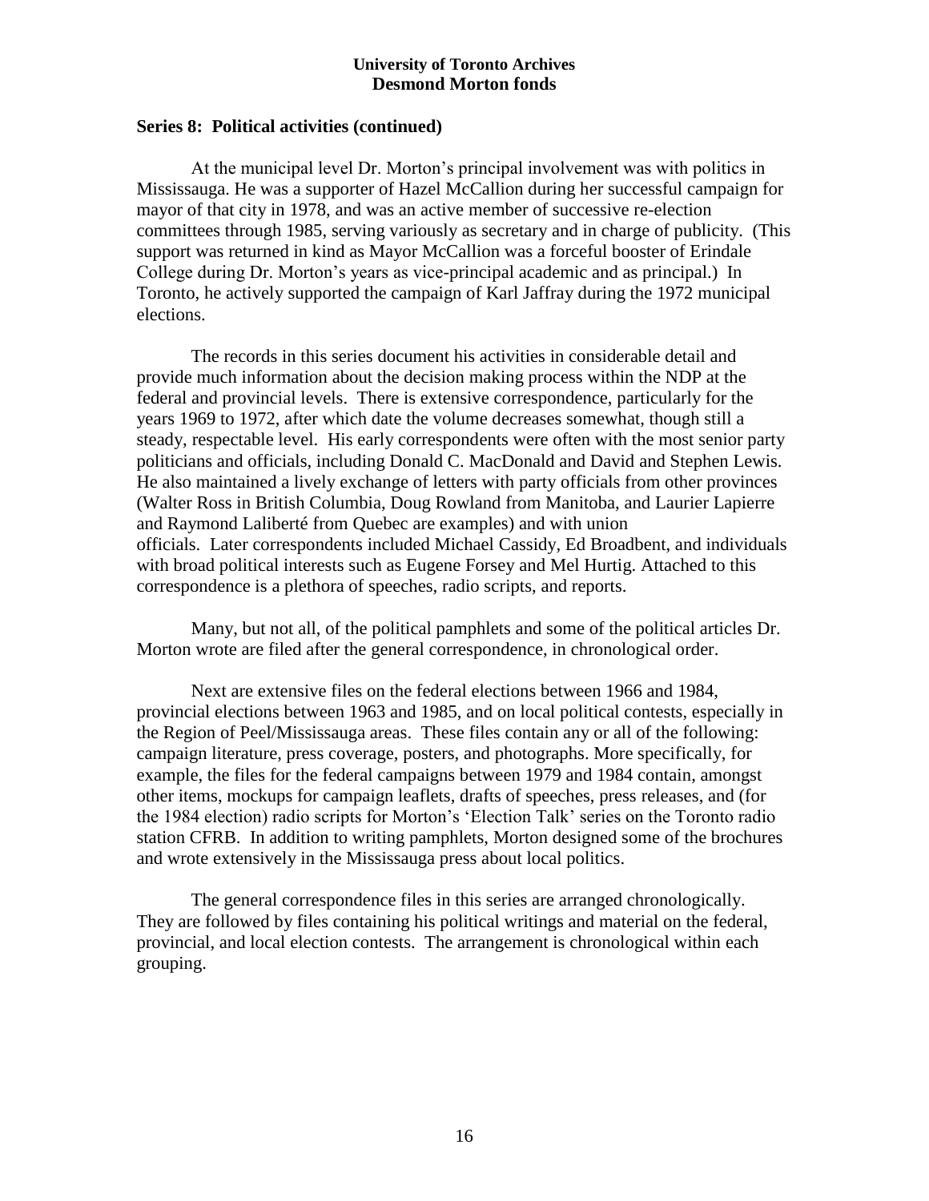## Series 8: Political activities (continued)

At the municipal level Dr. Morton's principal involvement was with politics in Mississauga. He was a supporter of Hazel McCallion during her successful campaign for mayor of that city in 1978, and was an active member of successive re-election committees through 1985, serving variously as secretary and in charge of publicity. (This support was returned in kind as Mayor McCallion was a forceful booster of Erindale College during Dr. Morton's years as vice-principal academic and as principal.) In Toronto, he actively supported the campaign of Karl Jaffray during the 1972 municipal elections.

The records in this series document his activities in considerable detail and provide much information about the decision making process within the NDP at the federal and provincial levels. There is extensive correspondence, particularly for the years 1969 to 1972, after which date the volume decreases somewhat, though still a steady, respectable level. His early correspondents were often with the most senior party politicians and officials, including Donald C. MacDonald and David and Stephen Lewis. He also maintained a lively exchange of letters with party officials from other provinces (Walter Ross in British Columbia, Doug Rowland from Manitoba, and Laurier Lapierre and Raymond Laliberté from Quebec are examples) and with union officials. Later correspondents included Michael Cassidy, Ed Broadbent, and individuals with broad political interests such as Eugene Forsey and Mel Hurtig. Attached to this correspondence is a plethora of speeches, radio scripts, and reports.

Many, but not all, of the political pamphlets and some of the political articles Dr. Morton wrote are filed after the general correspondence, in chronological order.

Next are extensive files on the federal elections between 1966 and 1984, provincial elections between 1963 and 1985, and on local political contests, especially in the Region of Peel/Mississauga areas. These files contain any or all of the following: campaign literature, press coverage, posters, and photographs. More specifically, for example, the files for the federal campaigns between 1979 and 1984 contain, amongst other items, mockups for campaign leaflets, drafts of speeches, press releases, and (for the 1984 election) radio scripts for Morton's 'Election Talk' series on the Toronto radio station CFRB. In addition to writing pamphlets, Morton designed some of the brochures and wrote extensively in the Mississauga press about local politics.

The general correspondence files in this series are arranged chronologically. They are followed by files containing his political writings and material on the federal, provincial, and local election contests. The arrangement is chronological within each grouping.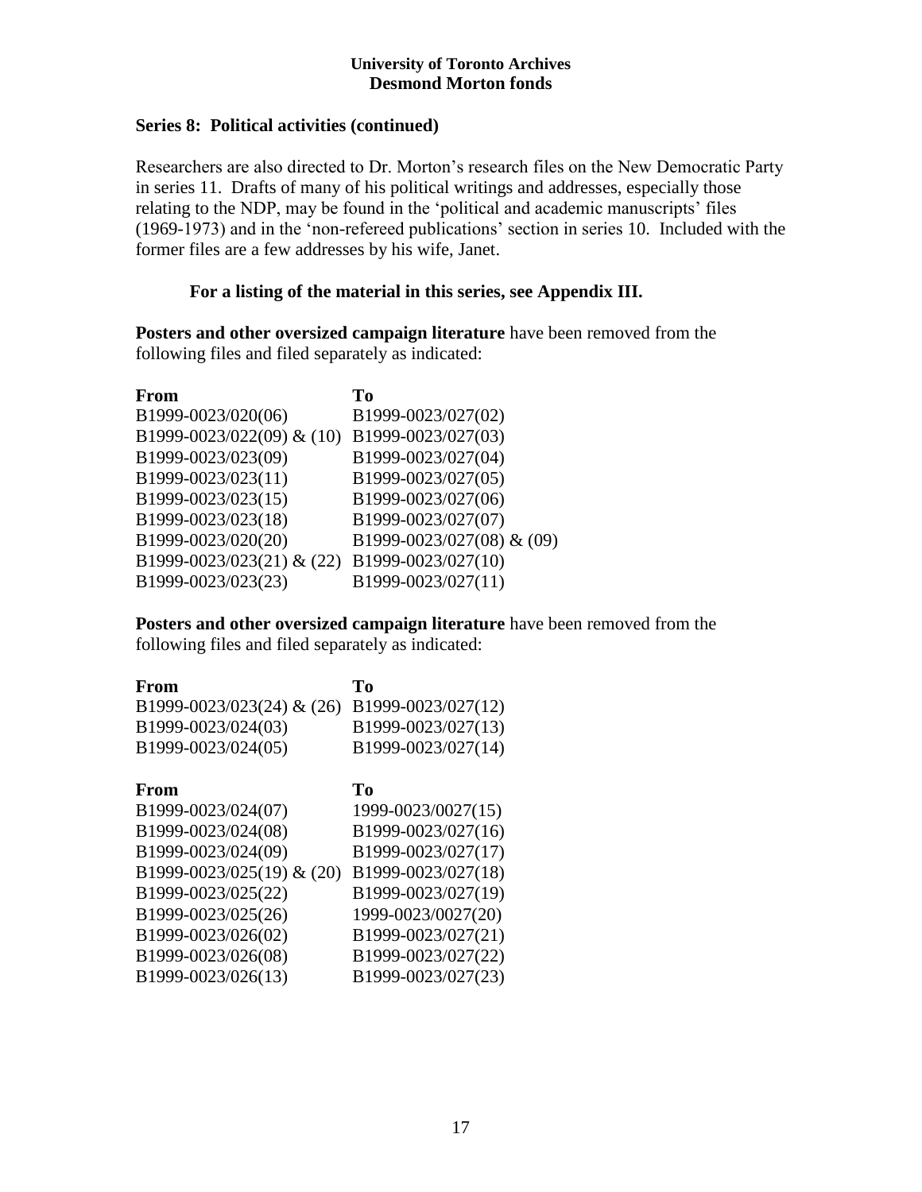## Series 8: Political activities (continued)

Researchers are also directed to Dr. Morton's research files on the New Democratic Party in series 11. Drafts of many of his political writings and addresses, especially those relating to the NDP, may be found in the 'political and academic manuscripts' files (1969-1973) and in the 'non-refereed publications' section in series 10. Included with the former files are a few addresses by his wife, Janet.

**For a listing of the material in this series, see Appendix III.**

**Posters and other oversized campaign literature** have been removed from the following files and filed separately as indicated:

| From | To |
|---|---|
| B1999-0023/020(06) | B1999-0023/027(02) |
| B1999-0023/022(09) & (10) | B1999-0023/027(03) |
| B1999-0023/023(09) | B1999-0023/027(04) |
| B1999-0023/023(11) | B1999-0023/027(05) |
| B1999-0023/023(15) | B1999-0023/027(06) |
| B1999-0023/023(18) | B1999-0023/027(07) |
| B1999-0023/020(20) | B1999-0023/027(08) & (09) |
| B1999-0023/023(21) & (22) | B1999-0023/027(10) |
| B1999-0023/023(23) | B1999-0023/027(11) |

**Posters and other oversized campaign literature** have been removed from the following files and filed separately as indicated:

| From | To |
|---|---|
| B1999-0023/023(24) & (26) | B1999-0023/027(12) |
| B1999-0023/024(03) | B1999-0023/027(13) |
| B1999-0023/024(05) | B1999-0023/027(14) |

| From | To |
|---|---|
| B1999-0023/024(07) | 1999-0023/0027(15) |
| B1999-0023/024(08) | B1999-0023/027(16) |
| B1999-0023/024(09) | B1999-0023/027(17) |
| B1999-0023/025(19) & (20) | B1999-0023/027(18) |
| B1999-0023/025(22) | B1999-0023/027(19) |
| B1999-0023/025(26) | 1999-0023/0027(20) |
| B1999-0023/026(02) | B1999-0023/027(21) |
| B1999-0023/026(08) | B1999-0023/027(22) |
| B1999-0023/026(13) | B1999-0023/027(23) |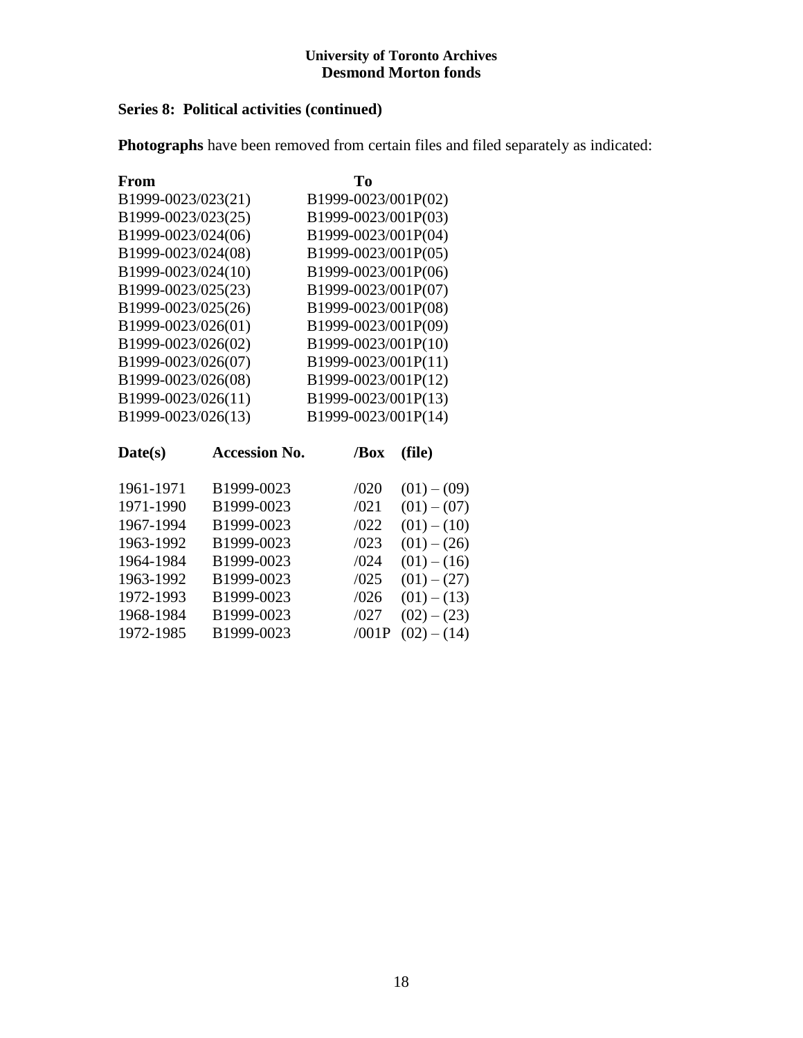**Series 8: Political activities (continued)**

**Photographs** have been removed from certain files and filed separately as indicated:

| From | To |
|---|---|
| B1999-0023/023(21) | B1999-0023/001P(02) |
| B1999-0023/023(25) | B1999-0023/001P(03) |
| B1999-0023/024(06) | B1999-0023/001P(04) |
| B1999-0023/024(08) | B1999-0023/001P(05) |
| B1999-0023/024(10) | B1999-0023/001P(06) |
| B1999-0023/025(23) | B1999-0023/001P(07) |
| B1999-0023/025(26) | B1999-0023/001P(08) |
| B1999-0023/026(01) | B1999-0023/001P(09) |
| B1999-0023/026(02) | B1999-0023/001P(10) |
| B1999-0023/026(07) | B1999-0023/001P(11) |
| B1999-0023/026(08) | B1999-0023/001P(12) |
| B1999-0023/026(11) | B1999-0023/001P(13) |
| B1999-0023/026(13) | B1999-0023/001P(14) |

| Date(s) | Accession No. | /Box | (file) |
|---|---|---|---|
| 1961-1971 | B1999-0023 | /020 | (01) – (09) |
| 1971-1990 | B1999-0023 | /021 | (01) – (07) |
| 1967-1994 | B1999-0023 | /022 | (01) – (10) |
| 1963-1992 | B1999-0023 | /023 | (01) – (26) |
| 1964-1984 | B1999-0023 | /024 | (01) – (16) |
| 1963-1992 | B1999-0023 | /025 | (01) – (27) |
| 1972-1993 | B1999-0023 | /026 | (01) – (13) |
| 1968-1984 | B1999-0023 | /027 | (02) – (23) |
| 1972-1985 | B1999-0023 | /001P | (02) – (14) |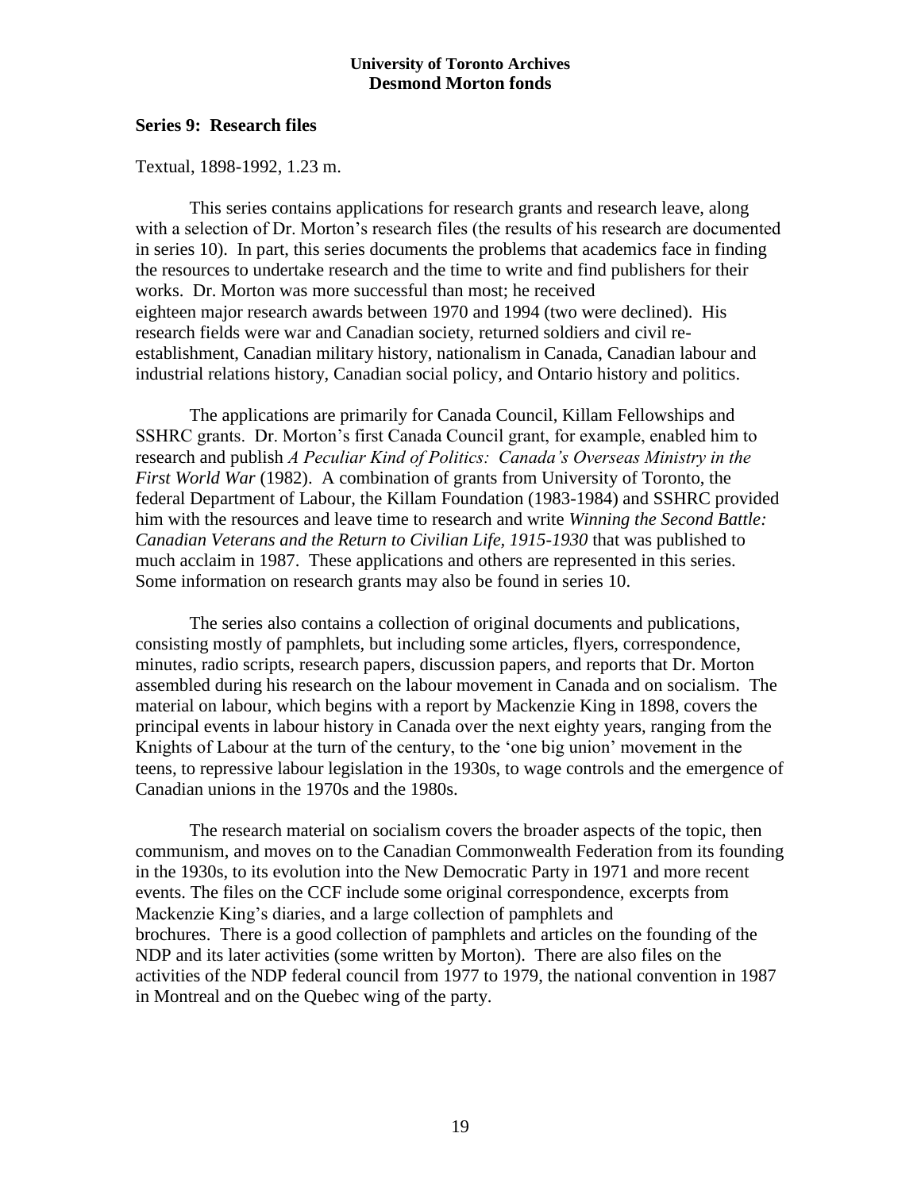### Series 9: Research files

Textual, 1898-1992, 1.23 m.

This series contains applications for research grants and research leave, along with a selection of Dr. Morton's research files (the results of his research are documented in series 10). In part, this series documents the problems that academics face in finding the resources to undertake research and the time to write and find publishers for their works. Dr. Morton was more successful than most; he received eighteen major research awards between 1970 and 1994 (two were declined). His research fields were war and Canadian society, returned soldiers and civil re-establishment, Canadian military history, nationalism in Canada, Canadian labour and industrial relations history, Canadian social policy, and Ontario history and politics.

The applications are primarily for Canada Council, Killam Fellowships and SSHRC grants. Dr. Morton's first Canada Council grant, for example, enabled him to research and publish *A Peculiar Kind of Politics: Canada's Overseas Ministry in the First World War* (1982). A combination of grants from University of Toronto, the federal Department of Labour, the Killam Foundation (1983-1984) and SSHRC provided him with the resources and leave time to research and write *Winning the Second Battle: Canadian Veterans and the Return to Civilian Life, 1915-1930* that was published to much acclaim in 1987. These applications and others are represented in this series. Some information on research grants may also be found in series 10.

The series also contains a collection of original documents and publications, consisting mostly of pamphlets, but including some articles, flyers, correspondence, minutes, radio scripts, research papers, discussion papers, and reports that Dr. Morton assembled during his research on the labour movement in Canada and on socialism. The material on labour, which begins with a report by Mackenzie King in 1898, covers the principal events in labour history in Canada over the next eighty years, ranging from the Knights of Labour at the turn of the century, to the 'one big union' movement in the teens, to repressive labour legislation in the 1930s, to wage controls and the emergence of Canadian unions in the 1970s and the 1980s.

The research material on socialism covers the broader aspects of the topic, then communism, and moves on to the Canadian Commonwealth Federation from its founding in the 1930s, to its evolution into the New Democratic Party in 1971 and more recent events. The files on the CCF include some original correspondence, excerpts from Mackenzie King's diaries, and a large collection of pamphlets and brochures. There is a good collection of pamphlets and articles on the founding of the NDP and its later activities (some written by Morton). There are also files on the activities of the NDP federal council from 1977 to 1979, the national convention in 1987 in Montreal and on the Quebec wing of the party.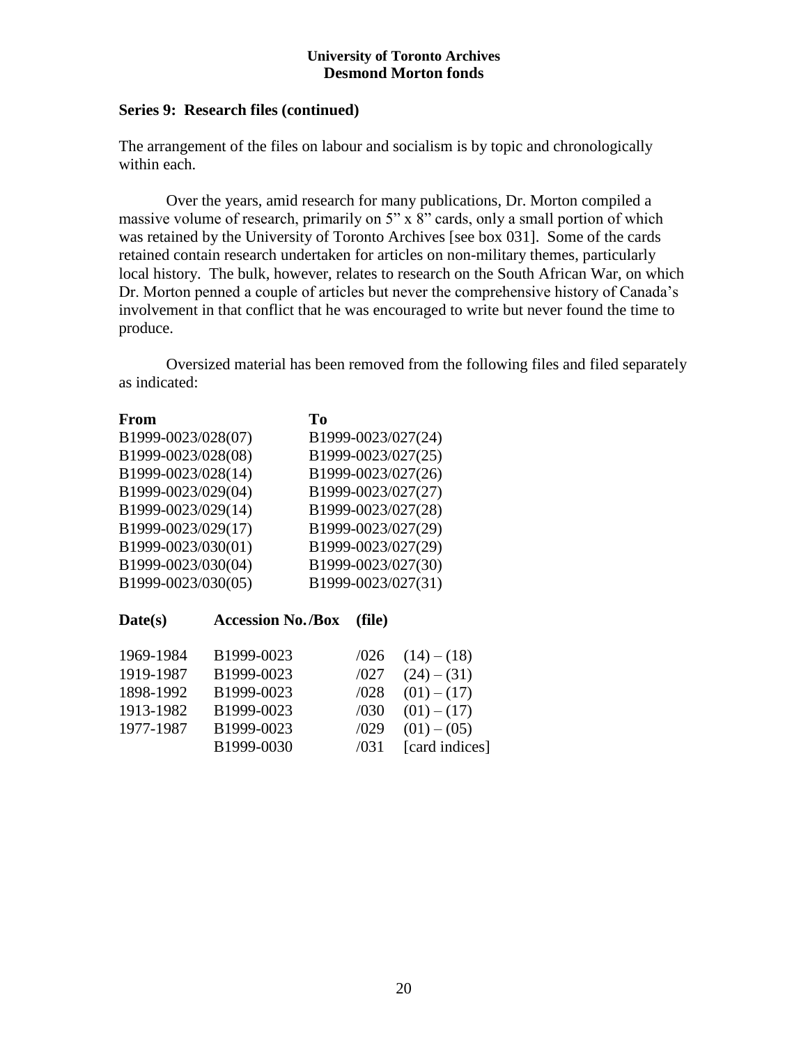### Series 9: Research files (continued)

The arrangement of the files on labour and socialism is by topic and chronologically within each.

Over the years, amid research for many publications, Dr. Morton compiled a massive volume of research, primarily on 5" x 8" cards, only a small portion of which was retained by the University of Toronto Archives [see box 031]. Some of the cards retained contain research undertaken for articles on non-military themes, particularly local history. The bulk, however, relates to research on the South African War, on which Dr. Morton penned a couple of articles but never the comprehensive history of Canada's involvement in that conflict that he was encouraged to write but never found the time to produce.

Oversized material has been removed from the following files and filed separately as indicated:

| From | To |
|---|---|
| B1999-0023/028(07) | B1999-0023/027(24) |
| B1999-0023/028(08) | B1999-0023/027(25) |
| B1999-0023/028(14) | B1999-0023/027(26) |
| B1999-0023/029(04) | B1999-0023/027(27) |
| B1999-0023/029(14) | B1999-0023/027(28) |
| B1999-0023/029(17) | B1999-0023/027(29) |
| B1999-0023/030(01) | B1999-0023/027(29) |
| B1999-0023/030(04) | B1999-0023/027(30) |
| B1999-0023/030(05) | B1999-0023/027(31) |

| Date(s) | Accession No./Box | | (file) |
|---|---|---|---|
| 1969-1984 | B1999-0023 | /026 | (14) – (18) |
| 1919-1987 | B1999-0023 | /027 | (24) – (31) |
| 1898-1992 | B1999-0023 | /028 | (01) – (17) |
| 1913-1982 | B1999-0023 | /030 | (01) – (17) |
| 1977-1987 | B1999-0023 | /029 | (01) – (05) |
| | B1999-0030 | /031 | [card indices] |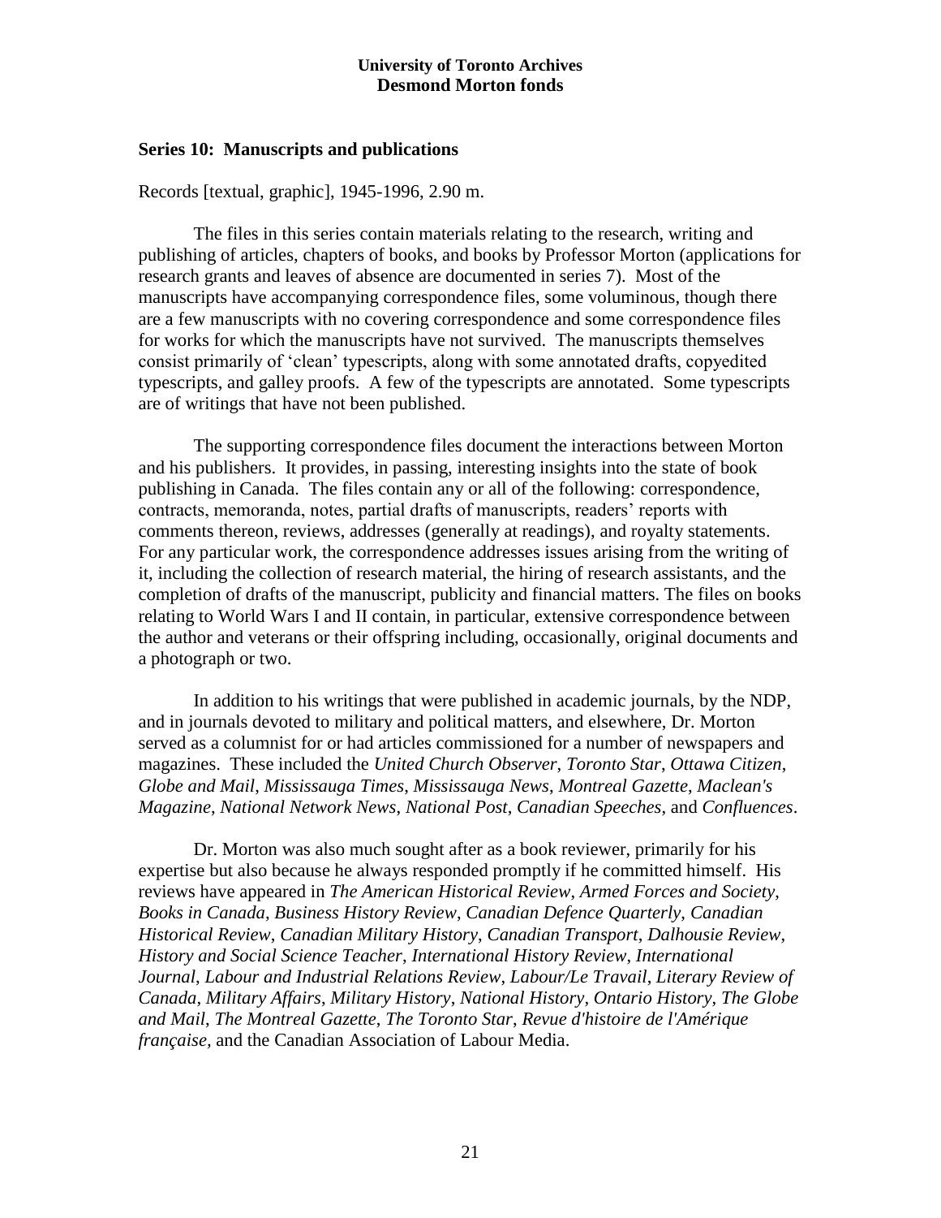### Series 10: Manuscripts and publications

Records [textual, graphic], 1945-1996, 2.90 m.

The files in this series contain materials relating to the research, writing and publishing of articles, chapters of books, and books by Professor Morton (applications for research grants and leaves of absence are documented in series 7). Most of the manuscripts have accompanying correspondence files, some voluminous, though there are a few manuscripts with no covering correspondence and some correspondence files for works for which the manuscripts have not survived. The manuscripts themselves consist primarily of 'clean' typescripts, along with some annotated drafts, copyedited typescripts, and galley proofs. A few of the typescripts are annotated. Some typescripts are of writings that have not been published.

The supporting correspondence files document the interactions between Morton and his publishers. It provides, in passing, interesting insights into the state of book publishing in Canada. The files contain any or all of the following: correspondence, contracts, memoranda, notes, partial drafts of manuscripts, readers' reports with comments thereon, reviews, addresses (generally at readings), and royalty statements. For any particular work, the correspondence addresses issues arising from the writing of it, including the collection of research material, the hiring of research assistants, and the completion of drafts of the manuscript, publicity and financial matters. The files on books relating to World Wars I and II contain, in particular, extensive correspondence between the author and veterans or their offspring including, occasionally, original documents and a photograph or two.

In addition to his writings that were published in academic journals, by the NDP, and in journals devoted to military and political matters, and elsewhere, Dr. Morton served as a columnist for or had articles commissioned for a number of newspapers and magazines. These included the *United Church Observer*, *Toronto Star*, *Ottawa Citizen*, *Globe and Mail*, *Mississauga Times*, *Mississauga News*, *Montreal Gazette*, *Maclean's Magazine*, *National Network News*, *National Post*, *Canadian Speeches*, and *Confluences*.

Dr. Morton was also much sought after as a book reviewer, primarily for his expertise but also because he always responded promptly if he committed himself. His reviews have appeared in *The American Historical Review*, *Armed Forces and Society*, *Books in Canada*, *Business History Review*, *Canadian Defence Quarterly*, *Canadian Historical Review*, *Canadian Military History*, *Canadian Transport*, *Dalhousie Review*, *History and Social Science Teacher*, *International History Review*, *International Journal*, *Labour and Industrial Relations Review*, *Labour/Le Travail*, *Literary Review of Canada*, *Military Affairs*, *Military History*, *National History*, *Ontario History*, *The Globe and Mail*, *The Montreal Gazette*, *The Toronto Star*, *Revue d'histoire de l'Amérique française*, and the Canadian Association of Labour Media.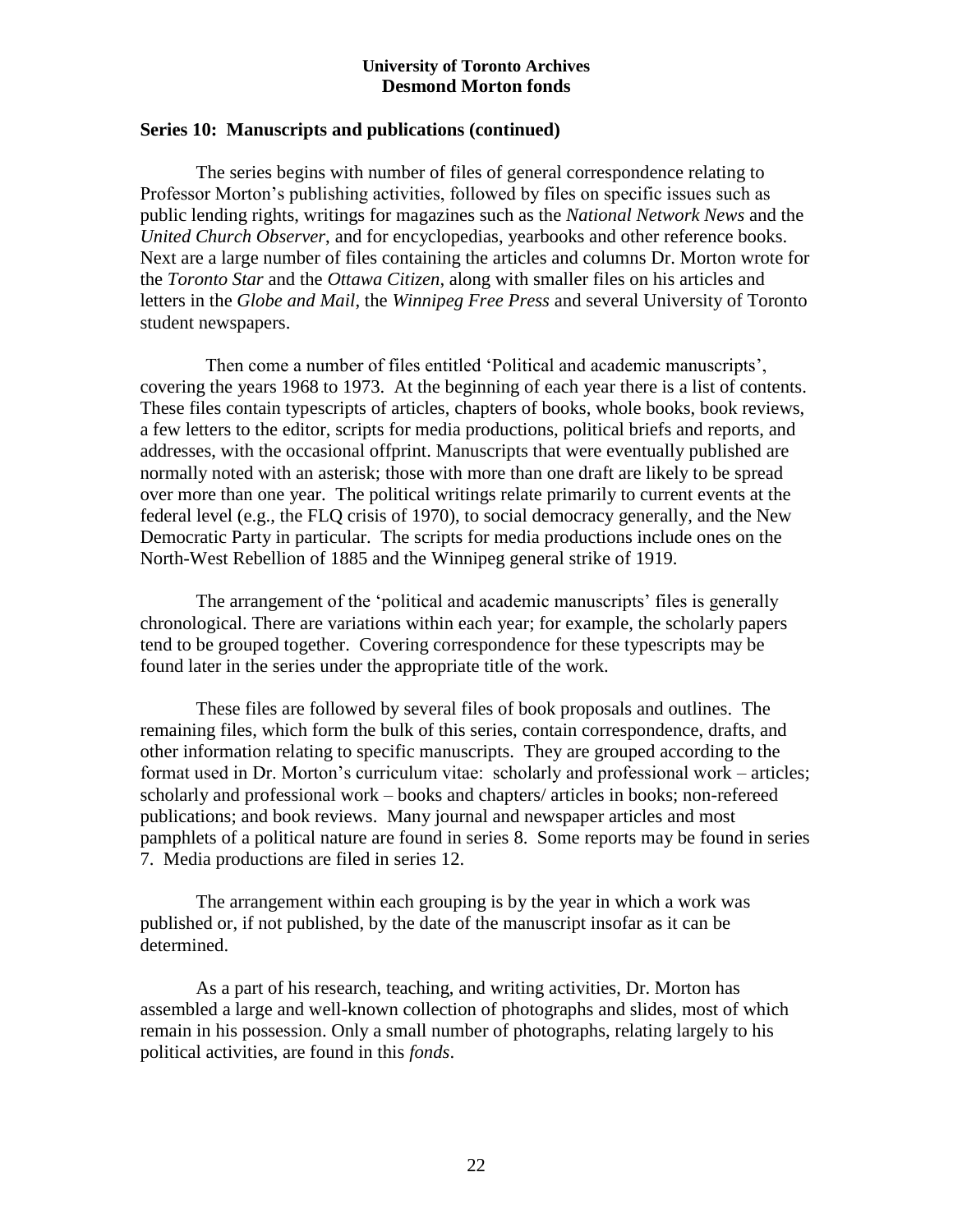## Series 10: Manuscripts and publications (continued)

The series begins with number of files of general correspondence relating to Professor Morton's publishing activities, followed by files on specific issues such as public lending rights, writings for magazines such as the *National Network News* and the *United Church Observer*, and for encyclopedias, yearbooks and other reference books. Next are a large number of files containing the articles and columns Dr. Morton wrote for the *Toronto Star* and the *Ottawa Citizen*, along with smaller files on his articles and letters in the *Globe and Mail*, the *Winnipeg Free Press* and several University of Toronto student newspapers.

Then come a number of files entitled 'Political and academic manuscripts', covering the years 1968 to 1973. At the beginning of each year there is a list of contents. These files contain typescripts of articles, chapters of books, whole books, book reviews, a few letters to the editor, scripts for media productions, political briefs and reports, and addresses, with the occasional offprint. Manuscripts that were eventually published are normally noted with an asterisk; those with more than one draft are likely to be spread over more than one year. The political writings relate primarily to current events at the federal level (e.g., the FLQ crisis of 1970), to social democracy generally, and the New Democratic Party in particular. The scripts for media productions include ones on the North-West Rebellion of 1885 and the Winnipeg general strike of 1919.

The arrangement of the 'political and academic manuscripts' files is generally chronological. There are variations within each year; for example, the scholarly papers tend to be grouped together. Covering correspondence for these typescripts may be found later in the series under the appropriate title of the work.

These files are followed by several files of book proposals and outlines. The remaining files, which form the bulk of this series, contain correspondence, drafts, and other information relating to specific manuscripts. They are grouped according to the format used in Dr. Morton's curriculum vitae: scholarly and professional work – articles; scholarly and professional work – books and chapters/ articles in books; non-refereed publications; and book reviews. Many journal and newspaper articles and most pamphlets of a political nature are found in series 8. Some reports may be found in series 7. Media productions are filed in series 12.

The arrangement within each grouping is by the year in which a work was published or, if not published, by the date of the manuscript insofar as it can be determined.

As a part of his research, teaching, and writing activities, Dr. Morton has assembled a large and well-known collection of photographs and slides, most of which remain in his possession. Only a small number of photographs, relating largely to his political activities, are found in this *fonds*.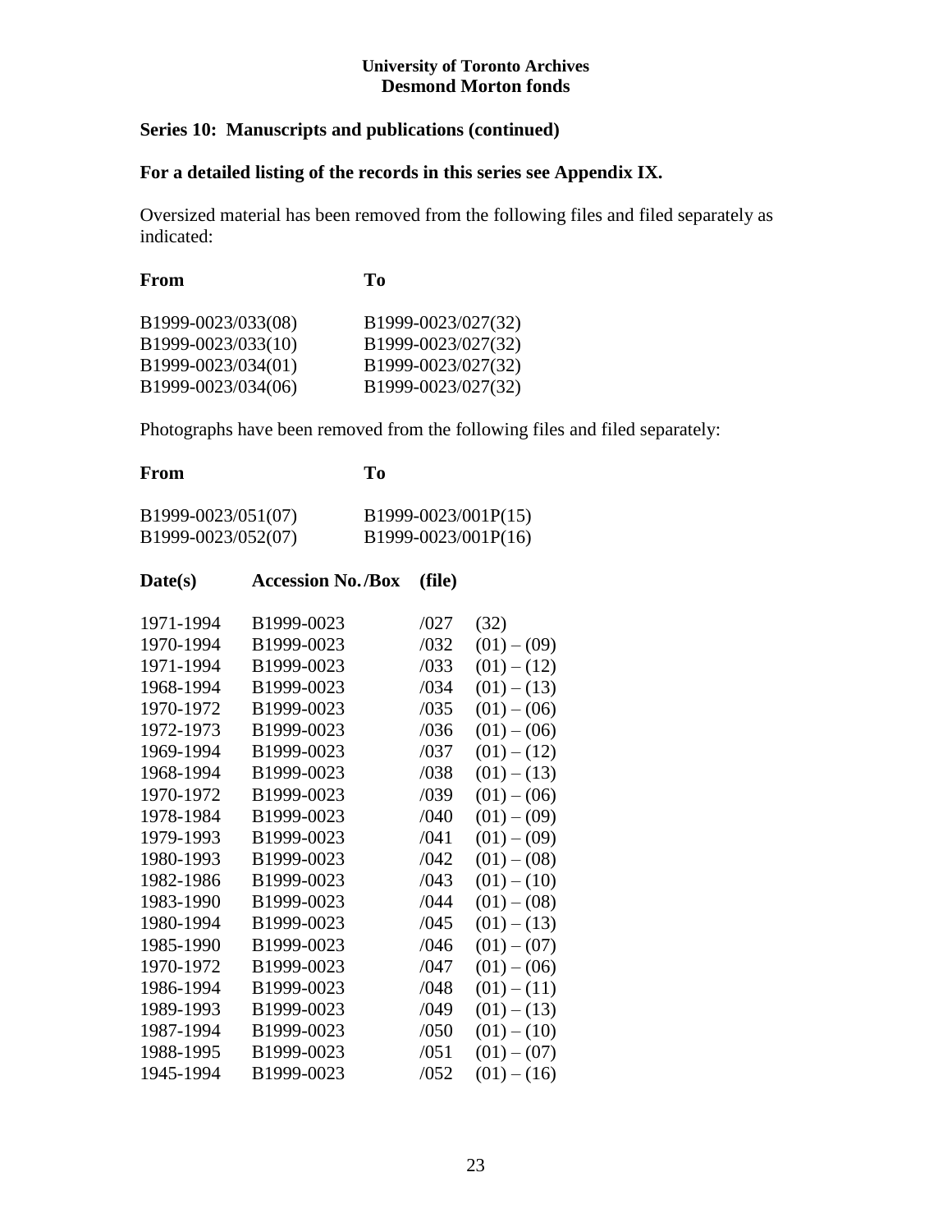University of Toronto Archives
Desmond Morton fonds

## Series 10: Manuscripts and publications (continued)

**For a detailed listing of the records in this series see Appendix IX.**

Oversized material has been removed from the following files and filed separately as indicated:

| From | To |
|---|---|
| B1999-0023/033(08) | B1999-0023/027(32) |
| B1999-0023/033(10) | B1999-0023/027(32) |
| B1999-0023/034(01) | B1999-0023/027(32) |
| B1999-0023/034(06) | B1999-0023/027(32) |

Photographs have been removed from the following files and filed separately:

| From | To |
|---|---|
| B1999-0023/051(07) | B1999-0023/001P(15) |
| B1999-0023/052(07) | B1999-0023/001P(16) |

| Date(s) | Accession No. | /Box | (file) |
|---|---|---|---|
| 1971-1994 | B1999-0023 | /027 | (32) |
| 1970-1994 | B1999-0023 | /032 | (01) – (09) |
| 1971-1994 | B1999-0023 | /033 | (01) – (12) |
| 1968-1994 | B1999-0023 | /034 | (01) – (13) |
| 1970-1972 | B1999-0023 | /035 | (01) – (06) |
| 1972-1973 | B1999-0023 | /036 | (01) – (06) |
| 1969-1994 | B1999-0023 | /037 | (01) – (12) |
| 1968-1994 | B1999-0023 | /038 | (01) – (13) |
| 1970-1972 | B1999-0023 | /039 | (01) – (06) |
| 1978-1984 | B1999-0023 | /040 | (01) – (09) |
| 1979-1993 | B1999-0023 | /041 | (01) – (09) |
| 1980-1993 | B1999-0023 | /042 | (01) – (08) |
| 1982-1986 | B1999-0023 | /043 | (01) – (10) |
| 1983-1990 | B1999-0023 | /044 | (01) – (08) |
| 1980-1994 | B1999-0023 | /045 | (01) – (13) |
| 1985-1990 | B1999-0023 | /046 | (01) – (07) |
| 1970-1972 | B1999-0023 | /047 | (01) – (06) |
| 1986-1994 | B1999-0023 | /048 | (01) – (11) |
| 1989-1993 | B1999-0023 | /049 | (01) – (13) |
| 1987-1994 | B1999-0023 | /050 | (01) – (10) |
| 1988-1995 | B1999-0023 | /051 | (01) – (07) |
| 1945-1994 | B1999-0023 | /052 | (01) – (16) |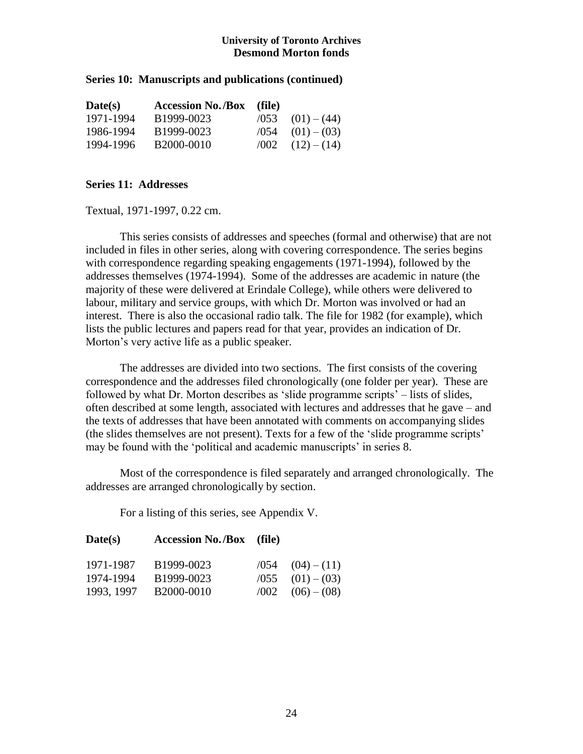### Series 10: Manuscripts and publications (continued)

| Date(s) | Accession No./Box | (file) |
|---|---|---|
| 1971-1994 | B1999-0023 | /053 (01) – (44) |
| 1986-1994 | B1999-0023 | /054 (01) – (03) |
| 1994-1996 | B2000-0010 | /002 (12) – (14) |

### Series 11: Addresses

Textual, 1971-1997, 0.22 cm.

This series consists of addresses and speeches (formal and otherwise) that are not included in files in other series, along with covering correspondence. The series begins with correspondence regarding speaking engagements (1971-1994), followed by the addresses themselves (1974-1994). Some of the addresses are academic in nature (the majority of these were delivered at Erindale College), while others were delivered to labour, military and service groups, with which Dr. Morton was involved or had an interest. There is also the occasional radio talk. The file for 1982 (for example), which lists the public lectures and papers read for that year, provides an indication of Dr. Morton's very active life as a public speaker.

The addresses are divided into two sections. The first consists of the covering correspondence and the addresses filed chronologically (one folder per year). These are followed by what Dr. Morton describes as 'slide programme scripts' – lists of slides, often described at some length, associated with lectures and addresses that he gave – and the texts of addresses that have been annotated with comments on accompanying slides (the slides themselves are not present). Texts for a few of the 'slide programme scripts' may be found with the 'political and academic manuscripts' in series 8.

Most of the correspondence is filed separately and arranged chronologically. The addresses are arranged chronologically by section.

For a listing of this series, see Appendix V.

| Date(s) | Accession No./Box | (file) |
|---|---|---|
| 1971-1987 | B1999-0023 | /054 (04) – (11) |
| 1974-1994 | B1999-0023 | /055 (01) – (03) |
| 1993, 1997 | B2000-0010 | /002 (06) – (08) |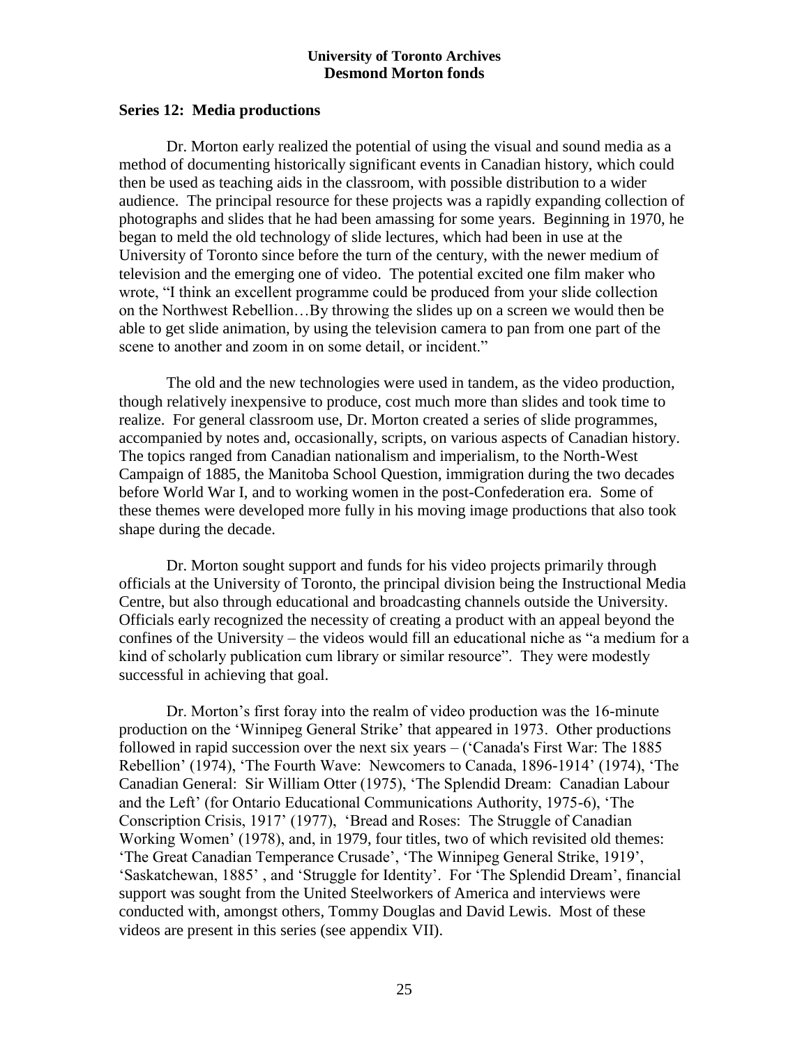## Series 12: Media productions

Dr. Morton early realized the potential of using the visual and sound media as a method of documenting historically significant events in Canadian history, which could then be used as teaching aids in the classroom, with possible distribution to a wider audience. The principal resource for these projects was a rapidly expanding collection of photographs and slides that he had been amassing for some years. Beginning in 1970, he began to meld the old technology of slide lectures, which had been in use at the University of Toronto since before the turn of the century, with the newer medium of television and the emerging one of video. The potential excited one film maker who wrote, "I think an excellent programme could be produced from your slide collection on the Northwest Rebellion…By throwing the slides up on a screen we would then be able to get slide animation, by using the television camera to pan from one part of the scene to another and zoom in on some detail, or incident."

The old and the new technologies were used in tandem, as the video production, though relatively inexpensive to produce, cost much more than slides and took time to realize. For general classroom use, Dr. Morton created a series of slide programmes, accompanied by notes and, occasionally, scripts, on various aspects of Canadian history. The topics ranged from Canadian nationalism and imperialism, to the North-West Campaign of 1885, the Manitoba School Question, immigration during the two decades before World War I, and to working women in the post-Confederation era. Some of these themes were developed more fully in his moving image productions that also took shape during the decade.

Dr. Morton sought support and funds for his video projects primarily through officials at the University of Toronto, the principal division being the Instructional Media Centre, but also through educational and broadcasting channels outside the University. Officials early recognized the necessity of creating a product with an appeal beyond the confines of the University – the videos would fill an educational niche as "a medium for a kind of scholarly publication cum library or similar resource". They were modestly successful in achieving that goal.

Dr. Morton's first foray into the realm of video production was the 16-minute production on the 'Winnipeg General Strike' that appeared in 1973. Other productions followed in rapid succession over the next six years – ('Canada's First War: The 1885 Rebellion' (1974), 'The Fourth Wave: Newcomers to Canada, 1896-1914' (1974), 'The Canadian General: Sir William Otter (1975), 'The Splendid Dream: Canadian Labour and the Left' (for Ontario Educational Communications Authority, 1975-6), 'The Conscription Crisis, 1917' (1977), 'Bread and Roses: The Struggle of Canadian Working Women' (1978), and, in 1979, four titles, two of which revisited old themes: 'The Great Canadian Temperance Crusade', 'The Winnipeg General Strike, 1919', 'Saskatchewan, 1885' , and 'Struggle for Identity'. For 'The Splendid Dream', financial support was sought from the United Steelworkers of America and interviews were conducted with, amongst others, Tommy Douglas and David Lewis. Most of these videos are present in this series (see appendix VII).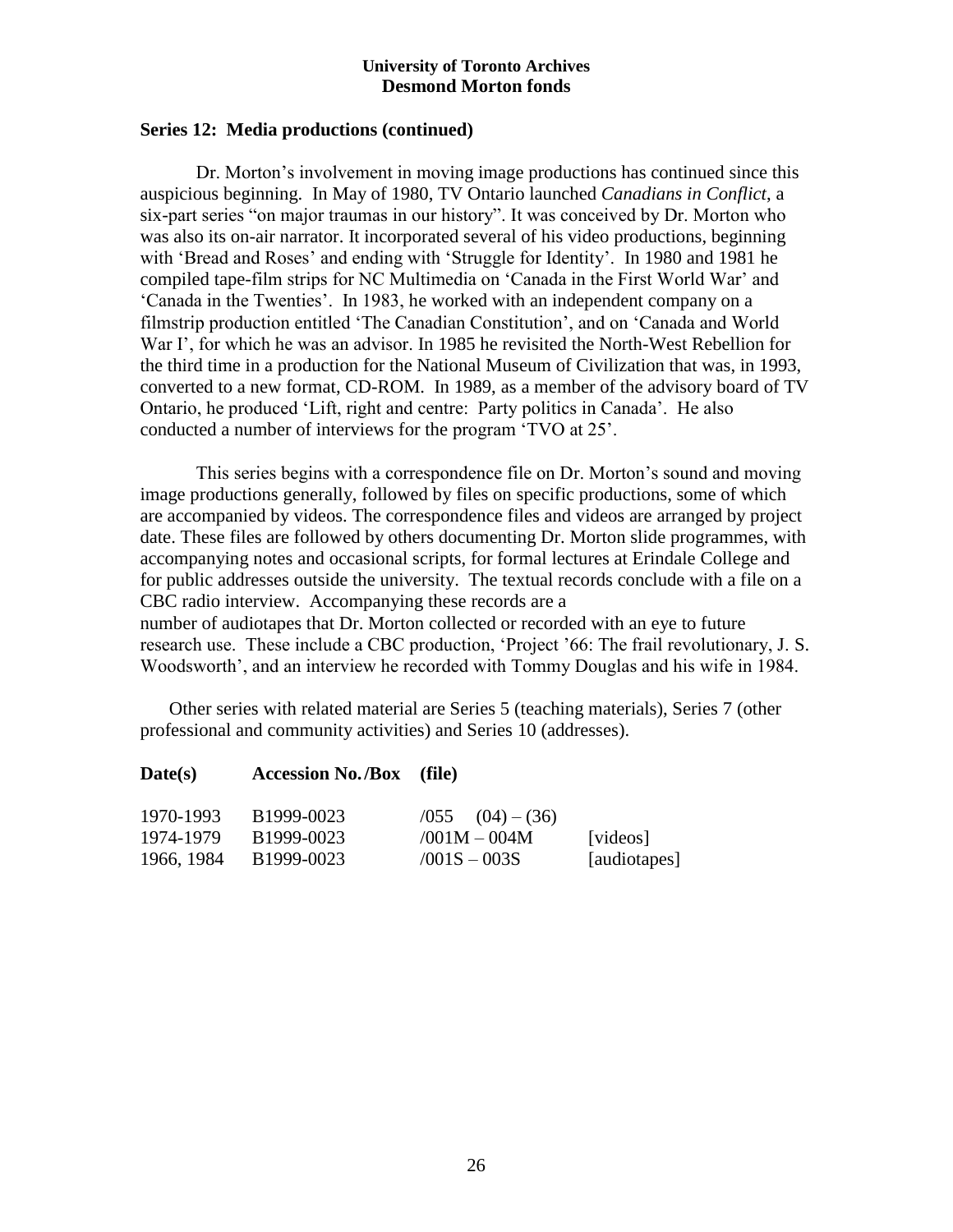## Series 12: Media productions (continued)

Dr. Morton's involvement in moving image productions has continued since this auspicious beginning. In May of 1980, TV Ontario launched *Canadians in Conflict*, a six-part series "on major traumas in our history". It was conceived by Dr. Morton who was also its on-air narrator. It incorporated several of his video productions, beginning with 'Bread and Roses' and ending with 'Struggle for Identity'. In 1980 and 1981 he compiled tape-film strips for NC Multimedia on 'Canada in the First World War' and 'Canada in the Twenties'. In 1983, he worked with an independent company on a filmstrip production entitled 'The Canadian Constitution', and on 'Canada and World War I', for which he was an advisor. In 1985 he revisited the North-West Rebellion for the third time in a production for the National Museum of Civilization that was, in 1993, converted to a new format, CD-ROM. In 1989, as a member of the advisory board of TV Ontario, he produced 'Lift, right and centre: Party politics in Canada'. He also conducted a number of interviews for the program 'TVO at 25'.

This series begins with a correspondence file on Dr. Morton's sound and moving image productions generally, followed by files on specific productions, some of which are accompanied by videos. The correspondence files and videos are arranged by project date. These files are followed by others documenting Dr. Morton slide programmes, with accompanying notes and occasional scripts, for formal lectures at Erindale College and for public addresses outside the university. The textual records conclude with a file on a CBC radio interview. Accompanying these records are a number of audiotapes that Dr. Morton collected or recorded with an eye to future research use. These include a CBC production, 'Project '66: The frail revolutionary, J. S. Woodsworth', and an interview he recorded with Tommy Douglas and his wife in 1984.

Other series with related material are Series 5 (teaching materials), Series 7 (other professional and community activities) and Series 10 (addresses).

| Date(s) | Accession No./Box | (file) | |
|---|---|---|---|
| 1970-1993 | B1999-0023 | /055 (04) – (36) | |
| 1974-1979 | B1999-0023 | /001M – 004M | [videos] |
| 1966, 1984 | B1999-0023 | /001S – 003S | [audiotapes] |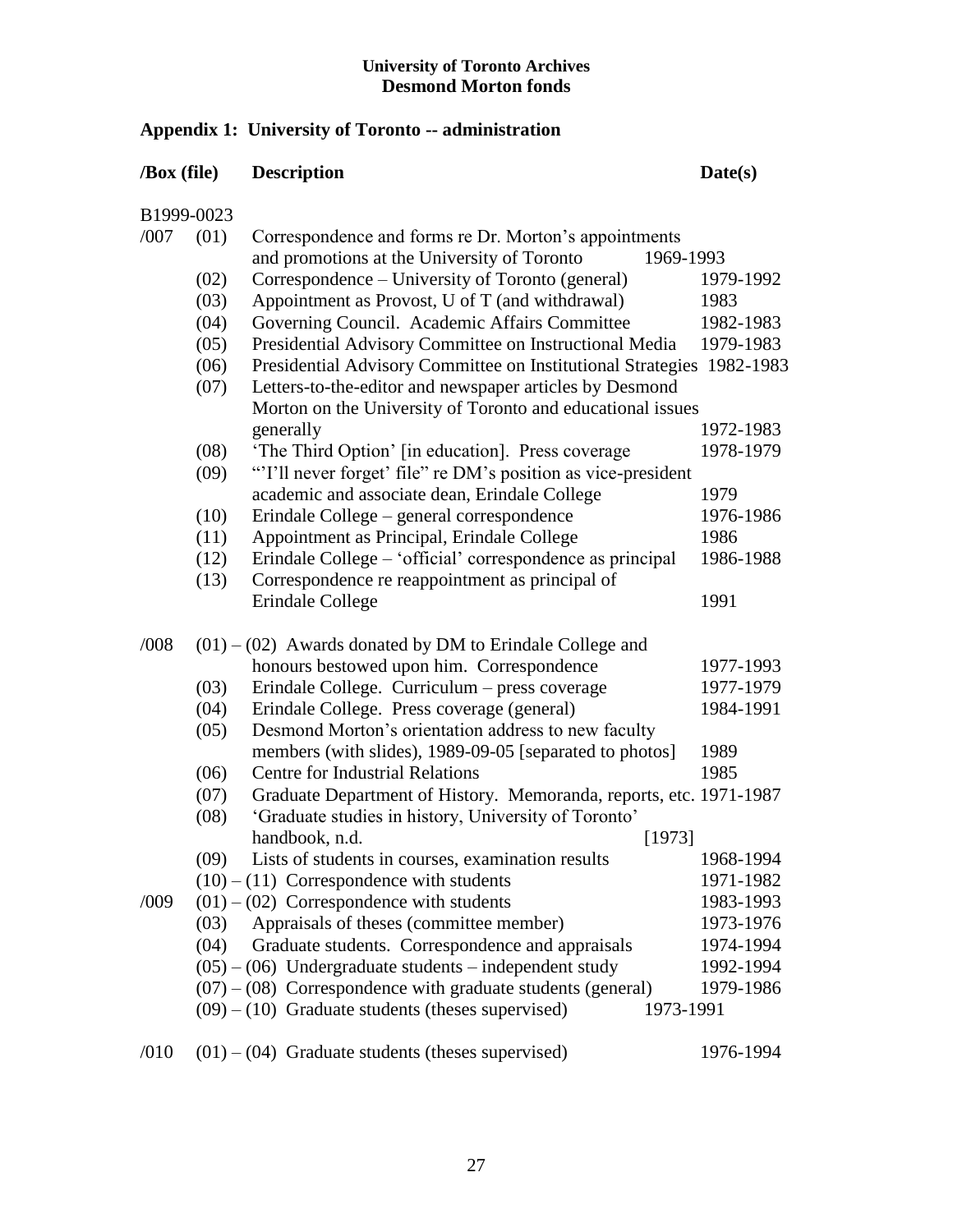**University of Toronto Archives**
**Desmond Morton fonds**

## Appendix 1: University of Toronto -- administration

| /Box (file) | | Description | Date(s) |
|---|---|---|---|
| B1999-0023 | | | |
| /007 | (01) | Correspondence and forms re Dr. Morton's appointments and promotions at the University of Toronto | 1969-1993 |
| | (02) | Correspondence – University of Toronto (general) | 1979-1992 |
| | (03) | Appointment as Provost, U of T (and withdrawal) | 1983 |
| | (04) | Governing Council. Academic Affairs Committee | 1982-1983 |
| | (05) | Presidential Advisory Committee on Instructional Media | 1979-1983 |
| | (06) | Presidential Advisory Committee on Institutional Strategies | 1982-1983 |
| | (07) | Letters-to-the-editor and newspaper articles by Desmond Morton on the University of Toronto and educational issues generally | 1972-1983 |
| | (08) | 'The Third Option' [in education]. Press coverage | 1978-1979 |
| | (09) | "'I'll never forget' file" re DM's position as vice-president academic and associate dean, Erindale College | 1979 |
| | (10) | Erindale College – general correspondence | 1976-1986 |
| | (11) | Appointment as Principal, Erindale College | 1986 |
| | (12) | Erindale College – 'official' correspondence as principal | 1986-1988 |
| | (13) | Correspondence re reappointment as principal of Erindale College | 1991 |
| /008 | (01) – (02) | Awards donated by DM to Erindale College and honours bestowed upon him. Correspondence | 1977-1993 |
| | (03) | Erindale College. Curriculum – press coverage | 1977-1979 |
| | (04) | Erindale College. Press coverage (general) | 1984-1991 |
| | (05) | Desmond Morton's orientation address to new faculty members (with slides), 1989-09-05 [separated to photos] | 1989 |
| | (06) | Centre for Industrial Relations | 1985 |
| | (07) | Graduate Department of History. Memoranda, reports, etc. | 1971-1987 |
| | (08) | 'Graduate studies in history, University of Toronto' handbook, n.d. | [1973] |
| | (09) | Lists of students in courses, examination results | 1968-1994 |
| | (10) – (11) | Correspondence with students | 1971-1982 |
| /009 | (01) – (02) | Correspondence with students | 1983-1993 |
| | (03) | Appraisals of theses (committee member) | 1973-1976 |
| | (04) | Graduate students. Correspondence and appraisals | 1974-1994 |
| | (05) – (06) | Undergraduate students – independent study | 1992-1994 |
| | (07) – (08) | Correspondence with graduate students (general) | 1979-1986 |
| | (09) – (10) | Graduate students (theses supervised) | 1973-1991 |
| /010 | (01) – (04) | Graduate students (theses supervised) | 1976-1994 |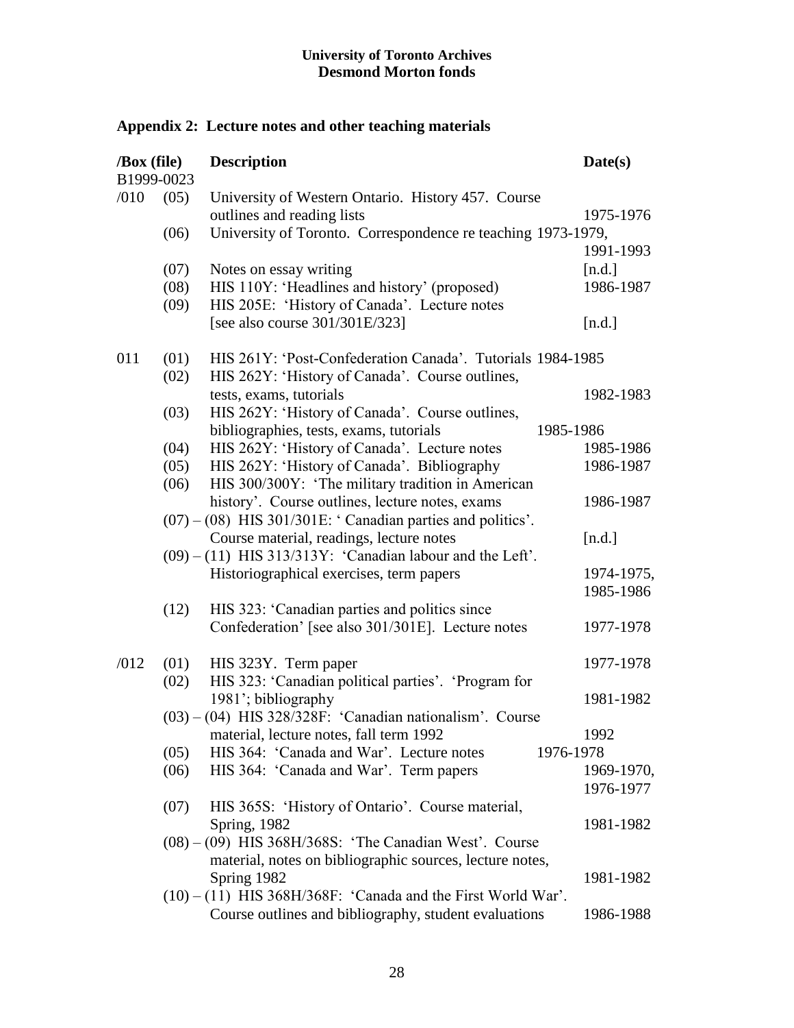**University of Toronto Archives**
**Desmond Morton fonds**

## Appendix 2: Lecture notes and other teaching materials

| /Box (file) B1999-0023 | | Description | Date(s) |
|---|---|---|---|
| /010 | (05) | University of Western Ontario. History 457. Course outlines and reading lists | 1975-1976 |
| | (06) | University of Toronto. Correspondence re teaching | 1973-1979, 1991-1993 |
| | (07) | Notes on essay writing | [n.d.] |
| | (08) | HIS 110Y: 'Headlines and history' (proposed) | 1986-1987 |
| | (09) | HIS 205E: 'History of Canada'. Lecture notes [see also course 301/301E/323] | [n.d.] |
| 011 | (01) | HIS 261Y: 'Post-Confederation Canada'. Tutorials | 1984-1985 |
| | (02) | HIS 262Y: 'History of Canada'. Course outlines, tests, exams, tutorials | 1982-1983 |
| | (03) | HIS 262Y: 'History of Canada'. Course outlines, bibliographies, tests, exams, tutorials | 1985-1986 |
| | (04) | HIS 262Y: 'History of Canada'. Lecture notes | 1985-1986 |
| | (05) | HIS 262Y: 'History of Canada'. Bibliography | 1986-1987 |
| | (06) | HIS 300/300Y: 'The military tradition in American history'. Course outlines, lecture notes, exams | 1986-1987 |
| | (07) – (08) | HIS 301/301E: ' Canadian parties and politics'. Course material, readings, lecture notes | [n.d.] |
| | (09) – (11) | HIS 313/313Y: 'Canadian labour and the Left'. Historiographical exercises, term papers | 1974-1975, 1985-1986 |
| | (12) | HIS 323: 'Canadian parties and politics since Confederation' [see also 301/301E]. Lecture notes | 1977-1978 |
| /012 | (01) | HIS 323Y. Term paper | 1977-1978 |
| | (02) | HIS 323: 'Canadian political parties'. 'Program for 1981'; bibliography | 1981-1982 |
| | (03) – (04) | HIS 328/328F: 'Canadian nationalism'. Course material, lecture notes, fall term 1992 | 1992 |
| | (05) | HIS 364: 'Canada and War'. Lecture notes | 1976-1978 |
| | (06) | HIS 364: 'Canada and War'. Term papers | 1969-1970, 1976-1977 |
| | (07) | HIS 365S: 'History of Ontario'. Course material, Spring, 1982 | 1981-1982 |
| | (08) – (09) | HIS 368H/368S: 'The Canadian West'. Course material, notes on bibliographic sources, lecture notes, Spring 1982 | 1981-1982 |
| | (10) – (11) | HIS 368H/368F: 'Canada and the First World War'. Course outlines and bibliography, student evaluations | 1986-1988 |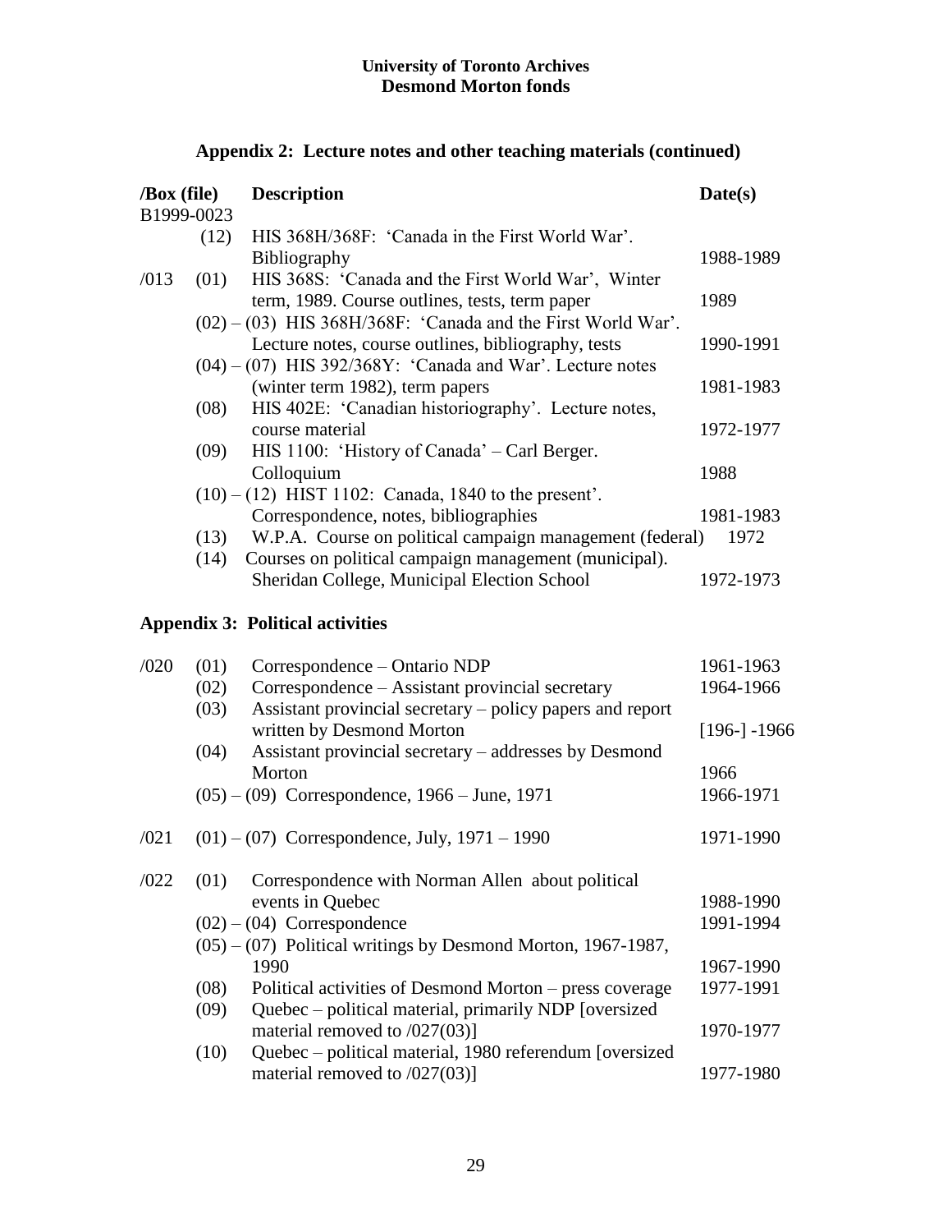## Appendix 2: Lecture notes and other teaching materials (continued)

| /Box (file) | | Description | Date(s) |
|---|---|---|---|
| B1999-0023 | | | |
| | (12) | HIS 368H/368F: 'Canada in the First World War'. Bibliography | 1988-1989 |
| /013 | (01) | HIS 368S: 'Canada and the First World War', Winter term, 1989. Course outlines, tests, term paper | 1989 |
| | (02) – (03) | HIS 368H/368F: 'Canada and the First World War'. Lecture notes, course outlines, bibliography, tests | 1990-1991 |
| | (04) – (07) | HIS 392/368Y: 'Canada and War'. Lecture notes (winter term 1982), term papers | 1981-1983 |
| | (08) | HIS 402E: 'Canadian historiography'. Lecture notes, course material | 1972-1977 |
| | (09) | HIS 1100: 'History of Canada' – Carl Berger. Colloquium | 1988 |
| | (10) – (12) | HIST 1102: Canada, 1840 to the present'. Correspondence, notes, bibliographies | 1981-1983 |
| | (13) | W.P.A. Course on political campaign management (federal) | 1972 |
| | (14) | Courses on political campaign management (municipal). Sheridan College, Municipal Election School | 1972-1973 |

## Appendix 3: Political activities

| /Box (file) | | Description | Date(s) |
|---|---|---|---|
| /020 | (01) | Correspondence – Ontario NDP | 1961-1963 |
| | (02) | Correspondence – Assistant provincial secretary | 1964-1966 |
| | (03) | Assistant provincial secretary – policy papers and report written by Desmond Morton | [196-] -1966 |
| | (04) | Assistant provincial secretary – addresses by Desmond Morton | 1966 |
| | (05) – (09) | Correspondence, 1966 – June, 1971 | 1966-1971 |
| /021 | (01) – (07) | Correspondence, July, 1971 – 1990 | 1971-1990 |
| /022 | (01) | Correspondence with Norman Allen about political events in Quebec | 1988-1990 |
| | (02) – (04) | Correspondence | 1991-1994 |
| | (05) – (07) | Political writings by Desmond Morton, 1967-1987, 1990 | 1967-1990 |
| | (08) | Political activities of Desmond Morton – press coverage | 1977-1991 |
| | (09) | Quebec – political material, primarily NDP [oversized material removed to /027(03)] | 1970-1977 |
| | (10) | Quebec – political material, 1980 referendum [oversized material removed to /027(03)] | 1977-1980 |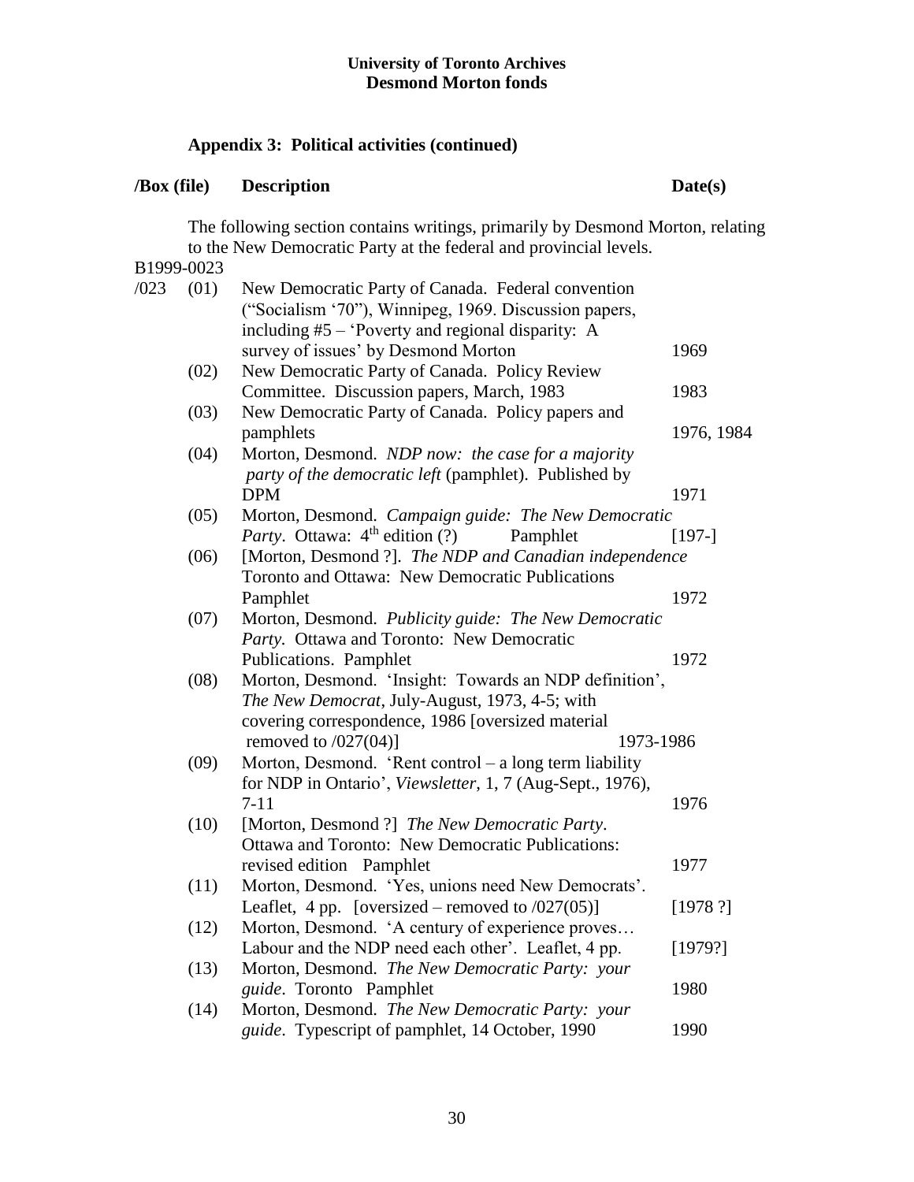**University of Toronto Archives**
**Desmond Morton fonds**

## Appendix 3: Political activities (continued)

The following section contains writings, primarily by Desmond Morton, relating to the New Democratic Party at the federal and provincial levels.

| /Box (file) | | Description | Date(s) |
|---|---|---|---|
| B1999-0023 | | | |
| /023 | (01) | New Democratic Party of Canada. Federal convention ("Socialism '70"), Winnipeg, 1969. Discussion papers, including #5 – 'Poverty and regional disparity: A survey of issues' by Desmond Morton | 1969 |
| | (02) | New Democratic Party of Canada. Policy Review Committee. Discussion papers, March, 1983 | 1983 |
| | (03) | New Democratic Party of Canada. Policy papers and pamphlets | 1976, 1984 |
| | (04) | Morton, Desmond. *NDP now: the case for a majority party of the democratic left* (pamphlet). Published by DPM | 1971 |
| | (05) | Morton, Desmond. *Campaign guide: The New Democratic Party*. Ottawa: 4th edition (?) Pamphlet | [197-] |
| | (06) | [Morton, Desmond ?]. *The NDP and Canadian independence* Toronto and Ottawa: New Democratic Publications Pamphlet | 1972 |
| | (07) | Morton, Desmond. *Publicity guide: The New Democratic Party.* Ottawa and Toronto: New Democratic Publications. Pamphlet | 1972 |
| | (08) | Morton, Desmond. 'Insight: Towards an NDP definition', *The New Democrat*, July-August, 1973, 4-5; with covering correspondence, 1986 [oversized material removed to /027(04)] | 1973-1986 |
| | (09) | Morton, Desmond. 'Rent control – a long term liability for NDP in Ontario', *Viewsletter*, 1, 7 (Aug-Sept., 1976), 7-11 | 1976 |
| | (10) | [Morton, Desmond ?] *The New Democratic Party*. Ottawa and Toronto: New Democratic Publications: revised edition Pamphlet | 1977 |
| | (11) | Morton, Desmond. 'Yes, unions need New Democrats'. Leaflet, 4 pp. [oversized – removed to /027(05)] | [1978 ?] |
| | (12) | Morton, Desmond. 'A century of experience proves… Labour and the NDP need each other'. Leaflet, 4 pp. | [1979?] |
| | (13) | Morton, Desmond. *The New Democratic Party: your guide*. Toronto Pamphlet | 1980 |
| | (14) | Morton, Desmond. *The New Democratic Party: your guide*. Typescript of pamphlet, 14 October, 1990 | 1990 |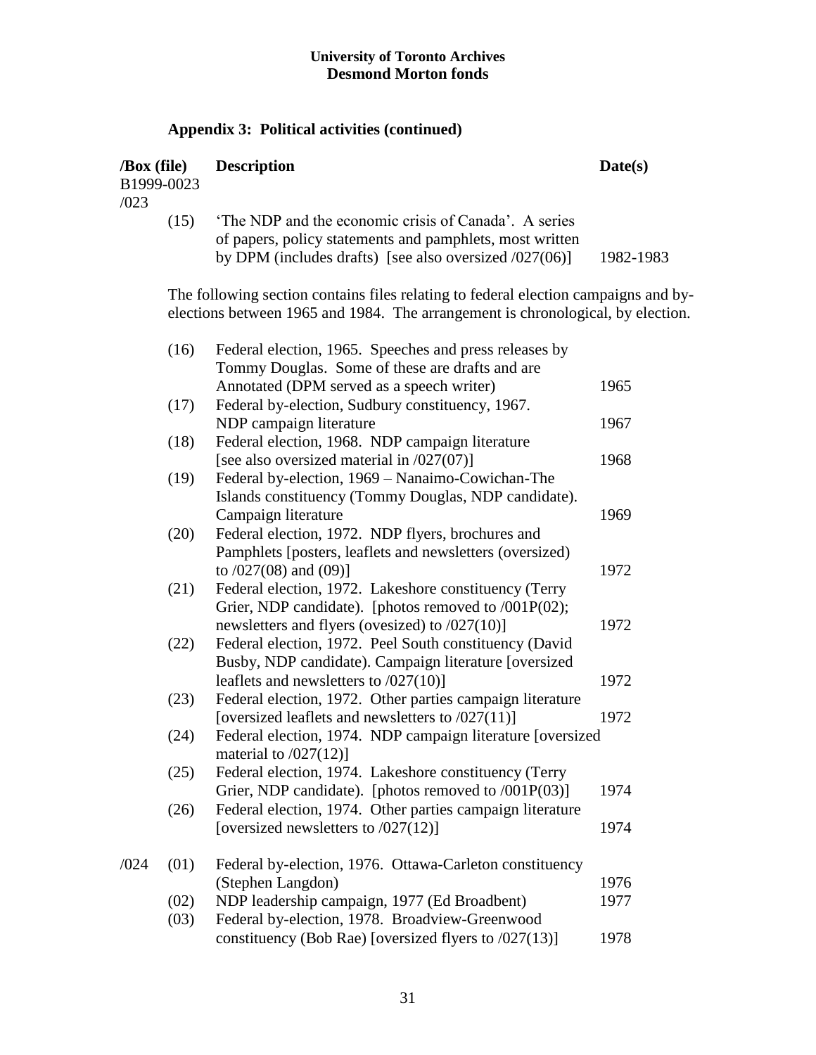**University of Toronto Archives**
**Desmond Morton fonds**

## Appendix 3: Political activities (continued)

| /Box (file) | | Description | Date(s) |
|---|---|---|---|
| B1999-0023 | | | |
| /023 | | | |
| | (15) | 'The NDP and the economic crisis of Canada'. A series of papers, policy statements and pamphlets, most written by DPM (includes drafts) [see also oversized /027(06)] | 1982-1983 |

The following section contains files relating to federal election campaigns and by-elections between 1965 and 1984. The arrangement is chronological, by election.

| /Box (file) | | Description | Date(s) |
|---|---|---|---|
| | (16) | Federal election, 1965. Speeches and press releases by Tommy Douglas. Some of these are drafts and are Annotated (DPM served as a speech writer) | 1965 |
| | (17) | Federal by-election, Sudbury constituency, 1967. NDP campaign literature | 1967 |
| | (18) | Federal election, 1968. NDP campaign literature [see also oversized material in /027(07)] | 1968 |
| | (19) | Federal by-election, 1969 – Nanaimo-Cowichan-The Islands constituency (Tommy Douglas, NDP candidate). Campaign literature | 1969 |
| | (20) | Federal election, 1972. NDP flyers, brochures and Pamphlets [posters, leaflets and newsletters (oversized) to /027(08) and (09)] | 1972 |
| | (21) | Federal election, 1972. Lakeshore constituency (Terry Grier, NDP candidate). [photos removed to /001P(02); newsletters and flyers (ovesized) to /027(10)] | 1972 |
| | (22) | Federal election, 1972. Peel South constituency (David Busby, NDP candidate). Campaign literature [oversized leaflets and newsletters to /027(10)] | 1972 |
| | (23) | Federal election, 1972. Other parties campaign literature [oversized leaflets and newsletters to /027(11)] | 1972 |
| | (24) | Federal election, 1974. NDP campaign literature [oversized material to /027(12)] | |
| | (25) | Federal election, 1974. Lakeshore constituency (Terry Grier, NDP candidate). [photos removed to /001P(03)] | 1974 |
| | (26) | Federal election, 1974. Other parties campaign literature [oversized newsletters to /027(12)] | 1974 |
| /024 | (01) | Federal by-election, 1976. Ottawa-Carleton constituency (Stephen Langdon) | 1976 |
| | (02) | NDP leadership campaign, 1977 (Ed Broadbent) | 1977 |
| | (03) | Federal by-election, 1978. Broadview-Greenwood constituency (Bob Rae) [oversized flyers to /027(13)] | 1978 |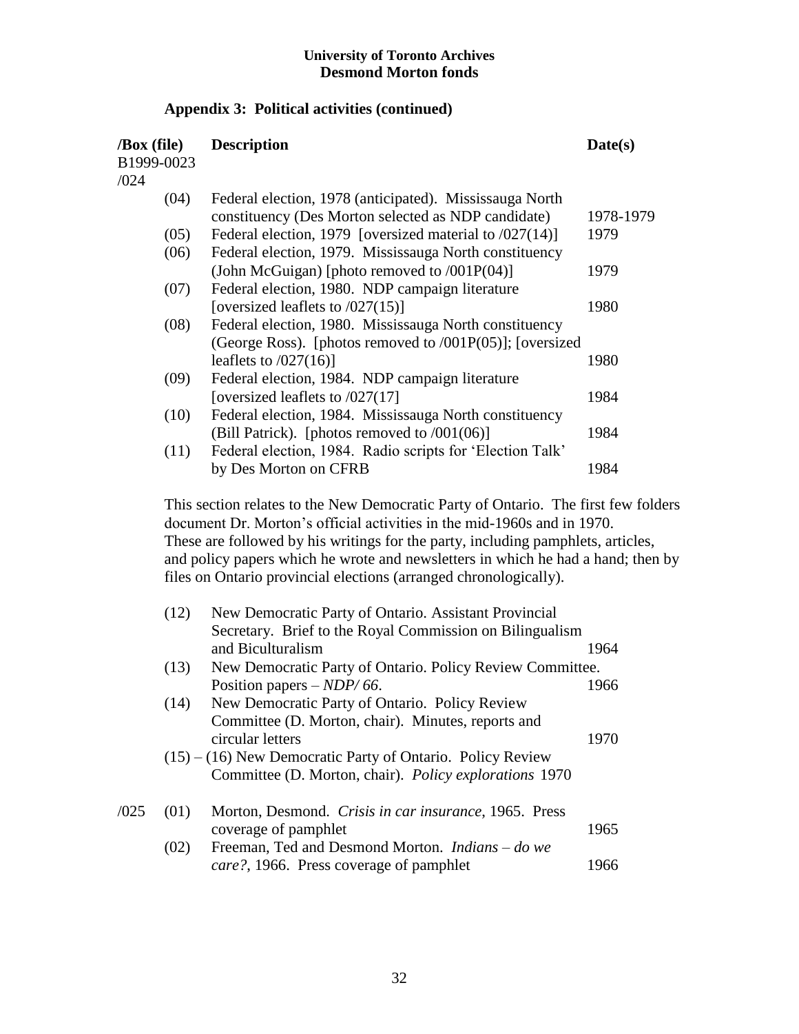**University of Toronto Archives**
**Desmond Morton fonds**

## Appendix 3: Political activities (continued)

| /Box (file) | | Description | Date(s) |
|---|---|---|---|
| B1999-0023 | | | |
| /024 | | | |
| | (04) | Federal election, 1978 (anticipated). Mississauga North constituency (Des Morton selected as NDP candidate) | 1978-1979 |
| | (05) | Federal election, 1979 [oversized material to /027(14)] | 1979 |
| | (06) | Federal election, 1979. Mississauga North constituency (John McGuigan) [photo removed to /001P(04)] | 1979 |
| | (07) | Federal election, 1980. NDP campaign literature [oversized leaflets to /027(15)] | 1980 |
| | (08) | Federal election, 1980. Mississauga North constituency (George Ross). [photos removed to /001P(05)]; [oversized leaflets to /027(16)] | 1980 |
| | (09) | Federal election, 1984. NDP campaign literature [oversized leaflets to /027(17] | 1984 |
| | (10) | Federal election, 1984. Mississauga North constituency (Bill Patrick). [photos removed to /001(06)] | 1984 |
| | (11) | Federal election, 1984. Radio scripts for 'Election Talk' by Des Morton on CFRB | 1984 |

This section relates to the New Democratic Party of Ontario. The first few folders document Dr. Morton's official activities in the mid-1960s and in 1970. These are followed by his writings for the party, including pamphlets, articles, and policy papers which he wrote and newsletters in which he had a hand; then by files on Ontario provincial elections (arranged chronologically).

| /Box (file) | | Description | Date(s) |
|---|---|---|---|
| | (12) | New Democratic Party of Ontario. Assistant Provincial Secretary. Brief to the Royal Commission on Bilingualism and Biculturalism | 1964 |
| | (13) | New Democratic Party of Ontario. Policy Review Committee. Position papers – *NDP/ 66*. | 1966 |
| | (14) | New Democratic Party of Ontario. Policy Review Committee (D. Morton, chair). Minutes, reports and circular letters | 1970 |
| | (15) – (16) | New Democratic Party of Ontario. Policy Review Committee (D. Morton, chair). *Policy explorations* | 1970 |
| /025 | (01) | Morton, Desmond. *Crisis in car insurance*, 1965. Press coverage of pamphlet | 1965 |
| | (02) | Freeman, Ted and Desmond Morton. *Indians – do we care?*, 1966. Press coverage of pamphlet | 1966 |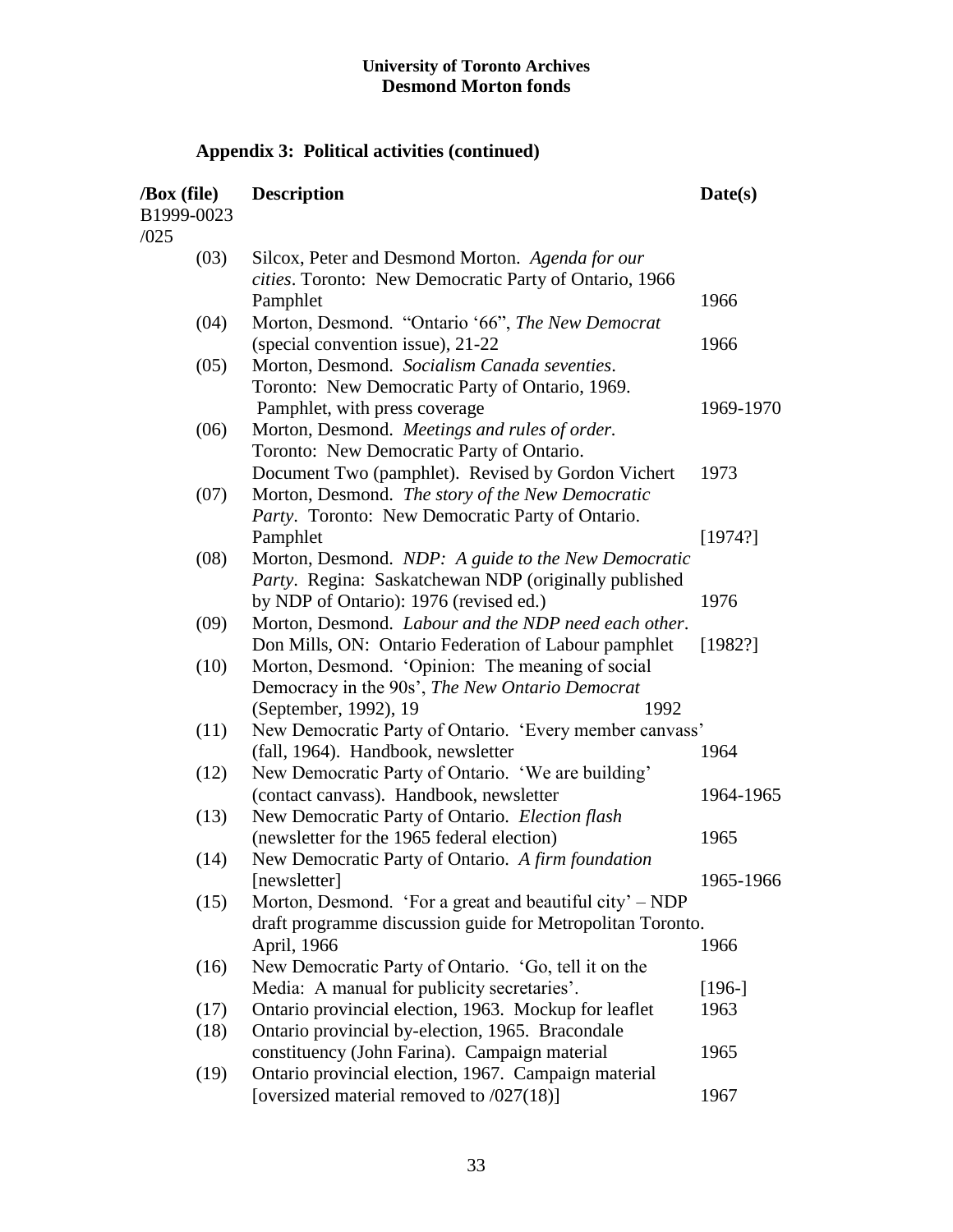**University of Toronto Archives**
**Desmond Morton fonds**

## Appendix 3: Political activities (continued)

| /Box (file) B1999-0023 /025 | Description | Date(s) |
|---|---|---|
| (03) | Silcox, Peter and Desmond Morton. *Agenda for our cities*. Toronto: New Democratic Party of Ontario, 1966 Pamphlet | 1966 |
| (04) | Morton, Desmond. "Ontario '66", *The New Democrat* (special convention issue), 21-22 | 1966 |
| (05) | Morton, Desmond. *Socialism Canada seventies*. Toronto: New Democratic Party of Ontario, 1969. Pamphlet, with press coverage | 1969-1970 |
| (06) | Morton, Desmond. *Meetings and rules of order.* Toronto: New Democratic Party of Ontario. Document Two (pamphlet). Revised by Gordon Vichert | 1973 |
| (07) | Morton, Desmond. *The story of the New Democratic Party*. Toronto: New Democratic Party of Ontario. Pamphlet | [1974?] |
| (08) | Morton, Desmond. *NDP: A guide to the New Democratic Party*. Regina: Saskatchewan NDP (originally published by NDP of Ontario): 1976 (revised ed.) | 1976 |
| (09) | Morton, Desmond. *Labour and the NDP need each other*. Don Mills, ON: Ontario Federation of Labour pamphlet | [1982?] |
| (10) | Morton, Desmond. 'Opinion: The meaning of social Democracy in the 90s', *The New Ontario Democrat* (September, 1992), 19 | 1992 |
| (11) | New Democratic Party of Ontario. 'Every member canvass' (fall, 1964). Handbook, newsletter | 1964 |
| (12) | New Democratic Party of Ontario. 'We are building' (contact canvass). Handbook, newsletter | 1964-1965 |
| (13) | New Democratic Party of Ontario. *Election flash* (newsletter for the 1965 federal election) | 1965 |
| (14) | New Democratic Party of Ontario. *A firm foundation* [newsletter] | 1965-1966 |
| (15) | Morton, Desmond. 'For a great and beautiful city' – NDP draft programme discussion guide for Metropolitan Toronto. April, 1966 | 1966 |
| (16) | New Democratic Party of Ontario. 'Go, tell it on the Media: A manual for publicity secretaries'. | [196-] |
| (17) | Ontario provincial election, 1963. Mockup for leaflet | 1963 |
| (18) | Ontario provincial by-election, 1965. Bracondale constituency (John Farina). Campaign material | 1965 |
| (19) | Ontario provincial election, 1967. Campaign material [oversized material removed to /027(18)] | 1967 |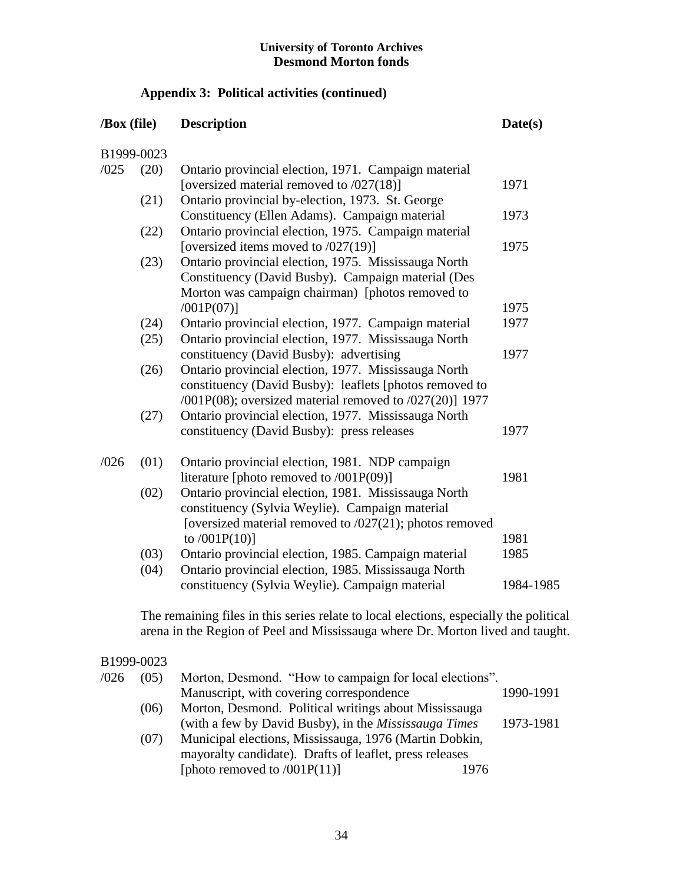**University of Toronto Archives**
**Desmond Morton fonds**

## Appendix 3: Political activities (continued)

| /Box (file) | | Description | Date(s) |
|---|---|---|---|
| B1999-0023 | | | |
| /025 | (20) | Ontario provincial election, 1971. Campaign material [oversized material removed to /027(18)] | 1971 |
| | (21) | Ontario provincial by-election, 1973. St. George Constituency (Ellen Adams). Campaign material | 1973 |
| | (22) | Ontario provincial election, 1975. Campaign material [oversized items moved to /027(19)] | 1975 |
| | (23) | Ontario provincial election, 1975. Mississauga North Constituency (David Busby). Campaign material (Des Morton was campaign chairman) [photos removed to /001P(07)] | 1975 |
| | (24) | Ontario provincial election, 1977. Campaign material | 1977 |
| | (25) | Ontario provincial election, 1977. Mississauga North constituency (David Busby): advertising | 1977 |
| | (26) | Ontario provincial election, 1977. Mississauga North constituency (David Busby): leaflets [photos removed to /001P(08); oversized material removed to /027(20)] | 1977 |
| | (27) | Ontario provincial election, 1977. Mississauga North constituency (David Busby): press releases | 1977 |
| /026 | (01) | Ontario provincial election, 1981. NDP campaign literature [photo removed to /001P(09)] | 1981 |
| | (02) | Ontario provincial election, 1981. Mississauga North constituency (Sylvia Weylie). Campaign material [oversized material removed to /027(21); photos removed to /001P(10)] | 1981 |
| | (03) | Ontario provincial election, 1985. Campaign material | 1985 |
| | (04) | Ontario provincial election, 1985. Mississauga North constituency (Sylvia Weylie). Campaign material | 1984-1985 |

The remaining files in this series relate to local elections, especially the political arena in the Region of Peel and Mississauga where Dr. Morton lived and taught.

| /Box (file) | | Description | Date(s) |
|---|---|---|---|
| B1999-0023 | | | |
| /026 | (05) | Morton, Desmond. "How to campaign for local elections". Manuscript, with covering correspondence | 1990-1991 |
| | (06) | Morton, Desmond. Political writings about Mississauga (with a few by David Busby), in the *Mississauga Times* | 1973-1981 |
| | (07) | Municipal elections, Mississauga, 1976 (Martin Dobkin, mayoralty candidate). Drafts of leaflet, press releases [photo removed to /001P(11)] | 1976 |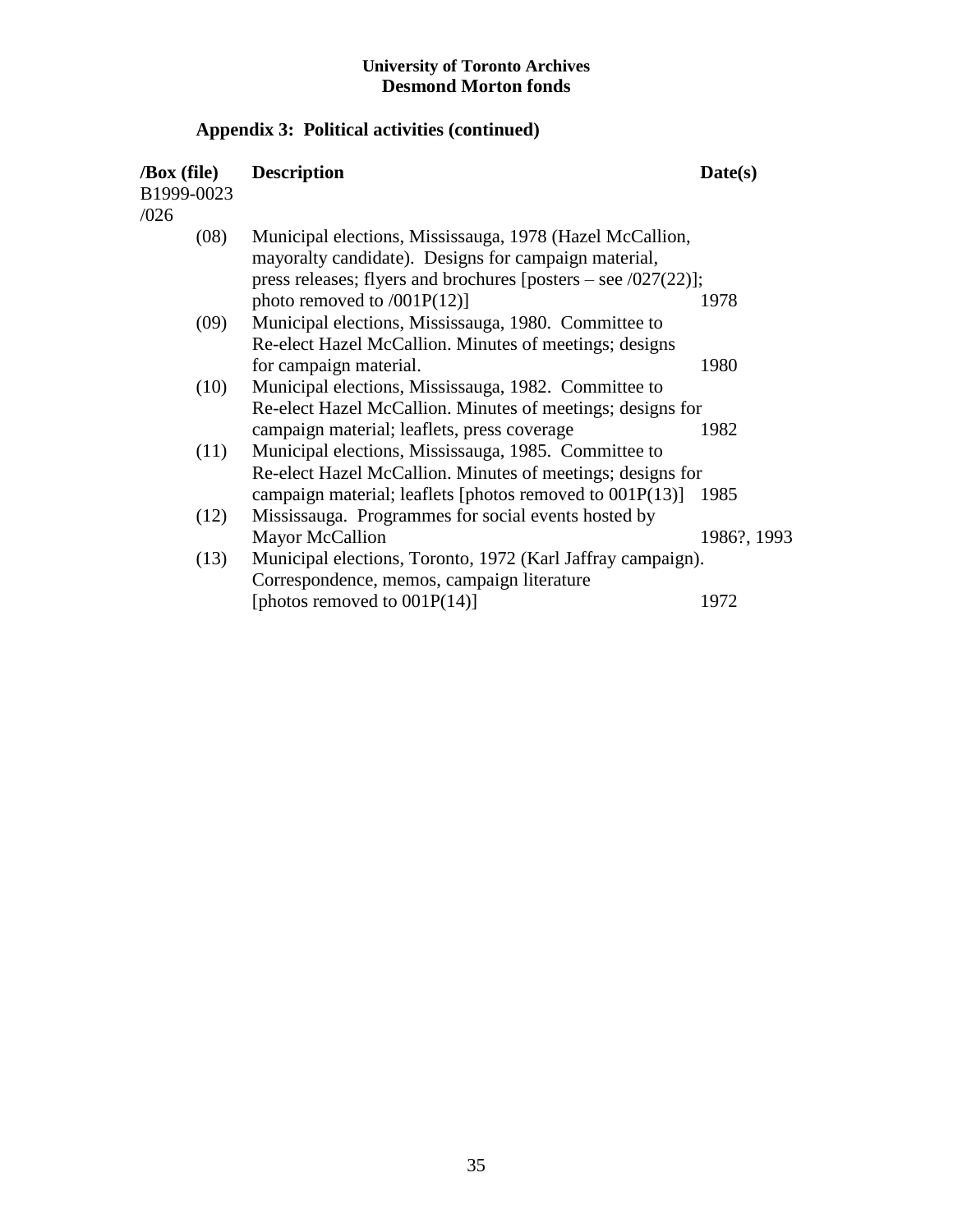**University of Toronto Archives**
**Desmond Morton fonds**

## Appendix 3: Political activities (continued)

| /Box (file) | Description | Date(s) |
|---|---|---|
| B1999-0023 /026 | | |
| (08) | Municipal elections, Mississauga, 1978 (Hazel McCallion, mayoralty candidate). Designs for campaign material, press releases; flyers and brochures [posters – see /027(22)]; photo removed to /001P(12)] | 1978 |
| (09) | Municipal elections, Mississauga, 1980. Committee to Re-elect Hazel McCallion. Minutes of meetings; designs for campaign material. | 1980 |
| (10) | Municipal elections, Mississauga, 1982. Committee to Re-elect Hazel McCallion. Minutes of meetings; designs for campaign material; leaflets, press coverage | 1982 |
| (11) | Municipal elections, Mississauga, 1985. Committee to Re-elect Hazel McCallion. Minutes of meetings; designs for campaign material; leaflets [photos removed to 001P(13)] | 1985 |
| (12) | Mississauga. Programmes for social events hosted by Mayor McCallion | 1986?, 1993 |
| (13) | Municipal elections, Toronto, 1972 (Karl Jaffray campaign). Correspondence, memos, campaign literature [photos removed to 001P(14)] | 1972 |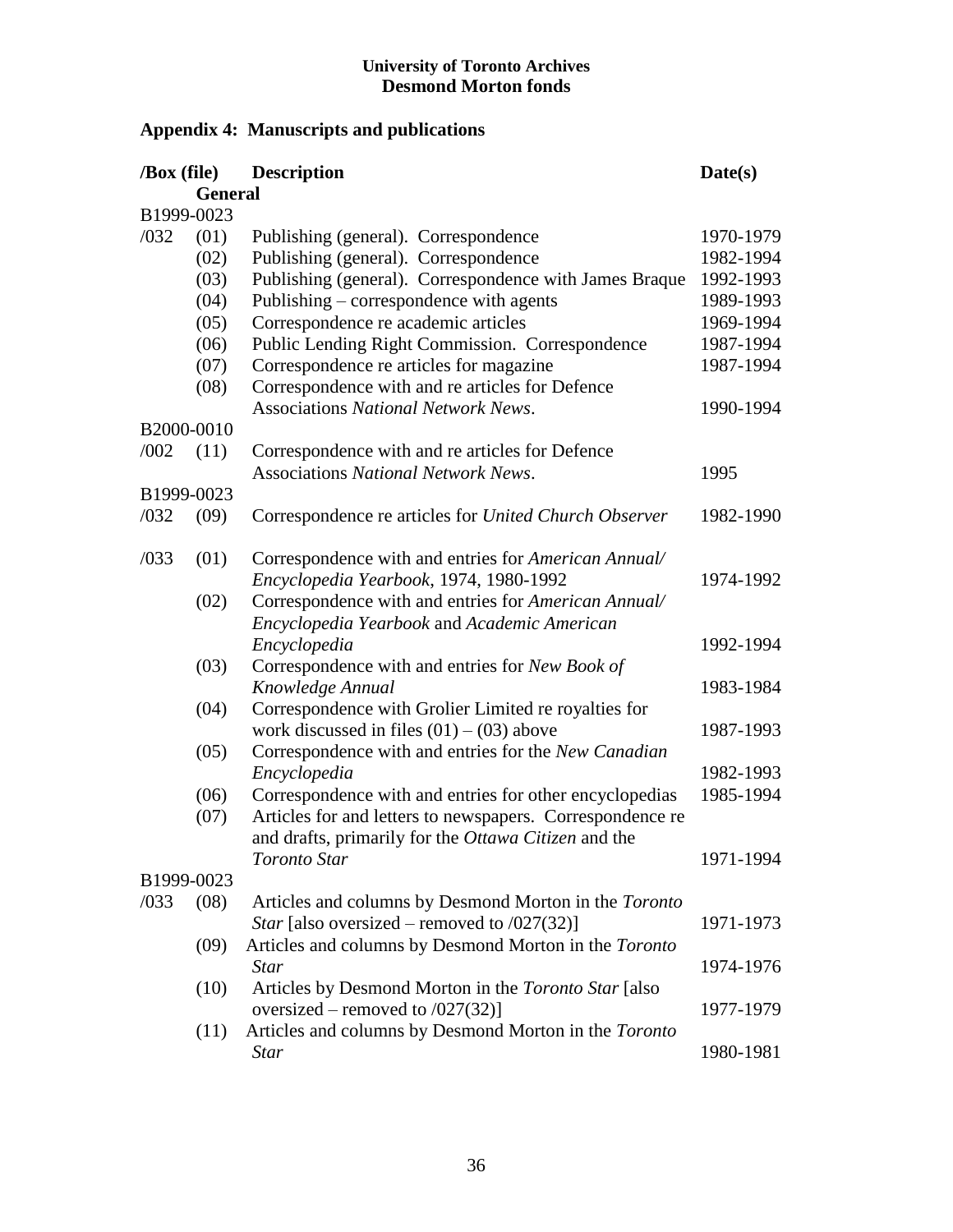**University of Toronto Archives**
**Desmond Morton fonds**

## Appendix 4: Manuscripts and publications

| /Box (file) | | Description | Date(s) |
|---|---|---|---|
| **General** | | | |
| B1999-0023 | | | |
| /032 | (01) | Publishing (general). Correspondence | 1970-1979 |
| | (02) | Publishing (general). Correspondence | 1982-1994 |
| | (03) | Publishing (general). Correspondence with James Braque | 1992-1993 |
| | (04) | Publishing – correspondence with agents | 1989-1993 |
| | (05) | Correspondence re academic articles | 1969-1994 |
| | (06) | Public Lending Right Commission. Correspondence | 1987-1994 |
| | (07) | Correspondence re articles for magazine | 1987-1994 |
| | (08) | Correspondence with and re articles for Defence Associations *National Network News*. | 1990-1994 |
| B2000-0010 | | | |
| /002 | (11) | Correspondence with and re articles for Defence Associations *National Network News*. | 1995 |
| B1999-0023 | | | |
| /032 | (09) | Correspondence re articles for *United Church Observer* | 1982-1990 |
| /033 | (01) | Correspondence with and entries for *American Annual/ Encyclopedia Yearbook*, 1974, 1980-1992 | 1974-1992 |
| | (02) | Correspondence with and entries for *American Annual/ Encyclopedia Yearbook* and *Academic American Encyclopedia* | 1992-1994 |
| | (03) | Correspondence with and entries for *New Book of Knowledge Annual* | 1983-1984 |
| | (04) | Correspondence with Grolier Limited re royalties for work discussed in files (01) – (03) above | 1987-1993 |
| | (05) | Correspondence with and entries for the *New Canadian Encyclopedia* | 1982-1993 |
| | (06) | Correspondence with and entries for other encyclopedias | 1985-1994 |
| | (07) | Articles for and letters to newspapers. Correspondence re and drafts, primarily for the *Ottawa Citizen* and the *Toronto Star* | 1971-1994 |
| B1999-0023 | | | |
| /033 | (08) | Articles and columns by Desmond Morton in the *Toronto Star* [also oversized – removed to /027(32)] | 1971-1973 |
| | (09) | Articles and columns by Desmond Morton in the *Toronto Star* | 1974-1976 |
| | (10) | Articles by Desmond Morton in the *Toronto Star* [also oversized – removed to /027(32)] | 1977-1979 |
| | (11) | Articles and columns by Desmond Morton in the *Toronto Star* | 1980-1981 |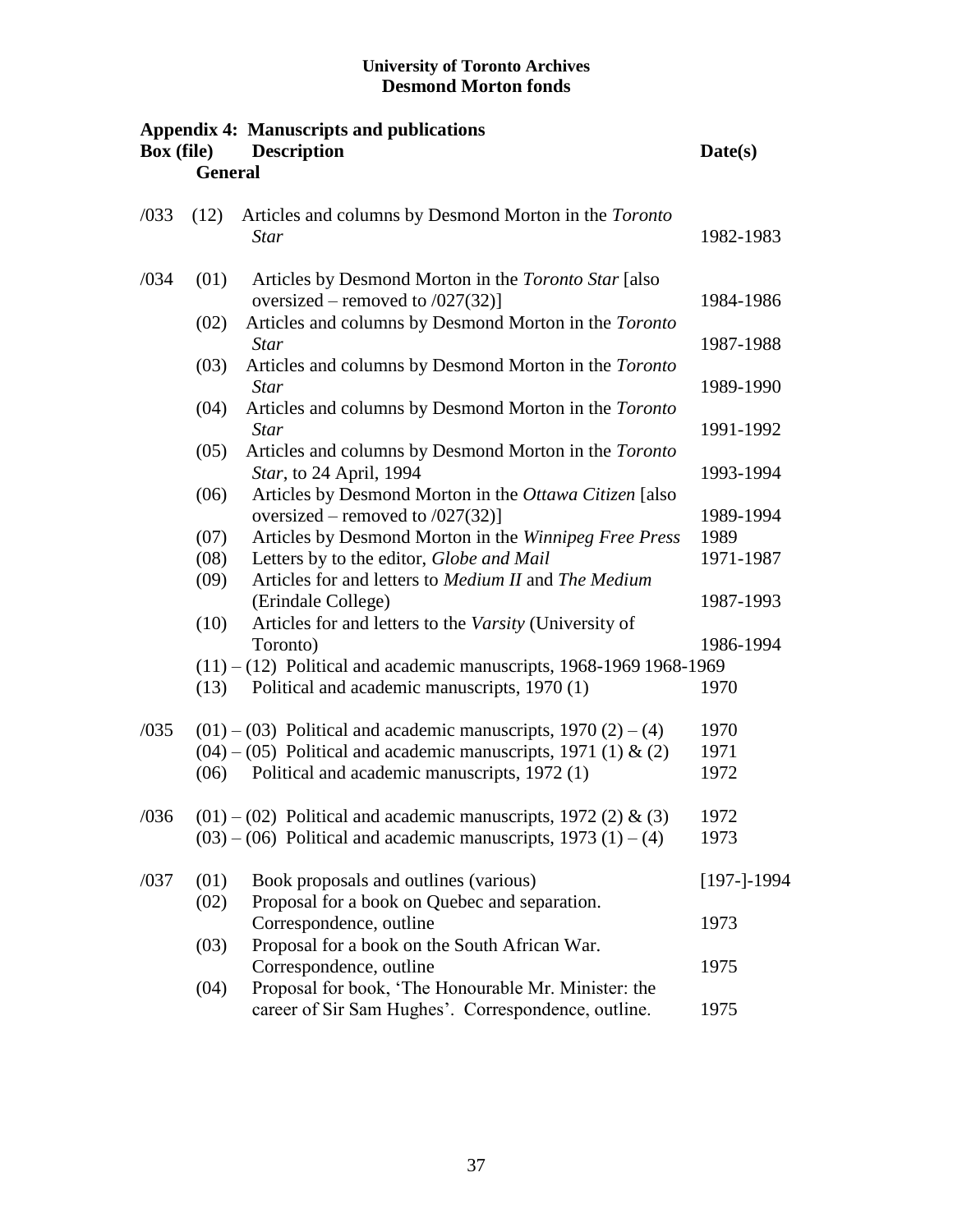**University of Toronto Archives**
**Desmond Morton fonds**

## Appendix 4: Manuscripts and publications

| Box | (file) | Description | Date(s) |
|---|---|---|---|
| | | **General** | |
| /033 | (12) | Articles and columns by Desmond Morton in the *Toronto Star* | 1982-1983 |
| /034 | (01) | Articles by Desmond Morton in the *Toronto Star* [also oversized – removed to /027(32)] | 1984-1986 |
| | (02) | Articles and columns by Desmond Morton in the *Toronto Star* | 1987-1988 |
| | (03) | Articles and columns by Desmond Morton in the *Toronto Star* | 1989-1990 |
| | (04) | Articles and columns by Desmond Morton in the *Toronto Star* | 1991-1992 |
| | (05) | Articles and columns by Desmond Morton in the *Toronto Star*, to 24 April, 1994 | 1993-1994 |
| | (06) | Articles by Desmond Morton in the *Ottawa Citizen* [also oversized – removed to /027(32)] | 1989-1994 |
| | (07) | Articles by Desmond Morton in the *Winnipeg Free Press* | 1989 |
| | (08) | Letters by to the editor, *Globe and Mail* | 1971-1987 |
| | (09) | Articles for and letters to *Medium II* and *The Medium* (Erindale College) | 1987-1993 |
| | (10) | Articles for and letters to the *Varsity* (University of Toronto) | 1986-1994 |
| | (11) – (12) | Political and academic manuscripts, 1968-1969 | 1968-1969 |
| | (13) | Political and academic manuscripts, 1970 (1) | 1970 |
| /035 | (01) – (03) | Political and academic manuscripts, 1970 (2) – (4) | 1970 |
| | (04) – (05) | Political and academic manuscripts, 1971 (1) & (2) | 1971 |
| | (06) | Political and academic manuscripts, 1972 (1) | 1972 |
| /036 | (01) – (02) | Political and academic manuscripts, 1972 (2) & (3) | 1972 |
| | (03) – (06) | Political and academic manuscripts, 1973 (1) – (4) | 1973 |
| /037 | (01) | Book proposals and outlines (various) | [197-]-1994 |
| | (02) | Proposal for a book on Quebec and separation. Correspondence, outline | 1973 |
| | (03) | Proposal for a book on the South African War. Correspondence, outline | 1975 |
| | (04) | Proposal for book, 'The Honourable Mr. Minister: the career of Sir Sam Hughes'. Correspondence, outline. | 1975 |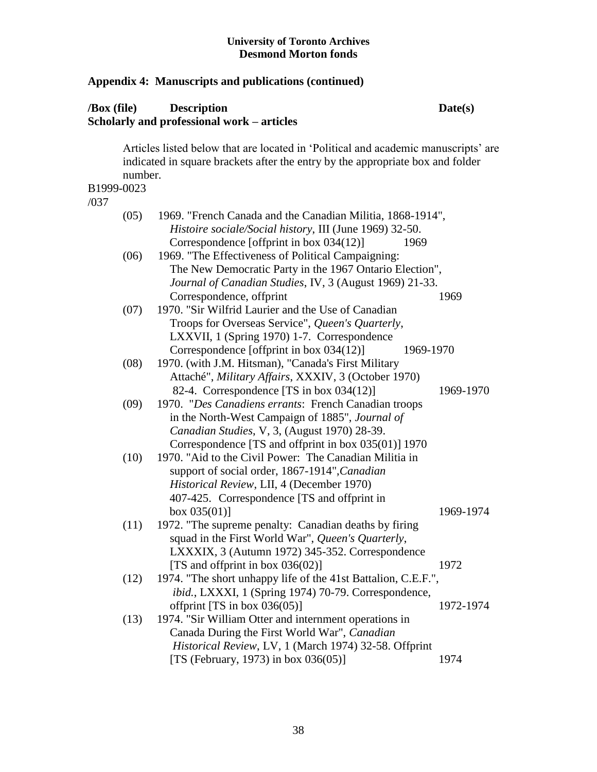**University of Toronto Archives**
**Desmond Morton fonds**

## Appendix 4: Manuscripts and publications (continued)

| /Box (file) | Description | Date(s) |
|---|---|---|

### Scholarly and professional work – articles

Articles listed below that are located in 'Political and academic manuscripts' are indicated in square brackets after the entry by the appropriate box and folder number.

B1999-0023
/037

| /Box (file) | Description | Date(s) |
|---|---|---|
| (05) | 1969. "French Canada and the Canadian Militia, 1868-1914", *Histoire sociale/Social history*, III (June 1969) 32-50. Correspondence [offprint in box 034(12)] | 1969 |
| (06) | 1969. "The Effectiveness of Political Campaigning: The New Democratic Party in the 1967 Ontario Election", *Journal of Canadian Studies*, IV, 3 (August 1969) 21-33. Correspondence, offprint | 1969 |
| (07) | 1970. "Sir Wilfrid Laurier and the Use of Canadian Troops for Overseas Service", *Queen's Quarterly*, LXXVII, 1 (Spring 1970) 1-7. Correspondence Correspondence [offprint in box 034(12)] | 1969-1970 |
| (08) | 1970. (with J.M. Hitsman), "Canada's First Military Attaché", *Military Affairs*, XXXIV, 3 (October 1970) 82-4. Correspondence [TS in box 034(12)] | 1969-1970 |
| (09) | 1970. "*Des Canadiens errants*: French Canadian troops in the North-West Campaign of 1885", *Journal of Canadian Studies*, V, 3, (August 1970) 28-39. Correspondence [TS and offprint in box 035(01)] | 1970 |
| (10) | 1970. "Aid to the Civil Power: The Canadian Militia in support of social order, 1867-1914",*Canadian Historical Review*, LII, 4 (December 1970) 407-425. Correspondence [TS and offprint in box 035(01)] | 1969-1974 |
| (11) | 1972. "The supreme penalty: Canadian deaths by firing squad in the First World War", *Queen's Quarterly*, LXXXIX, 3 (Autumn 1972) 345-352. Correspondence [TS and offprint in box 036(02)] | 1972 |
| (12) | 1974. "The short unhappy life of the 41st Battalion, C.E.F.", *ibid.*, LXXXI, 1 (Spring 1974) 70-79. Correspondence, offprint [TS in box 036(05)] | 1972-1974 |
| (13) | 1974. "Sir William Otter and internment operations in Canada During the First World War", *Canadian Historical Review*, LV, 1 (March 1974) 32-58. Offprint [TS (February, 1973) in box 036(05)] | 1974 |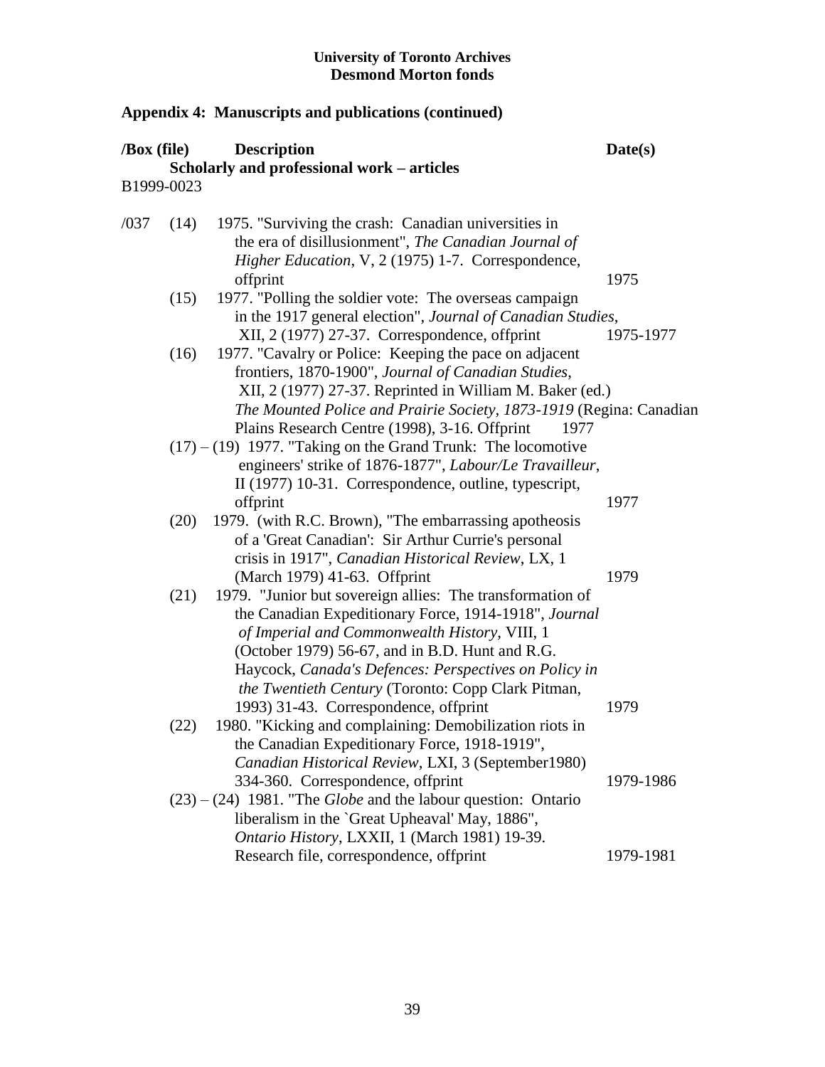**University of Toronto Archives**
**Desmond Morton fonds**

## Appendix 4: Manuscripts and publications (continued)

| /Box (file) | | Description | Date(s) |
|---|---|---|---|
| | | **Scholarly and professional work – articles** | |
| B1999-0023 | | | |
| /037 | (14) | 1975. "Surviving the crash: Canadian universities in the era of disillusionment", *The Canadian Journal of Higher Education*, V, 2 (1975) 1-7. Correspondence, offprint | 1975 |
| | (15) | 1977. "Polling the soldier vote: The overseas campaign in the 1917 general election", *Journal of Canadian Studies*, XII, 2 (1977) 27-37. Correspondence, offprint | 1975-1977 |
| | (16) | 1977. "Cavalry or Police: Keeping the pace on adjacent frontiers, 1870-1900", *Journal of Canadian Studies*, XII, 2 (1977) 27-37. Reprinted in William M. Baker (ed.) *The Mounted Police and Prairie Society, 1873-1919* (Regina: Canadian Plains Research Centre (1998), 3-16. Offprint | 1977 |
| | (17) – (19) | 1977. "Taking on the Grand Trunk: The locomotive engineers' strike of 1876-1877", *Labour/Le Travailleur*, II (1977) 10-31. Correspondence, outline, typescript, offprint | 1977 |
| | (20) | 1979. (with R.C. Brown), "The embarrassing apotheosis of a 'Great Canadian': Sir Arthur Currie's personal crisis in 1917", *Canadian Historical Review*, LX, 1 (March 1979) 41-63. Offprint | 1979 |
| | (21) | 1979. "Junior but sovereign allies: The transformation of the Canadian Expeditionary Force, 1914-1918", *Journal of Imperial and Commonwealth History*, VIII, 1 (October 1979) 56-67, and in B.D. Hunt and R.G. Haycock, *Canada's Defences: Perspectives on Policy in the Twentieth Century* (Toronto: Copp Clark Pitman, 1993) 31-43. Correspondence, offprint | 1979 |
| | (22) | 1980. "Kicking and complaining: Demobilization riots in the Canadian Expeditionary Force, 1918-1919", *Canadian Historical Review*, LXI, 3 (September1980) 334-360. Correspondence, offprint | 1979-1986 |
| | (23) – (24) | 1981. "The *Globe* and the labour question: Ontario liberalism in the `Great Upheaval' May, 1886", *Ontario History*, LXXII, 1 (March 1981) 19-39. Research file, correspondence, offprint | 1979-1981 |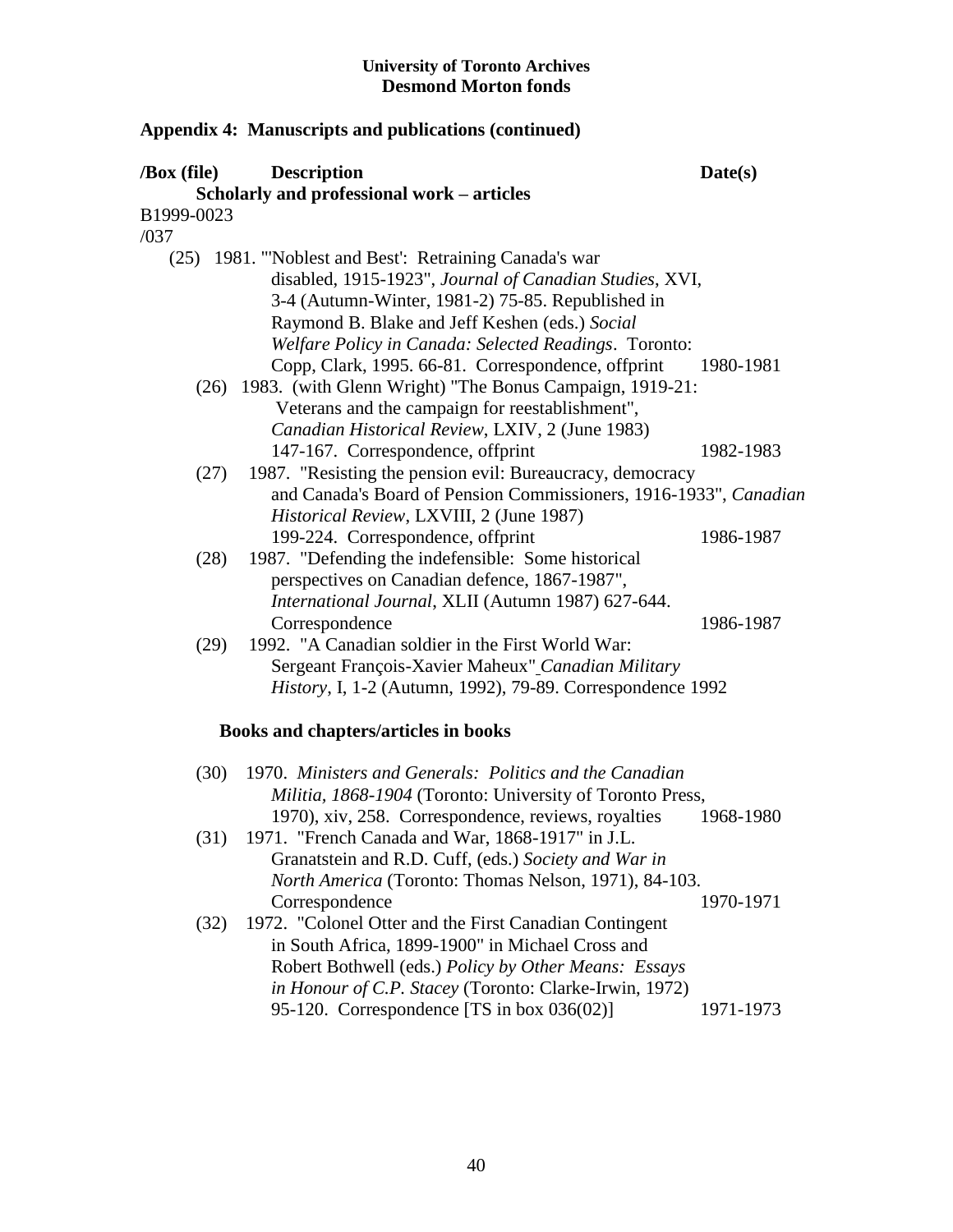**University of Toronto Archives**
**Desmond Morton fonds**

## Appendix 4: Manuscripts and publications (continued)

| /Box (file) | Description | Date(s) |
|---|---|---|
| | **Scholarly and professional work – articles** | |
| B1999-0023 /037 | | |
| (25) | 1981. "'Noblest and Best': Retraining Canada's war disabled, 1915-1923", *Journal of Canadian Studies*, XVI, 3-4 (Autumn-Winter, 1981-2) 75-85. Republished in Raymond B. Blake and Jeff Keshen (eds.) *Social Welfare Policy in Canada: Selected Readings*. Toronto: Copp, Clark, 1995. 66-81. Correspondence, offprint | 1980-1981 |
| (26) | 1983. (with Glenn Wright) "The Bonus Campaign, 1919-21: Veterans and the campaign for reestablishment", *Canadian Historical Review*, LXIV, 2 (June 1983) 147-167. Correspondence, offprint | 1982-1983 |
| (27) | 1987. "Resisting the pension evil: Bureaucracy, democracy and Canada's Board of Pension Commissioners, 1916-1933", *Canadian Historical Review*, LXVIII, 2 (June 1987) 199-224. Correspondence, offprint | 1986-1987 |
| (28) | 1987. "Defending the indefensible: Some historical perspectives on Canadian defence, 1867-1987", *International Journal*, XLII (Autumn 1987) 627-644. Correspondence | 1986-1987 |
| (29) | 1992. "A Canadian soldier in the First World War: Sergeant François-Xavier Maheux" *Canadian Military History*, I, 1-2 (Autumn, 1992), 79-89. Correspondence | 1992 |
| | **Books and chapters/articles in books** | |
| (30) | 1970. *Ministers and Generals: Politics and the Canadian Militia, 1868-1904* (Toronto: University of Toronto Press, 1970), xiv, 258. Correspondence, reviews, royalties | 1968-1980 |
| (31) | 1971. "French Canada and War, 1868-1917" in J.L. Granatstein and R.D. Cuff, (eds.) *Society and War in North America* (Toronto: Thomas Nelson, 1971), 84-103. Correspondence | 1970-1971 |
| (32) | 1972. "Colonel Otter and the First Canadian Contingent in South Africa, 1899-1900" in Michael Cross and Robert Bothwell (eds.) *Policy by Other Means: Essays in Honour of C.P. Stacey* (Toronto: Clarke-Irwin, 1972) 95-120. Correspondence [TS in box 036(02)] | 1971-1973 |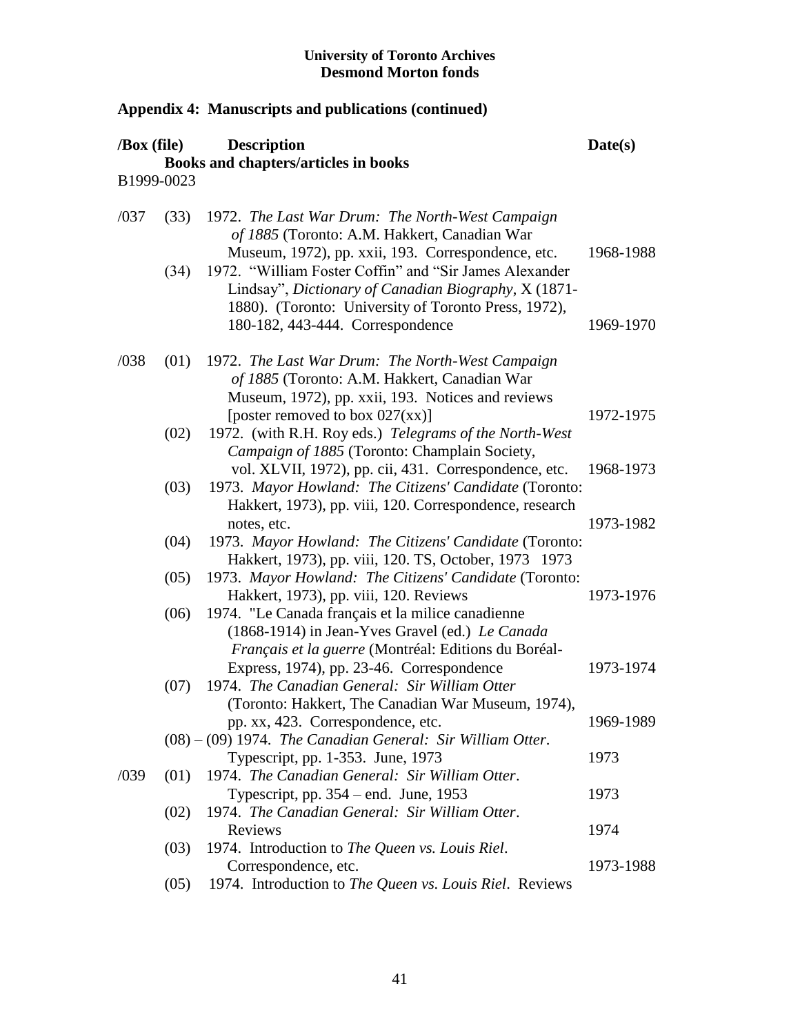**University of Toronto Archives**
**Desmond Morton fonds**

## Appendix 4: Manuscripts and publications (continued)

| /Box (file) | | Description | Date(s) |
|---|---|---|---|
| | | **Books and chapters/articles in books** | |
| B1999-0023 | | | |
| /037 | (33) | 1972. *The Last War Drum: The North-West Campaign of 1885* (Toronto: A.M. Hakkert, Canadian War Museum, 1972), pp. xxii, 193. Correspondence, etc. | 1968-1988 |
| | (34) | 1972. "William Foster Coffin" and "Sir James Alexander Lindsay", *Dictionary of Canadian Biography*, X (1871-1880). (Toronto: University of Toronto Press, 1972), 180-182, 443-444. Correspondence | 1969-1970 |
| /038 | (01) | 1972. *The Last War Drum: The North-West Campaign of 1885* (Toronto: A.M. Hakkert, Canadian War Museum, 1972), pp. xxii, 193. Notices and reviews [poster removed to box 027(xx)] | 1972-1975 |
| | (02) | 1972. (with R.H. Roy eds.) *Telegrams of the North-West Campaign of 1885* (Toronto: Champlain Society, vol. XLVII, 1972), pp. cii, 431. Correspondence, etc. | 1968-1973 |
| | (03) | 1973. *Mayor Howland: The Citizens' Candidate* (Toronto: Hakkert, 1973), pp. viii, 120. Correspondence, research notes, etc. | 1973-1982 |
| | (04) | 1973. *Mayor Howland: The Citizens' Candidate* (Toronto: Hakkert, 1973), pp. viii, 120. TS, October, 1973 | 1973 |
| | (05) | 1973. *Mayor Howland: The Citizens' Candidate* (Toronto: Hakkert, 1973), pp. viii, 120. Reviews | 1973-1976 |
| | (06) | 1974. "Le Canada français et la milice canadienne (1868-1914) in Jean-Yves Gravel (ed.) *Le Canada Français et la guerre* (Montréal: Editions du Boréal-Express, 1974), pp. 23-46. Correspondence | 1973-1974 |
| | (07) | 1974. *The Canadian General: Sir William Otter* (Toronto: Hakkert, The Canadian War Museum, 1974), pp. xx, 423. Correspondence, etc. | 1969-1989 |
| | (08) – (09) | 1974. *The Canadian General: Sir William Otter*. Typescript, pp. 1-353. June, 1973 | 1973 |
| /039 | (01) | 1974. *The Canadian General: Sir William Otter*. Typescript, pp. 354 – end. June, 1953 | 1973 |
| | (02) | 1974. *The Canadian General: Sir William Otter*. Reviews | 1974 |
| | (03) | 1974. Introduction to *The Queen vs. Louis Riel*. Correspondence, etc. | 1973-1988 |
| | (05) | 1974. Introduction to *The Queen vs. Louis Riel*. Reviews | |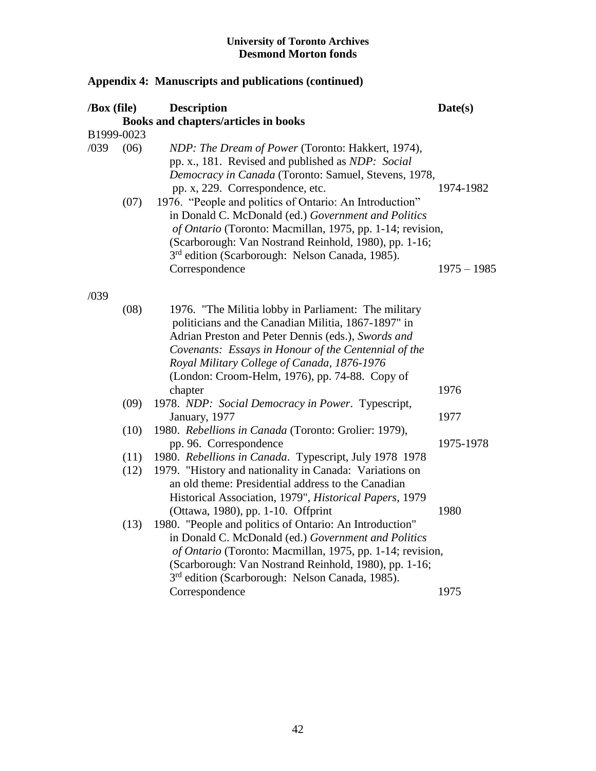**University of Toronto Archives**
**Desmond Morton fonds**

## Appendix 4: Manuscripts and publications (continued)

| /Box (file) | | Description | Date(s) |
|---|---|---|---|
| | | **Books and chapters/articles in books** | |
| B1999-0023 | | | |
| /039 | (06) | *NDP: The Dream of Power* (Toronto: Hakkert, 1974), pp. x., 181. Revised and published as *NDP: Social Democracy in Canada* (Toronto: Samuel, Stevens, 1978, pp. x, 229. Correspondence, etc. | 1974-1982 |
| | (07) | 1976. "People and politics of Ontario: An Introduction" in Donald C. McDonald (ed.) *Government and Politics of Ontario* (Toronto: Macmillan, 1975, pp. 1-14; revision, (Scarborough: Van Nostrand Reinhold, 1980), pp. 1-16; 3rd edition (Scarborough: Nelson Canada, 1985). Correspondence | 1975 – 1985 |
| /039 | | | |
| | (08) | 1976. "The Militia lobby in Parliament: The military politicians and the Canadian Militia, 1867-1897" in Adrian Preston and Peter Dennis (eds.), *Swords and Covenants: Essays in Honour of the Centennial of the Royal Military College of Canada, 1876-1976* (London: Croom-Helm, 1976), pp. 74-88. Copy of chapter | 1976 |
| | (09) | 1978. *NDP: Social Democracy in Power*. Typescript, January, 1977 | 1977 |
| | (10) | 1980. *Rebellions in Canada* (Toronto: Grolier: 1979), pp. 96. Correspondence | 1975-1978 |
| | (11) | 1980. *Rebellions in Canada*. Typescript, July 1978 | 1978 |
| | (12) | 1979. "History and nationality in Canada: Variations on an old theme: Presidential address to the Canadian Historical Association, 1979", *Historical Papers*, 1979 (Ottawa, 1980), pp. 1-10. Offprint | 1980 |
| | (13) | 1980. "People and politics of Ontario: An Introduction" in Donald C. McDonald (ed.) *Government and Politics of Ontario* (Toronto: Macmillan, 1975, pp. 1-14; revision, (Scarborough: Van Nostrand Reinhold, 1980), pp. 1-16; 3rd edition (Scarborough: Nelson Canada, 1985). Correspondence | 1975 |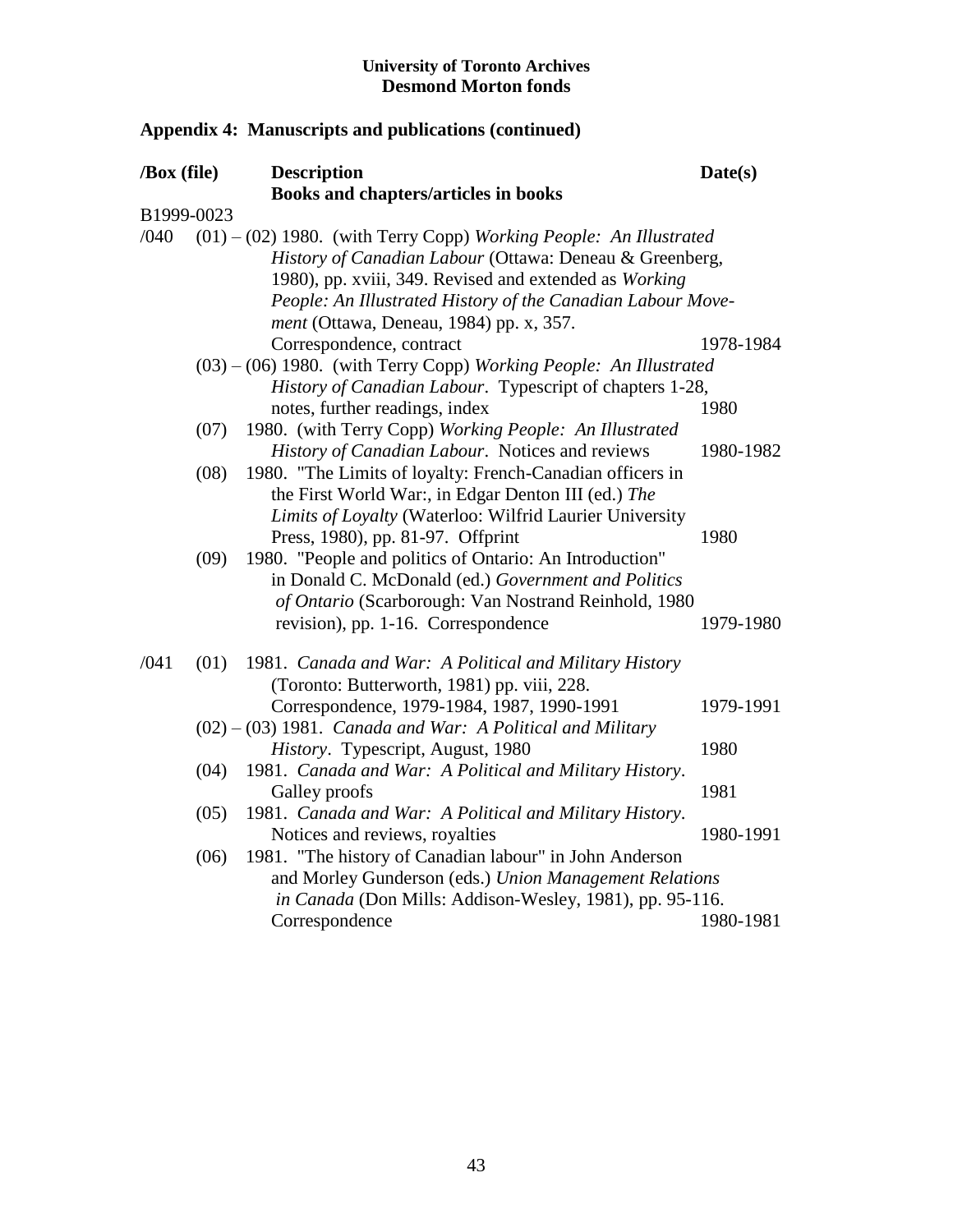**University of Toronto Archives**
**Desmond Morton fonds**

## Appendix 4: Manuscripts and publications (continued)

| /Box (file) | | Description | Date(s) |
|---|---|---|---|
| | | **Books and chapters/articles in books** | |
| B1999-0023 | | | |
| /040 | (01) – (02) | 1980. (with Terry Copp) *Working People: An Illustrated History of Canadian Labour* (Ottawa: Deneau & Greenberg, 1980), pp. xviii, 349. Revised and extended as *Working People: An Illustrated History of the Canadian Labour Movement* (Ottawa, Deneau, 1984) pp. x, 357. Correspondence, contract | 1978-1984 |
| | (03) – (06) | 1980. (with Terry Copp) *Working People: An Illustrated History of Canadian Labour*. Typescript of chapters 1-28, notes, further readings, index | 1980 |
| | (07) | 1980. (with Terry Copp) *Working People: An Illustrated History of Canadian Labour*. Notices and reviews | 1980-1982 |
| | (08) | 1980. "The Limits of loyalty: French-Canadian officers in the First World War:, in Edgar Denton III (ed.) *The Limits of Loyalty* (Waterloo: Wilfrid Laurier University Press, 1980), pp. 81-97. Offprint | 1980 |
| | (09) | 1980. "People and politics of Ontario: An Introduction" in Donald C. McDonald (ed.) *Government and Politics of Ontario* (Scarborough: Van Nostrand Reinhold, 1980 revision), pp. 1-16. Correspondence | 1979-1980 |
| /041 | (01) | 1981. *Canada and War: A Political and Military History* (Toronto: Butterworth, 1981) pp. viii, 228. Correspondence, 1979-1984, 1987, 1990-1991 | 1979-1991 |
| | (02) – (03) | 1981. *Canada and War: A Political and Military History*. Typescript, August, 1980 | 1980 |
| | (04) | 1981. *Canada and War: A Political and Military History*. Galley proofs | 1981 |
| | (05) | 1981. *Canada and War: A Political and Military History*. Notices and reviews, royalties | 1980-1991 |
| | (06) | 1981. "The history of Canadian labour" in John Anderson and Morley Gunderson (eds.) *Union Management Relations in Canada* (Don Mills: Addison-Wesley, 1981), pp. 95-116. Correspondence | 1980-1981 |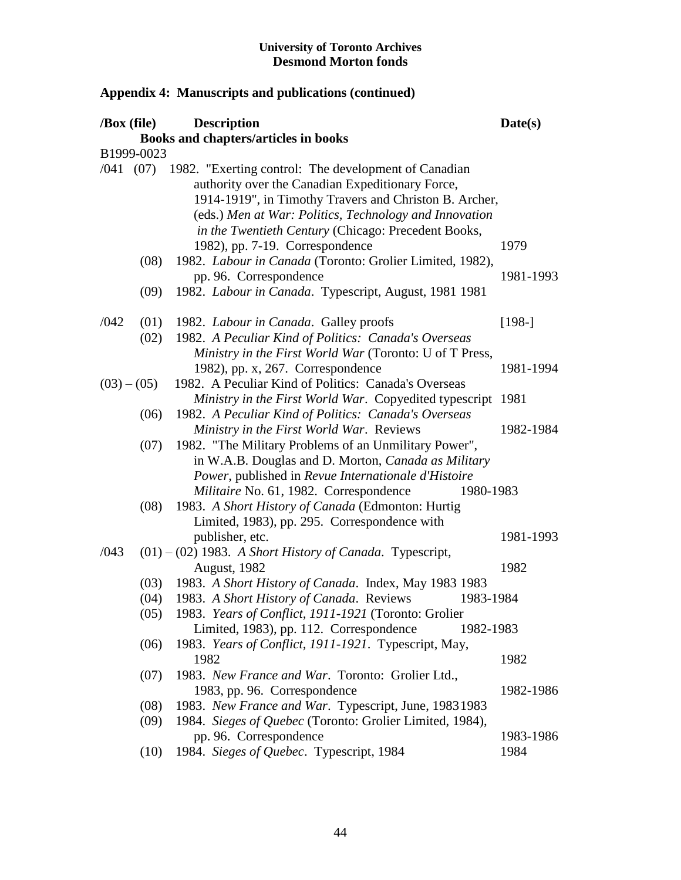**University of Toronto Archives**
**Desmond Morton fonds**

## Appendix 4: Manuscripts and publications (continued)

| /Box (file) | Description | Date(s) |
|---|---|---|
| | **Books and chapters/articles in books** | |
| B1999-0023 | | |
| /041 (07) | 1982. "Exerting control: The development of Canadian authority over the Canadian Expeditionary Force, 1914-1919", in Timothy Travers and Christon B. Archer, (eds.) *Men at War: Politics, Technology and Innovation in the Twentieth Century* (Chicago: Precedent Books, 1982), pp. 7-19. Correspondence | 1979 |
| (08) | 1982. *Labour in Canada* (Toronto: Grolier Limited, 1982), pp. 96. Correspondence | 1981-1993 |
| (09) | 1982. *Labour in Canada*. Typescript, August, 1981 | 1981 |
| /042 (01) | 1982. *Labour in Canada*. Galley proofs | [198-] |
| (02) | 1982. *A Peculiar Kind of Politics: Canada's Overseas Ministry in the First World War* (Toronto: U of T Press, 1982), pp. x, 267. Correspondence | 1981-1994 |
| (03) – (05) | 1982. A Peculiar Kind of Politics: Canada's Overseas *Ministry in the First World War*. Copyedited typescript | 1981 |
| (06) | 1982. *A Peculiar Kind of Politics: Canada's Overseas Ministry in the First World War*. Reviews | 1982-1984 |
| (07) | 1982. "The Military Problems of an Unmilitary Power", in W.A.B. Douglas and D. Morton, *Canada as Military Power*, published in *Revue Internationale d'Histoire Militaire* No. 61, 1982. Correspondence | 1980-1983 |
| (08) | 1983. *A Short History of Canada* (Edmonton: Hurtig Limited, 1983), pp. 295. Correspondence with publisher, etc. | 1981-1993 |
| /043 (01) – (02) | 1983. *A Short History of Canada*. Typescript, August, 1982 | 1982 |
| (03) | 1983. *A Short History of Canada*. Index, May 1983 | 1983 |
| (04) | 1983. *A Short History of Canada*. Reviews | 1983-1984 |
| (05) | 1983. *Years of Conflict, 1911-1921* (Toronto: Grolier Limited, 1983), pp. 112. Correspondence | 1982-1983 |
| (06) | 1983. *Years of Conflict, 1911-1921*. Typescript, May, 1982 | 1982 |
| (07) | 1983. *New France and War*. Toronto: Grolier Ltd., 1983, pp. 96. Correspondence | 1982-1986 |
| (08) | 1983. *New France and War*. Typescript, June, 1983 | 1983 |
| (09) | 1984. *Sieges of Quebec* (Toronto: Grolier Limited, 1984), pp. 96. Correspondence | 1983-1986 |
| (10) | 1984. *Sieges of Quebec*. Typescript, 1984 | 1984 |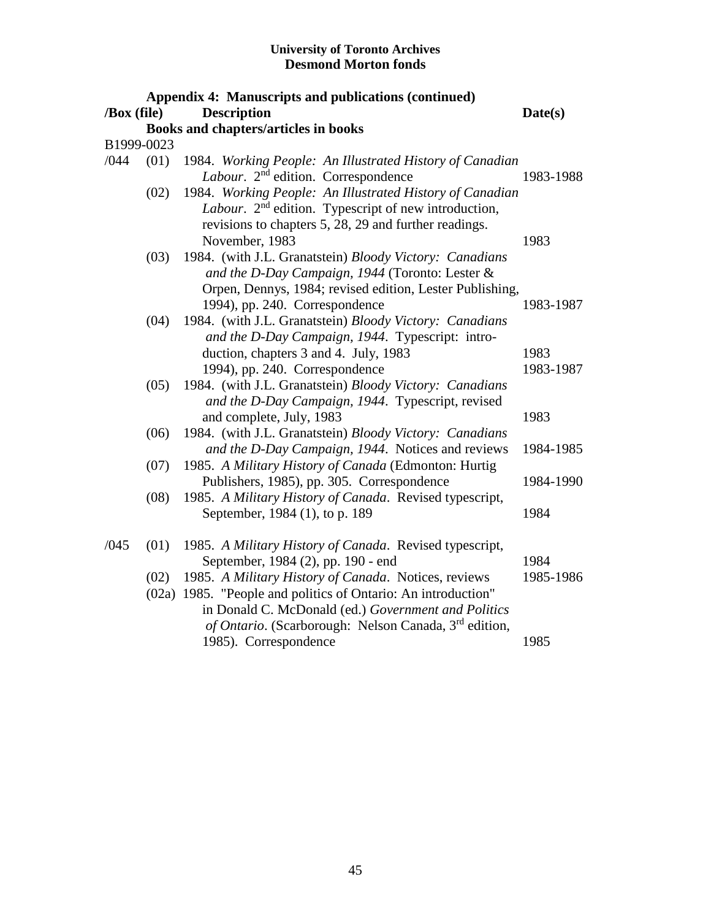**University of Toronto Archives**
**Desmond Morton fonds**

**Appendix 4: Manuscripts and publications (continued)**

| /Box (file) | | Description | Date(s) |
|---|---|---|---|
| | | **Books and chapters/articles in books** | |
| B1999-0023 | | | |
| /044 | (01) | 1984. *Working People: An Illustrated History of Canadian Labour*. 2nd edition. Correspondence | 1983-1988 |
| | (02) | 1984. *Working People: An Illustrated History of Canadian Labour*. 2nd edition. Typescript of new introduction, revisions to chapters 5, 28, 29 and further readings. November, 1983 | 1983 |
| | (03) | 1984. (with J.L. Granatstein) *Bloody Victory: Canadians and the D-Day Campaign, 1944* (Toronto: Lester & Orpen, Dennys, 1984; revised edition, Lester Publishing, 1994), pp. 240. Correspondence | 1983-1987 |
| | (04) | 1984. (with J.L. Granatstein) *Bloody Victory: Canadians and the D-Day Campaign, 1944*. Typescript: introduction, chapters 3 and 4. July, 1983 | 1983 |
| | | 1994), pp. 240. Correspondence | 1983-1987 |
| | (05) | 1984. (with J.L. Granatstein) *Bloody Victory: Canadians and the D-Day Campaign, 1944*. Typescript, revised and complete, July, 1983 | 1983 |
| | (06) | 1984. (with J.L. Granatstein) *Bloody Victory: Canadians and the D-Day Campaign, 1944*. Notices and reviews | 1984-1985 |
| | (07) | 1985. *A Military History of Canada* (Edmonton: Hurtig Publishers, 1985), pp. 305. Correspondence | 1984-1990 |
| | (08) | 1985. *A Military History of Canada*. Revised typescript, September, 1984 (1), to p. 189 | 1984 |
| /045 | (01) | 1985. *A Military History of Canada*. Revised typescript, September, 1984 (2), pp. 190 - end | 1984 |
| | (02) | 1985. *A Military History of Canada*. Notices, reviews | 1985-1986 |
| | (02a) | 1985. "People and politics of Ontario: An introduction" in Donald C. McDonald (ed.) *Government and Politics of Ontario*. (Scarborough: Nelson Canada, 3rd edition, 1985). Correspondence | 1985 |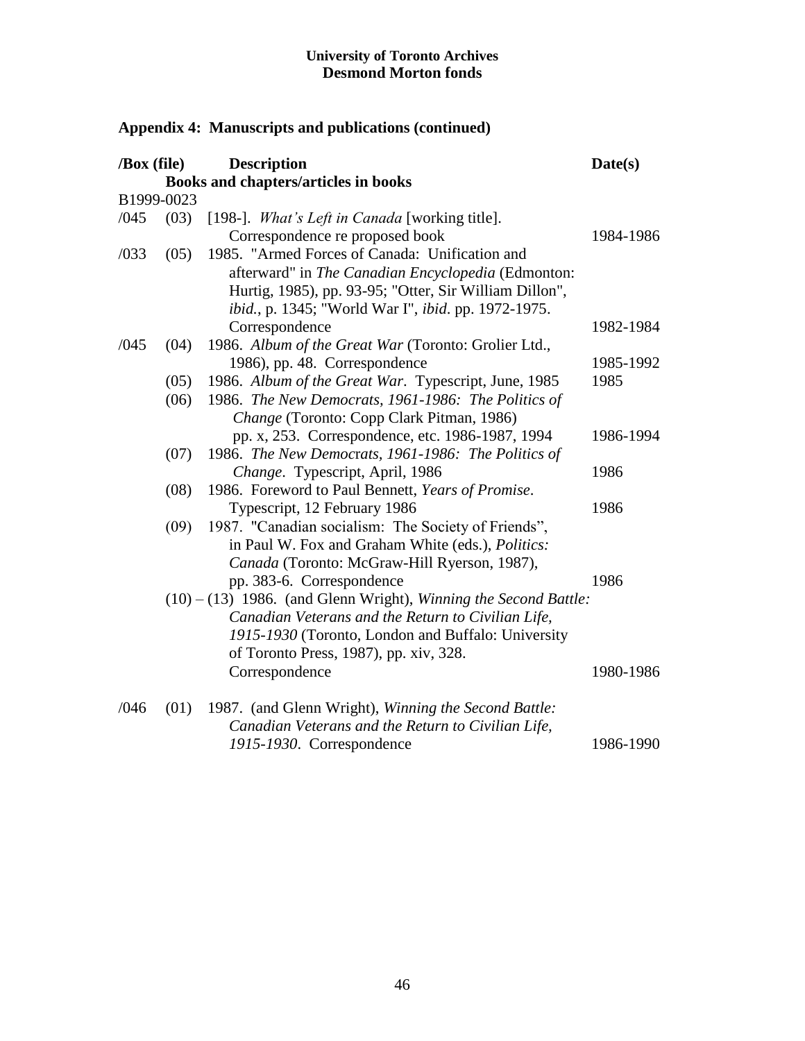**University of Toronto Archives**
**Desmond Morton fonds**

## Appendix 4: Manuscripts and publications (continued)

| /Box (file) | | Description | Date(s) |
|---|---|---|---|
| | | **Books and chapters/articles in books** | |
| B1999-0023 | | | |
| /045 | (03) | [198-]. *What's Left in Canada* [working title]. Correspondence re proposed book | 1984-1986 |
| /033 | (05) | 1985. "Armed Forces of Canada: Unification and afterward" in *The Canadian Encyclopedia* (Edmonton: Hurtig, 1985), pp. 93-95; "Otter, Sir William Dillon", *ibid.*, p. 1345; "World War I", *ibid.* pp. 1972-1975. Correspondence | 1982-1984 |
| /045 | (04) | 1986. *Album of the Great War* (Toronto: Grolier Ltd., 1986), pp. 48. Correspondence | 1985-1992 |
| | (05) | 1986. *Album of the Great War*. Typescript, June, 1985 | 1985 |
| | (06) | 1986. *The New Democrats, 1961-1986: The Politics of Change* (Toronto: Copp Clark Pitman, 1986) pp. x, 253. Correspondence, etc. 1986-1987, 1994 | 1986-1994 |
| | (07) | 1986. *The New Democrats, 1961-1986: The Politics of Change*. Typescript, April, 1986 | 1986 |
| | (08) | 1986. Foreword to Paul Bennett, *Years of Promise*. Typescript, 12 February 1986 | 1986 |
| | (09) | 1987. "Canadian socialism: The Society of Friends", in Paul W. Fox and Graham White (eds.), *Politics: Canada* (Toronto: McGraw-Hill Ryerson, 1987), pp. 383-6. Correspondence | 1986 |
| | (10) – (13) | 1986. (and Glenn Wright), *Winning the Second Battle: Canadian Veterans and the Return to Civilian Life, 1915-1930* (Toronto, London and Buffalo: University of Toronto Press, 1987), pp. xiv, 328. Correspondence | 1980-1986 |
| /046 | (01) | 1987. (and Glenn Wright), *Winning the Second Battle: Canadian Veterans and the Return to Civilian Life, 1915-1930*. Correspondence | 1986-1990 |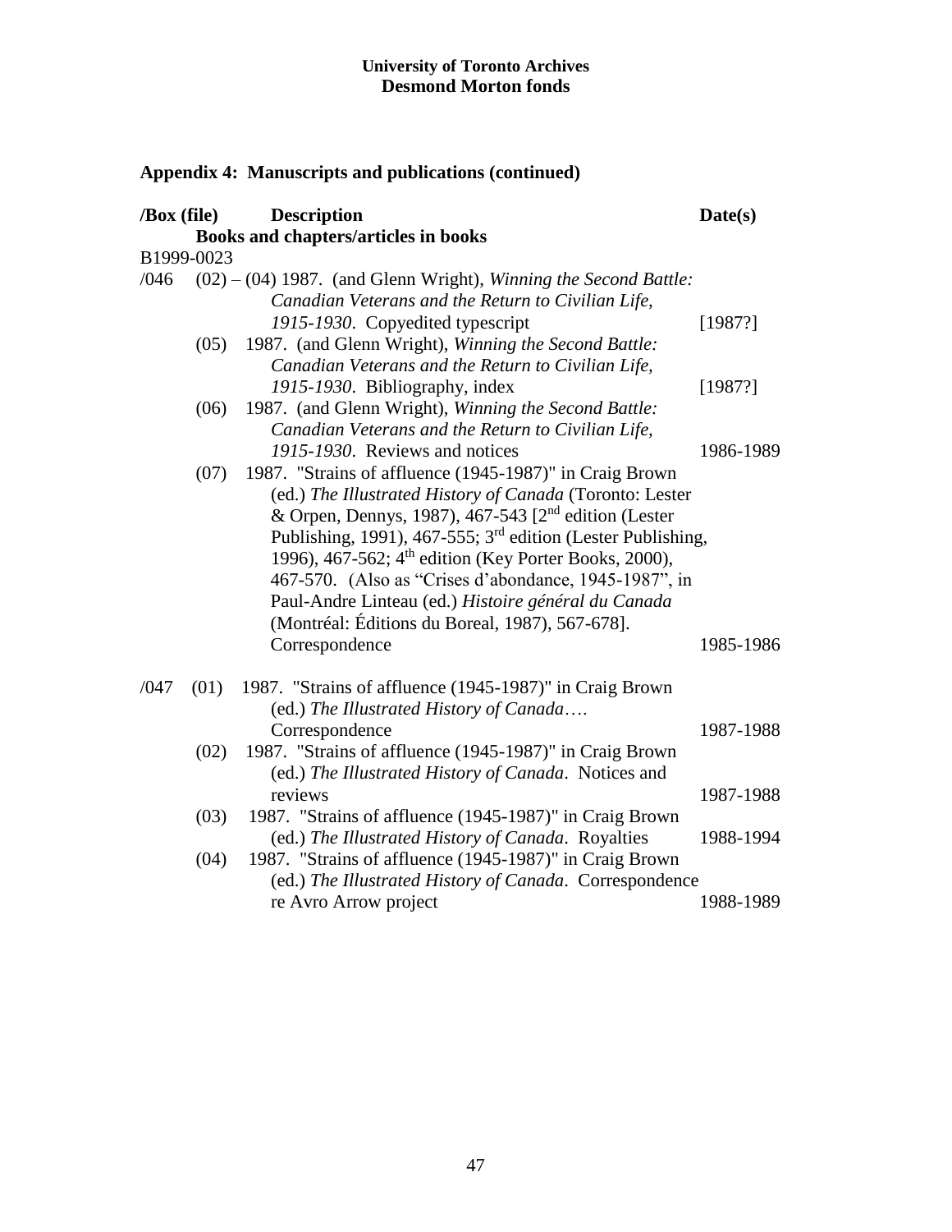**University of Toronto Archives**
**Desmond Morton fonds**

## Appendix 4: Manuscripts and publications (continued)

| /Box (file) | | Description | Date(s) |
|---|---|---|---|
| | | **Books and chapters/articles in books** | |
| B1999-0023 | | | |
| /046 | (02) – (04) | 1987. (and Glenn Wright), *Winning the Second Battle: Canadian Veterans and the Return to Civilian Life, 1915-1930*. Copyedited typescript | [1987?] |
| | (05) | 1987. (and Glenn Wright), *Winning the Second Battle: Canadian Veterans and the Return to Civilian Life, 1915-1930*. Bibliography, index | [1987?] |
| | (06) | 1987. (and Glenn Wright), *Winning the Second Battle: Canadian Veterans and the Return to Civilian Life, 1915-1930*. Reviews and notices | 1986-1989 |
| | (07) | 1987. "Strains of affluence (1945-1987)" in Craig Brown (ed.) *The Illustrated History of Canada* (Toronto: Lester & Orpen, Dennys, 1987), 467-543 [2nd edition (Lester Publishing, 1991), 467-555; 3rd edition (Lester Publishing, 1996), 467-562; 4th edition (Key Porter Books, 2000), 467-570. (Also as "Crises d'abondance, 1945-1987", in Paul-Andre Linteau (ed.) *Histoire général du Canada* (Montréal: Éditions du Boreal, 1987), 567-678]. Correspondence | 1985-1986 |
| /047 | (01) | 1987. "Strains of affluence (1945-1987)" in Craig Brown (ed.) *The Illustrated History of Canada*…. Correspondence | 1987-1988 |
| | (02) | 1987. "Strains of affluence (1945-1987)" in Craig Brown (ed.) *The Illustrated History of Canada*. Notices and reviews | 1987-1988 |
| | (03) | 1987. "Strains of affluence (1945-1987)" in Craig Brown (ed.) *The Illustrated History of Canada*. Royalties | 1988-1994 |
| | (04) | 1987. "Strains of affluence (1945-1987)" in Craig Brown (ed.) *The Illustrated History of Canada*. Correspondence re Avro Arrow project | 1988-1989 |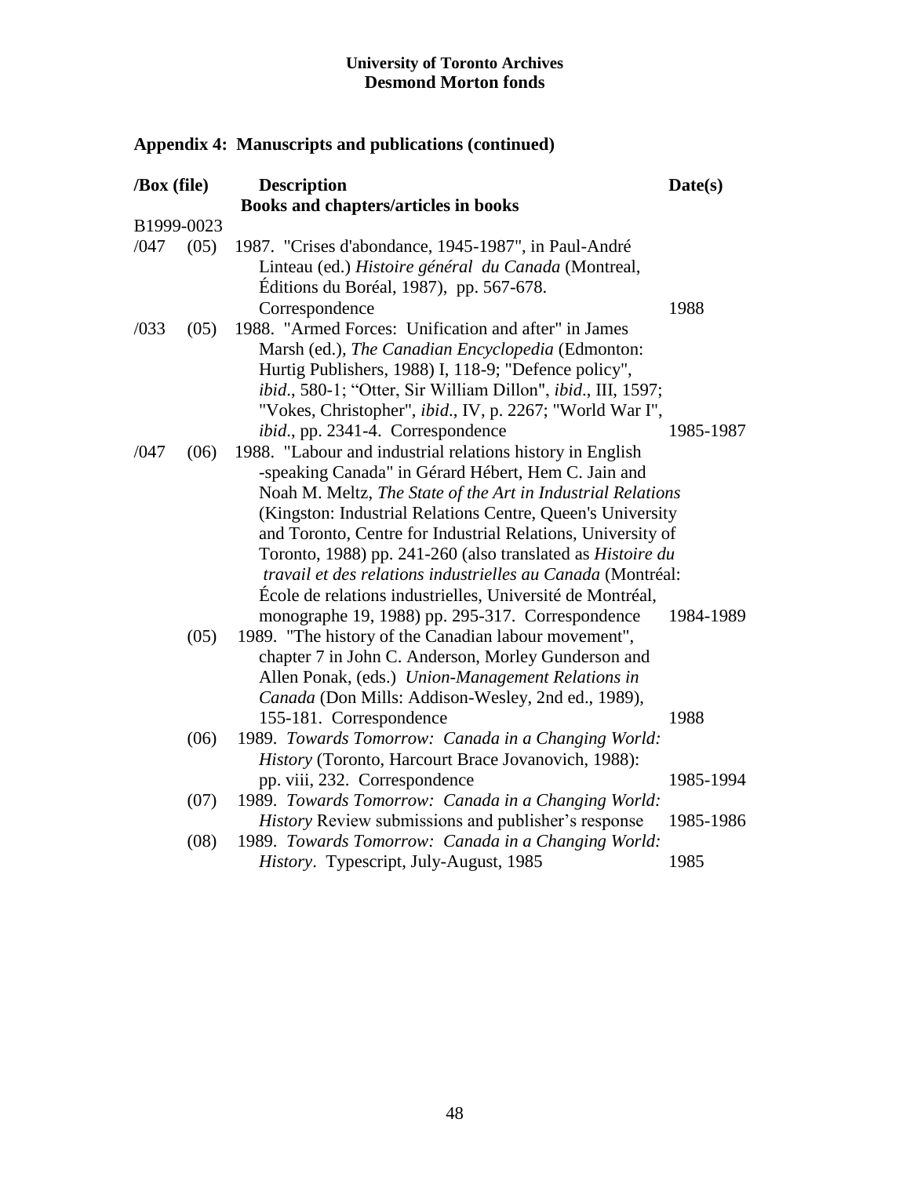**University of Toronto Archives**
**Desmond Morton fonds**

## Appendix 4: Manuscripts and publications (continued)

| /Box (file) | | Description | Date(s) |
|---|---|---|---|
| | | **Books and chapters/articles in books** | |
| B1999-0023 | | | |
| /047 | (05) | 1987. "Crises d'abondance, 1945-1987", in Paul-André Linteau (ed.) *Histoire général du Canada* (Montreal, Éditions du Boréal, 1987), pp. 567-678. Correspondence | 1988 |
| /033 | (05) | 1988. "Armed Forces: Unification and after" in James Marsh (ed.), *The Canadian Encyclopedia* (Edmonton: Hurtig Publishers, 1988) I, 118-9; "Defence policy", *ibid*., 580-1; "Otter, Sir William Dillon", *ibid*., III, 1597; "Vokes, Christopher", *ibid*., IV, p. 2267; "World War I", *ibid*., pp. 2341-4. Correspondence | 1985-1987 |
| /047 | (06) | 1988. "Labour and industrial relations history in English -speaking Canada" in Gérard Hébert, Hem C. Jain and Noah M. Meltz, *The State of the Art in Industrial Relations* (Kingston: Industrial Relations Centre, Queen's University and Toronto, Centre for Industrial Relations, University of Toronto, 1988) pp. 241-260 (also translated as *Histoire du travail et des relations industrielles au Canada* (Montréal: École de relations industrielles, Université de Montréal, monographe 19, 1988) pp. 295-317. Correspondence | 1984-1989 |
| | (05) | 1989. "The history of the Canadian labour movement", chapter 7 in John C. Anderson, Morley Gunderson and Allen Ponak, (eds.) *Union-Management Relations in Canada* (Don Mills: Addison-Wesley, 2nd ed., 1989), 155-181. Correspondence | 1988 |
| | (06) | 1989. *Towards Tomorrow: Canada in a Changing World: History* (Toronto, Harcourt Brace Jovanovich, 1988): pp. viii, 232. Correspondence | 1985-1994 |
| | (07) | 1989. *Towards Tomorrow: Canada in a Changing World: History* Review submissions and publisher's response | 1985-1986 |
| | (08) | 1989. *Towards Tomorrow: Canada in a Changing World: History*. Typescript, July-August, 1985 | 1985 |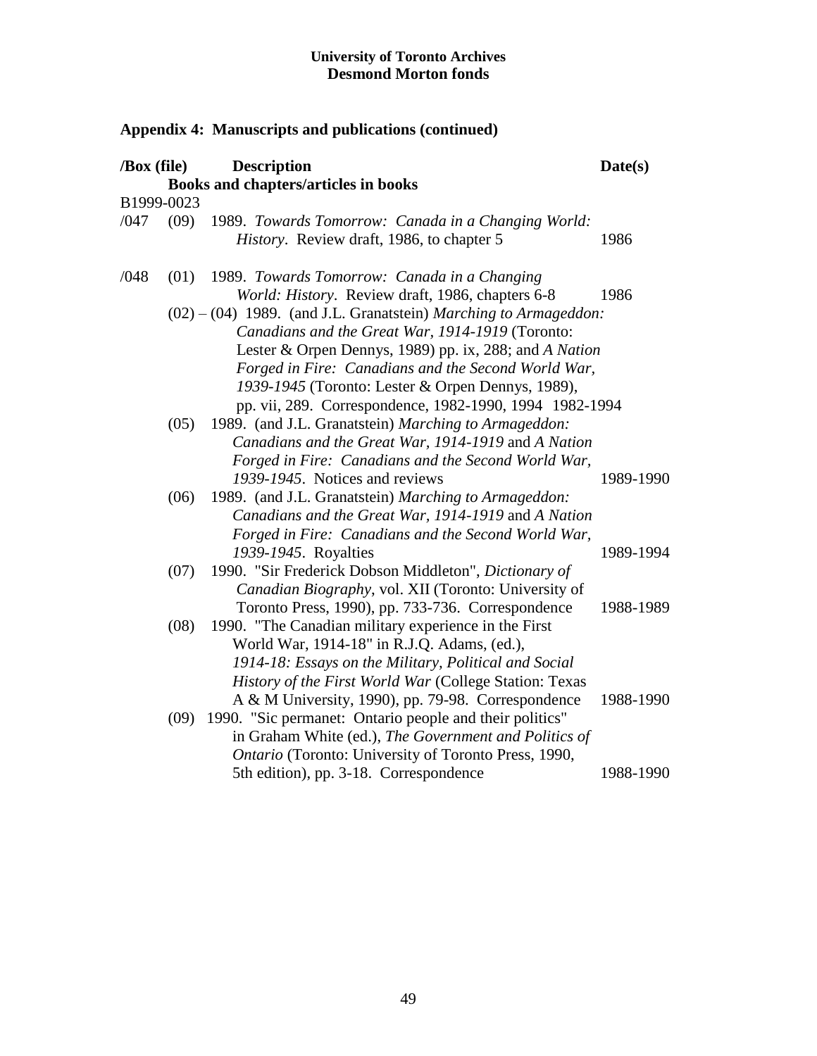**University of Toronto Archives**
**Desmond Morton fonds**

## Appendix 4: Manuscripts and publications (continued)

| /Box (file) | | Description | Date(s) |
|---|---|---|---|
| | | **Books and chapters/articles in books** | |
| B1999-0023 | | | |
| /047 | (09) | 1989. *Towards Tomorrow: Canada in a Changing World: History*. Review draft, 1986, to chapter 5 | 1986 |
| /048 | (01) | 1989. *Towards Tomorrow: Canada in a Changing World: History*. Review draft, 1986, chapters 6-8 | 1986 |
| | (02) – (04) | 1989. (and J.L. Granatstein) *Marching to Armageddon: Canadians and the Great War, 1914-1919* (Toronto: Lester & Orpen Dennys, 1989) pp. ix, 288; and *A Nation Forged in Fire: Canadians and the Second World War, 1939-1945* (Toronto: Lester & Orpen Dennys, 1989), pp. vii, 289. Correspondence, 1982-1990, 1994 | 1982-1994 |
| | (05) | 1989. (and J.L. Granatstein) *Marching to Armageddon: Canadians and the Great War, 1914-1919* and *A Nation Forged in Fire: Canadians and the Second World War, 1939-1945*. Notices and reviews | 1989-1990 |
| | (06) | 1989. (and J.L. Granatstein) *Marching to Armageddon: Canadians and the Great War, 1914-1919* and *A Nation Forged in Fire: Canadians and the Second World War, 1939-1945*. Royalties | 1989-1994 |
| | (07) | 1990. "Sir Frederick Dobson Middleton", *Dictionary of Canadian Biography*, vol. XII (Toronto: University of Toronto Press, 1990), pp. 733-736. Correspondence | 1988-1989 |
| | (08) | 1990. "The Canadian military experience in the First World War, 1914-18" in R.J.Q. Adams, (ed.), *1914-18: Essays on the Military, Political and Social History of the First World War* (College Station: Texas A & M University, 1990), pp. 79-98. Correspondence | 1988-1990 |
| | (09) | 1990. "Sic permanet: Ontario people and their politics" in Graham White (ed.), *The Government and Politics of Ontario* (Toronto: University of Toronto Press, 1990, 5th edition), pp. 3-18. Correspondence | 1988-1990 |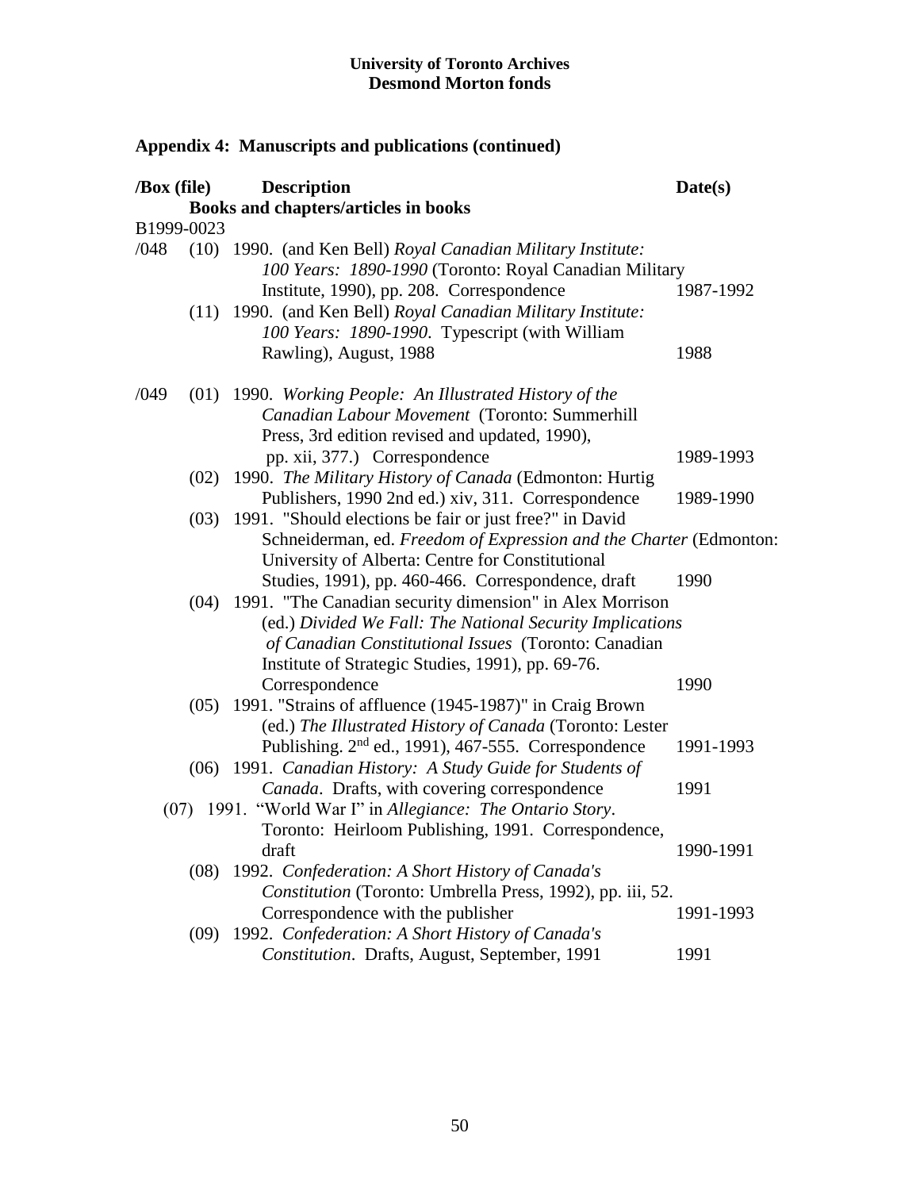**University of Toronto Archives**
**Desmond Morton fonds**

## Appendix 4: Manuscripts and publications (continued)

| /Box (file) | | Description | Date(s) |
|---|---|---|---|
| | | **Books and chapters/articles in books** | |
| B1999-0023 | | | |
| /048 | (10) | 1990. (and Ken Bell) *Royal Canadian Military Institute: 100 Years: 1890-1990* (Toronto: Royal Canadian Military Institute, 1990), pp. 208. Correspondence | 1987-1992 |
| | (11) | 1990. (and Ken Bell) *Royal Canadian Military Institute: 100 Years: 1890-1990*. Typescript (with William Rawling), August, 1988 | 1988 |
| /049 | (01) | 1990. *Working People: An Illustrated History of the Canadian Labour Movement* (Toronto: Summerhill Press, 3rd edition revised and updated, 1990), pp. xii, 377.) Correspondence | 1989-1993 |
| | (02) | 1990. *The Military History of Canada* (Edmonton: Hurtig Publishers, 1990 2nd ed.) xiv, 311. Correspondence | 1989-1990 |
| | (03) | 1991. "Should elections be fair or just free?" in David Schneiderman, ed. *Freedom of Expression and the Charter* (Edmonton: University of Alberta: Centre for Constitutional Studies, 1991), pp. 460-466. Correspondence, draft | 1990 |
| | (04) | 1991. "The Canadian security dimension" in Alex Morrison (ed.) *Divided We Fall: The National Security Implications of Canadian Constitutional Issues* (Toronto: Canadian Institute of Strategic Studies, 1991), pp. 69-76. Correspondence | 1990 |
| | (05) | 1991. "Strains of affluence (1945-1987)" in Craig Brown (ed.) *The Illustrated History of Canada* (Toronto: Lester Publishing. 2nd ed., 1991), 467-555. Correspondence | 1991-1993 |
| | (06) | 1991. *Canadian History: A Study Guide for Students of Canada*. Drafts, with covering correspondence | 1991 |
| | (07) | 1991. "World War I" in *Allegiance: The Ontario Story*. Toronto: Heirloom Publishing, 1991. Correspondence, draft | 1990-1991 |
| | (08) | 1992. *Confederation: A Short History of Canada's Constitution* (Toronto: Umbrella Press, 1992), pp. iii, 52. Correspondence with the publisher | 1991-1993 |
| | (09) | 1992. *Confederation: A Short History of Canada's Constitution*. Drafts, August, September, 1991 | 1991 |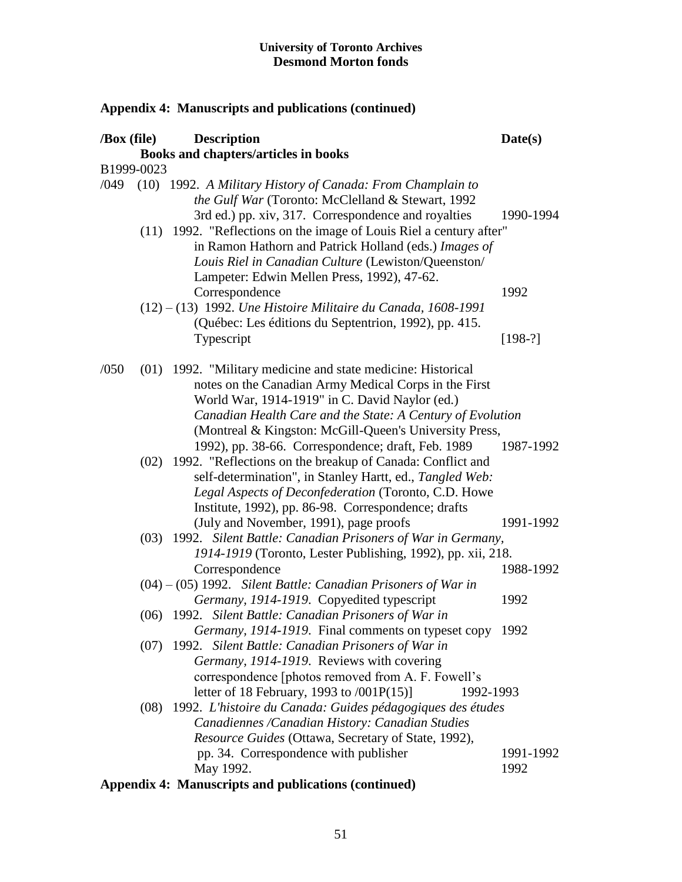**University of Toronto Archives**
**Desmond Morton fonds**

## Appendix 4: Manuscripts and publications (continued)

| /Box (file) | Description | Date(s) |
|---|---|---|
| | **Books and chapters/articles in books** | |
| B1999-0023 | | |
| /049 (10) | 1992. *A Military History of Canada: From Champlain to the Gulf War* (Toronto: McClelland & Stewart, 1992 3rd ed.) pp. xiv, 317. Correspondence and royalties | 1990-1994 |
| (11) | 1992. "Reflections on the image of Louis Riel a century after" in Ramon Hathorn and Patrick Holland (eds.) *Images of Louis Riel in Canadian Culture* (Lewiston/Queenston/ Lampeter: Edwin Mellen Press, 1992), 47-62. Correspondence | 1992 |
| (12) – (13) | 1992. *Une Histoire Militaire du Canada, 1608-1991* (Québec: Les éditions du Septentrion, 1992), pp. 415. Typescript | [198-?] |
| /050 (01) | 1992. "Military medicine and state medicine: Historical notes on the Canadian Army Medical Corps in the First World War, 1914-1919" in C. David Naylor (ed.) *Canadian Health Care and the State: A Century of Evolution* (Montreal & Kingston: McGill-Queen's University Press, 1992), pp. 38-66. Correspondence; draft, Feb. 1989 | 1987-1992 |
| (02) | 1992. "Reflections on the breakup of Canada: Conflict and self-determination", in Stanley Hartt, ed., *Tangled Web: Legal Aspects of Deconfederation* (Toronto, C.D. Howe Institute, 1992), pp. 86-98. Correspondence; drafts (July and November, 1991), page proofs | 1991-1992 |
| (03) | 1992. *Silent Battle: Canadian Prisoners of War in Germany, 1914-1919* (Toronto, Lester Publishing, 1992), pp. xii, 218. Correspondence | 1988-1992 |
| (04) – (05) | 1992. *Silent Battle: Canadian Prisoners of War in Germany, 1914-1919*. Copyedited typescript | 1992 |
| (06) | 1992. *Silent Battle: Canadian Prisoners of War in Germany, 1914-1919*. Final comments on typeset copy | 1992 |
| (07) | 1992. *Silent Battle: Canadian Prisoners of War in Germany, 1914-1919*. Reviews with covering correspondence [photos removed from A. F. Fowell's letter of 18 February, 1993 to /001P(15)] | 1992-1993 |
| (08) | 1992. *L'histoire du Canada: Guides pédagogiques des études Canadiennes /Canadian History: Canadian Studies Resource Guides* (Ottawa, Secretary of State, 1992), pp. 34. Correspondence with publisher May 1992. | 1991-1992 1992 |

## Appendix 4: Manuscripts and publications (continued)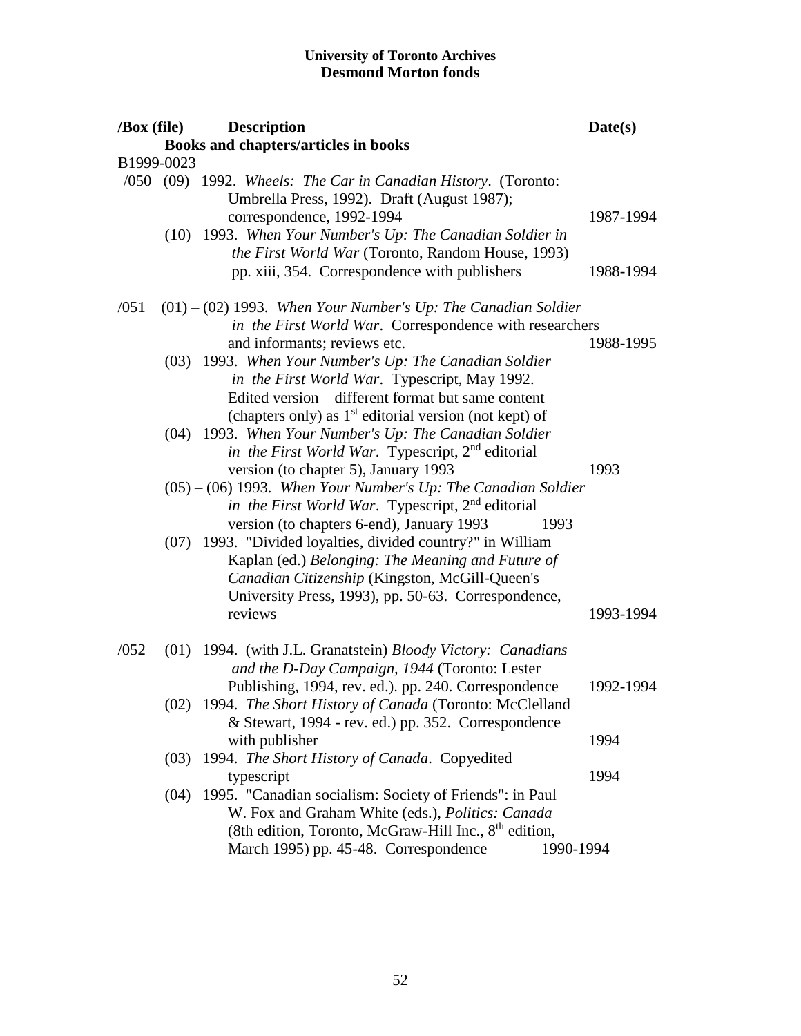**University of Toronto Archives**
**Desmond Morton fonds**

| /Box (file) | Description | Date(s) |
|---|---|---|
| | **Books and chapters/articles in books** | |
| B1999-0023 | | |
| /050 (09) | 1992. *Wheels: The Car in Canadian History*. (Toronto: Umbrella Press, 1992). Draft (August 1987); correspondence, 1992-1994 | 1987-1994 |
| (10) | 1993. *When Your Number's Up: The Canadian Soldier in the First World War* (Toronto, Random House, 1993) pp. xiii, 354. Correspondence with publishers | 1988-1994 |
| /051 (01) – (02) | 1993. *When Your Number's Up: The Canadian Soldier in the First World War*. Correspondence with researchers and informants; reviews etc. | 1988-1995 |
| (03) | 1993. *When Your Number's Up: The Canadian Soldier in the First World War*. Typescript, May 1992. Edited version – different format but same content (chapters only) as 1st editorial version (not kept) of | |
| (04) | 1993. *When Your Number's Up: The Canadian Soldier in the First World War*. Typescript, 2nd editorial version (to chapter 5), January 1993 | 1993 |
| (05) – (06) | 1993. *When Your Number's Up: The Canadian Soldier in the First World War*. Typescript, 2nd editorial version (to chapters 6-end), January 1993 | 1993 |
| (07) | 1993. "Divided loyalties, divided country?" in William Kaplan (ed.) *Belonging: The Meaning and Future of Canadian Citizenship* (Kingston, McGill-Queen's University Press, 1993), pp. 50-63. Correspondence, reviews | 1993-1994 |
| /052 (01) | 1994. (with J.L. Granatstein) *Bloody Victory: Canadians and the D-Day Campaign, 1944* (Toronto: Lester Publishing, 1994, rev. ed.). pp. 240. Correspondence | 1992-1994 |
| (02) | 1994. *The Short History of Canada* (Toronto: McClelland & Stewart, 1994 - rev. ed.) pp. 352. Correspondence with publisher | 1994 |
| (03) | 1994. *The Short History of Canada*. Copyedited typescript | 1994 |
| (04) | 1995. "Canadian socialism: Society of Friends": in Paul W. Fox and Graham White (eds.), *Politics: Canada* (8th edition, Toronto, McGraw-Hill Inc., 8th edition, March 1995) pp. 45-48. Correspondence | 1990-1994 |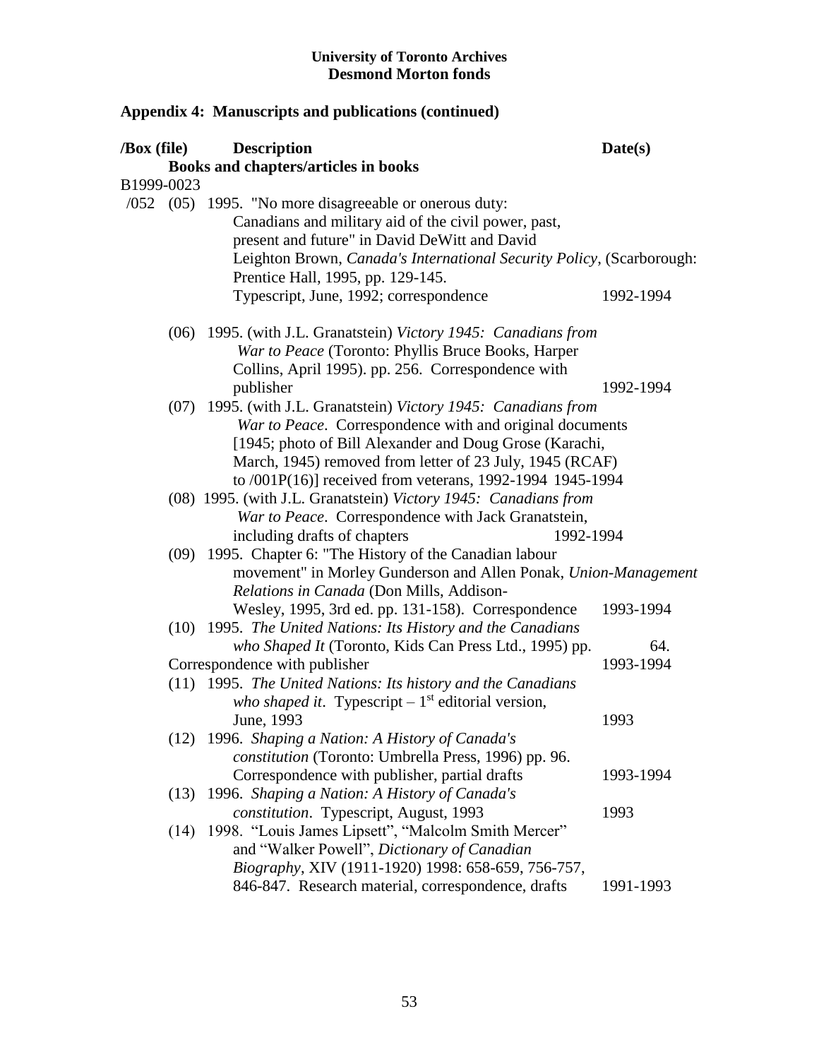**University of Toronto Archives**
**Desmond Morton fonds**

## Appendix 4: Manuscripts and publications (continued)

| /Box (file) | Description | Date(s) |
|---|---|---|
| | **Books and chapters/articles in books** | |
| B1999-0023 | | |
| /052 (05) | 1995. "No more disagreeable or onerous duty: Canadians and military aid of the civil power, past, present and future" in David DeWitt and David Leighton Brown, *Canada's International Security Policy*, (Scarborough: Prentice Hall, 1995, pp. 129-145. Typescript, June, 1992; correspondence | 1992-1994 |
| (06) | 1995. (with J.L. Granatstein) *Victory 1945: Canadians from War to Peace* (Toronto: Phyllis Bruce Books, Harper Collins, April 1995). pp. 256. Correspondence with publisher | 1992-1994 |
| (07) | 1995. (with J.L. Granatstein) *Victory 1945: Canadians from War to Peace*. Correspondence with and original documents [1945; photo of Bill Alexander and Doug Grose (Karachi, March, 1945) removed from letter of 23 July, 1945 (RCAF) to /001P(16)] received from veterans, 1992-1994 | 1945-1994 |
| (08) | 1995. (with J.L. Granatstein) *Victory 1945: Canadians from War to Peace*. Correspondence with Jack Granatstein, including drafts of chapters | 1992-1994 |
| (09) | 1995. Chapter 6: "The History of the Canadian labour movement" in Morley Gunderson and Allen Ponak, *Union-Management Relations in Canada* (Don Mills, Addison-Wesley, 1995, 3rd ed. pp. 131-158). Correspondence | 1993-1994 |
| (10) | 1995. *The United Nations: Its History and the Canadians who Shaped It* (Toronto, Kids Can Press Ltd., 1995) pp. 64. Correspondence with publisher | 1993-1994 |
| (11) | 1995. *The United Nations: Its history and the Canadians who shaped it*. Typescript – 1st editorial version, June, 1993 | 1993 |
| (12) | 1996. *Shaping a Nation: A History of Canada's constitution* (Toronto: Umbrella Press, 1996) pp. 96. Correspondence with publisher, partial drafts | 1993-1994 |
| (13) | 1996. *Shaping a Nation: A History of Canada's constitution*. Typescript, August, 1993 | 1993 |
| (14) | 1998. "Louis James Lipsett", "Malcolm Smith Mercer" and "Walker Powell", *Dictionary of Canadian Biography*, XIV (1911-1920) 1998: 658-659, 756-757, 846-847. Research material, correspondence, drafts | 1991-1993 |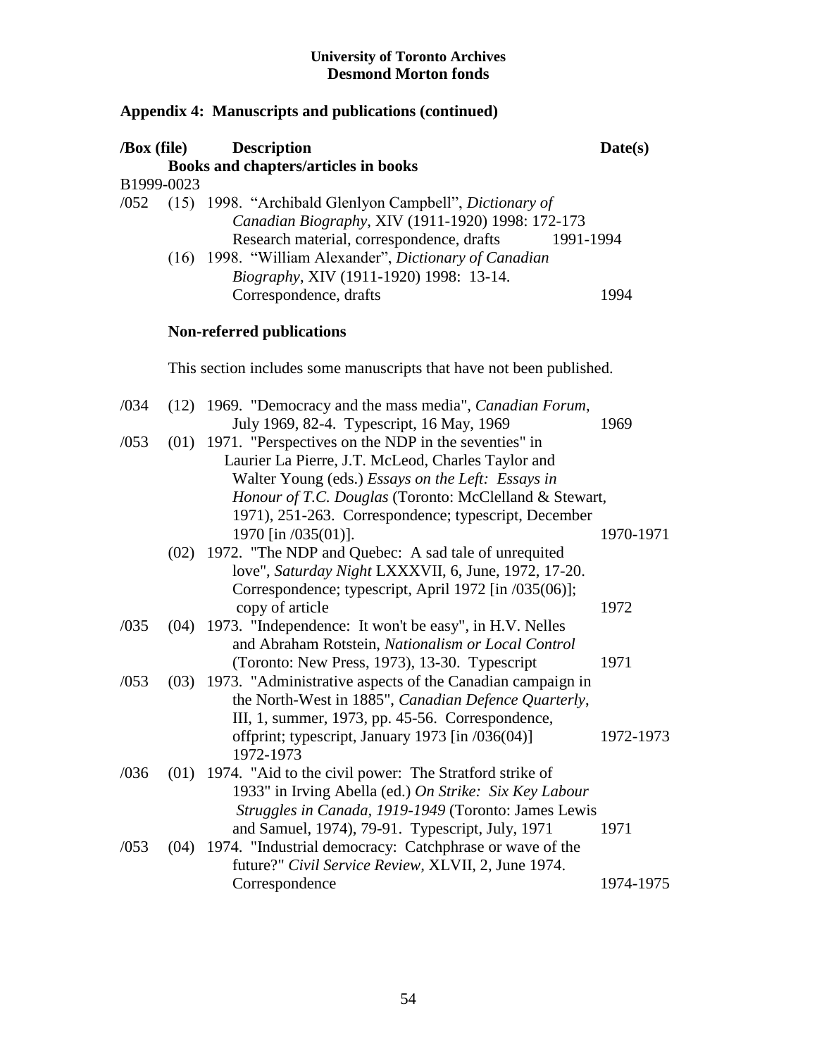## Appendix 4: Manuscripts and publications (continued)

| /Box (file) | | Description | Date(s) |
|---|---|---|---|
| | | **Books and chapters/articles in books** | |
| B1999-0023 | | | |
| /052 | (15) | 1998. "Archibald Glenlyon Campbell", *Dictionary of Canadian Biography*, XIV (1911-1920) 1998: 172-173 Research material, correspondence, drafts | 1991-1994 |
| | (16) | 1998. "William Alexander", *Dictionary of Canadian Biography*, XIV (1911-1920) 1998: 13-14. Correspondence, drafts | 1994 |
| | | **Non-referred publications** | |
| | | This section includes some manuscripts that have not been published. | |
| /034 | (12) | 1969. "Democracy and the mass media", *Canadian Forum*, July 1969, 82-4. Typescript, 16 May, 1969 | 1969 |
| /053 | (01) | 1971. "Perspectives on the NDP in the seventies" in Laurier La Pierre, J.T. McLeod, Charles Taylor and Walter Young (eds.) *Essays on the Left: Essays in Honour of T.C. Douglas* (Toronto: McClelland & Stewart, 1971), 251-263. Correspondence; typescript, December 1970 [in /035(01)]. | 1970-1971 |
| | (02) | 1972. "The NDP and Quebec: A sad tale of unrequited love", *Saturday Night* LXXXVII, 6, June, 1972, 17-20. Correspondence; typescript, April 1972 [in /035(06)]; copy of article | 1972 |
| /035 | (04) | 1973. "Independence: It won't be easy", in H.V. Nelles and Abraham Rotstein, *Nationalism or Local Control* (Toronto: New Press, 1973), 13-30. Typescript | 1971 |
| /053 | (03) | 1973. "Administrative aspects of the Canadian campaign in the North-West in 1885", *Canadian Defence Quarterly*, III, 1, summer, 1973, pp. 45-56. Correspondence, offprint; typescript, January 1973 [in /036(04)] 1972-1973 | 1972-1973 |
| /036 | (01) | 1974. "Aid to the civil power: The Stratford strike of 1933" in Irving Abella (ed.) *On Strike: Six Key Labour Struggles in Canada, 1919-1949* (Toronto: James Lewis and Samuel, 1974), 79-91. Typescript, July, 1971 | 1971 |
| /053 | (04) | 1974. "Industrial democracy: Catchphrase or wave of the future?" *Civil Service Review*, XLVII, 2, June 1974. Correspondence | 1974-1975 |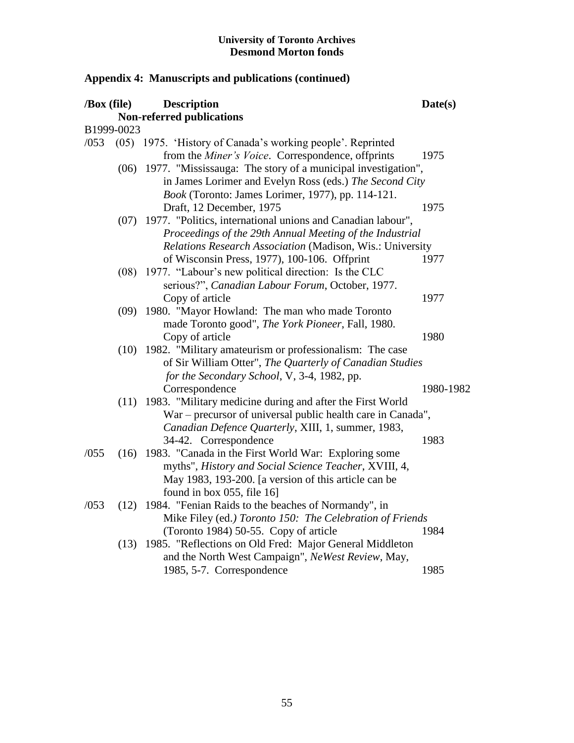**University of Toronto Archives**
**Desmond Morton fonds**

## Appendix 4: Manuscripts and publications (continued)

| /Box (file) | | Description | Date(s) |
|---|---|---|---|
| | | **Non-referred publications** | |
| B1999-0023 | | | |
| /053 | (05) | 1975. 'History of Canada's working people'. Reprinted from the *Miner's Voice*. Correspondence, offprints | 1975 |
| | (06) | 1977. "Mississauga: The story of a municipal investigation", in James Lorimer and Evelyn Ross (eds.) *The Second City Book* (Toronto: James Lorimer, 1977), pp. 114-121. Draft, 12 December, 1975 | 1975 |
| | (07) | 1977. "Politics, international unions and Canadian labour", *Proceedings of the 29th Annual Meeting of the Industrial Relations Research Association* (Madison, Wis.: University of Wisconsin Press, 1977), 100-106. Offprint | 1977 |
| | (08) | 1977. "Labour's new political direction: Is the CLC serious?", *Canadian Labour Forum*, October, 1977. Copy of article | 1977 |
| | (09) | 1980. "Mayor Howland: The man who made Toronto made Toronto good", *The York Pioneer*, Fall, 1980. Copy of article | 1980 |
| | (10) | 1982. "Military amateurism or professionalism: The case of Sir William Otter", *The Quarterly of Canadian Studies for the Secondary School*, V, 3-4, 1982, pp. Correspondence | 1980-1982 |
| | (11) | 1983. "Military medicine during and after the First World War – precursor of universal public health care in Canada", *Canadian Defence Quarterly*, XIII, 1, summer, 1983, 34-42. Correspondence | 1983 |
| /055 | (16) | 1983. "Canada in the First World War: Exploring some myths", *History and Social Science Teacher*, XVIII, 4, May 1983, 193-200. [a version of this article can be found in box 055, file 16] | |
| /053 | (12) | 1984. "Fenian Raids to the beaches of Normandy", in Mike Filey (ed.) *Toronto 150: The Celebration of Friends* (Toronto 1984) 50-55. Copy of article | 1984 |
| | (13) | 1985. "Reflections on Old Fred: Major General Middleton and the North West Campaign", *NeWest Review*, May, 1985, 5-7. Correspondence | 1985 |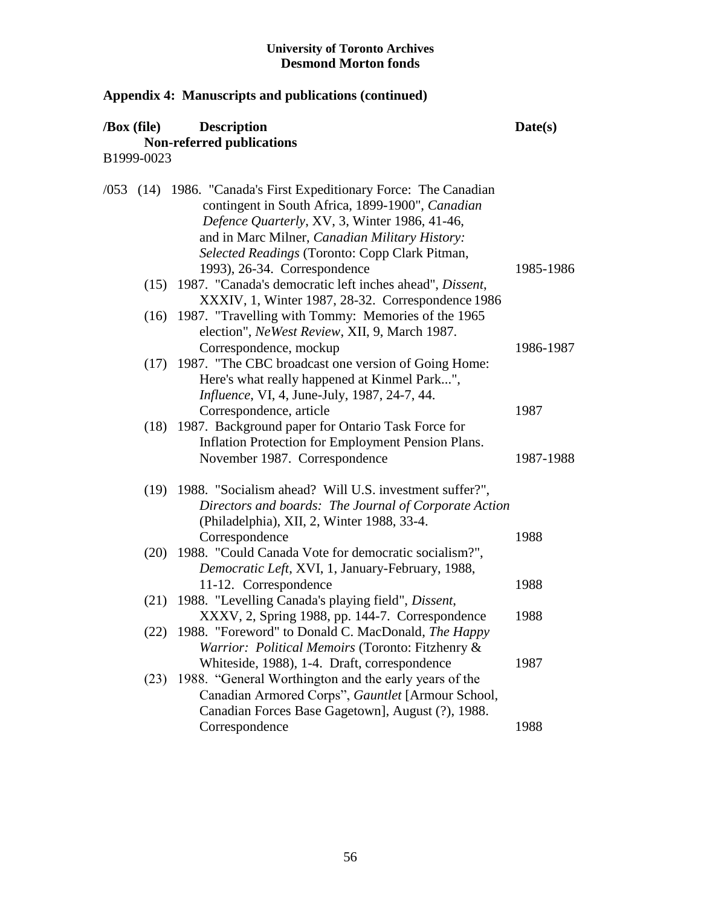**University of Toronto Archives**
**Desmond Morton fonds**

## Appendix 4: Manuscripts and publications (continued)

| /Box (file) | Description | Date(s) |
|---|---|---|
| | **Non-referred publications** | |
| B1999-0023 | | |
| /053 (14) | 1986. "Canada's First Expeditionary Force: The Canadian contingent in South Africa, 1899-1900", *Canadian Defence Quarterly*, XV, 3, Winter 1986, 41-46, and in Marc Milner, *Canadian Military History: Selected Readings* (Toronto: Copp Clark Pitman, 1993), 26-34. Correspondence | 1985-1986 |
| (15) | 1987. "Canada's democratic left inches ahead", *Dissent*, XXXIV, 1, Winter 1987, 28-32. Correspondence | 1986 |
| (16) | 1987. "Travelling with Tommy: Memories of the 1965 election", *NeWest Review*, XII, 9, March 1987. Correspondence, mockup | 1986-1987 |
| (17) | 1987. "The CBC broadcast one version of Going Home: Here's what really happened at Kinmel Park...", *Influence*, VI, 4, June-July, 1987, 24-7, 44. Correspondence, article | 1987 |
| (18) | 1987. Background paper for Ontario Task Force for Inflation Protection for Employment Pension Plans. November 1987. Correspondence | 1987-1988 |
| (19) | 1988. "Socialism ahead? Will U.S. investment suffer?", *Directors and boards: The Journal of Corporate Action* (Philadelphia), XII, 2, Winter 1988, 33-4. Correspondence | 1988 |
| (20) | 1988. "Could Canada Vote for democratic socialism?", *Democratic Left*, XVI, 1, January-February, 1988, 11-12. Correspondence | 1988 |
| (21) | 1988. "Levelling Canada's playing field", *Dissent*, XXXV, 2, Spring 1988, pp. 144-7. Correspondence | 1988 |
| (22) | 1988. "Foreword" to Donald C. MacDonald, *The Happy Warrior: Political Memoirs* (Toronto: Fitzhenry & Whiteside, 1988), 1-4. Draft, correspondence | 1987 |
| (23) | 1988. "General Worthington and the early years of the Canadian Armored Corps", *Gauntlet* [Armour School, Canadian Forces Base Gagetown], August (?), 1988. Correspondence | 1988 |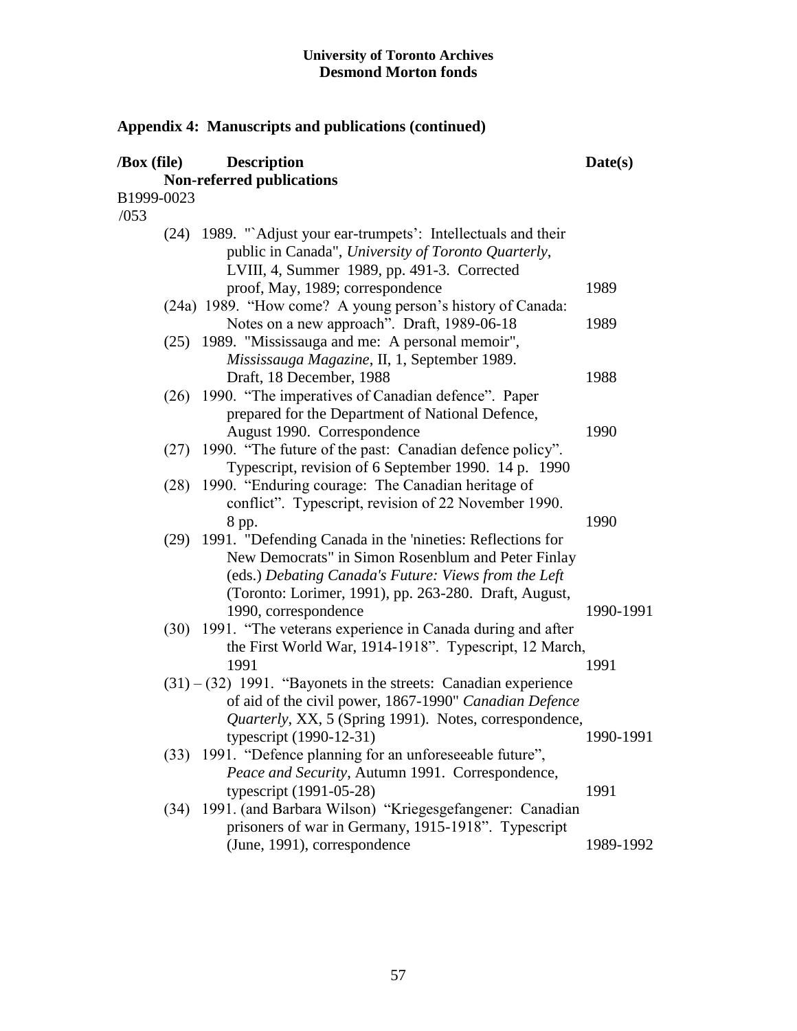**University of Toronto Archives**
**Desmond Morton fonds**

## Appendix 4: Manuscripts and publications (continued)

| /Box (file) | Description | Date(s) |
|---|---|---|
| | **Non-referred publications** | |
| B1999-0023 /053 | | |
| (24) | 1989. "`Adjust your ear-trumpets': Intellectuals and their public in Canada", *University of Toronto Quarterly*, LVIII, 4, Summer 1989, pp. 491-3. Corrected proof, May, 1989; correspondence | 1989 |
| (24a) | 1989. "How come? A young person's history of Canada: Notes on a new approach". Draft, 1989-06-18 | 1989 |
| (25) | 1989. "Mississauga and me: A personal memoir", *Mississauga Magazine*, II, 1, September 1989. Draft, 18 December, 1988 | 1988 |
| (26) | 1990. "The imperatives of Canadian defence". Paper prepared for the Department of National Defence, August 1990. Correspondence | 1990 |
| (27) | 1990. "The future of the past: Canadian defence policy". Typescript, revision of 6 September 1990. 14 p. | 1990 |
| (28) | 1990. "Enduring courage: The Canadian heritage of conflict". Typescript, revision of 22 November 1990. 8 pp. | 1990 |
| (29) | 1991. "Defending Canada in the 'nineties: Reflections for New Democrats" in Simon Rosenblum and Peter Finlay (eds.) *Debating Canada's Future: Views from the Left* (Toronto: Lorimer, 1991), pp. 263-280. Draft, August, 1990, correspondence | 1990-1991 |
| (30) | 1991. "The veterans experience in Canada during and after the First World War, 1914-1918". Typescript, 12 March, 1991 | 1991 |
| (31) – (32) | 1991. "Bayonets in the streets: Canadian experience of aid of the civil power, 1867-1990" *Canadian Defence Quarterly*, XX, 5 (Spring 1991). Notes, correspondence, typescript (1990-12-31) | 1990-1991 |
| (33) | 1991. "Defence planning for an unforeseeable future", *Peace and Security*, Autumn 1991. Correspondence, typescript (1991-05-28) | 1991 |
| (34) | 1991. (and Barbara Wilson) "Kriegesgefangener: Canadian prisoners of war in Germany, 1915-1918". Typescript (June, 1991), correspondence | 1989-1992 |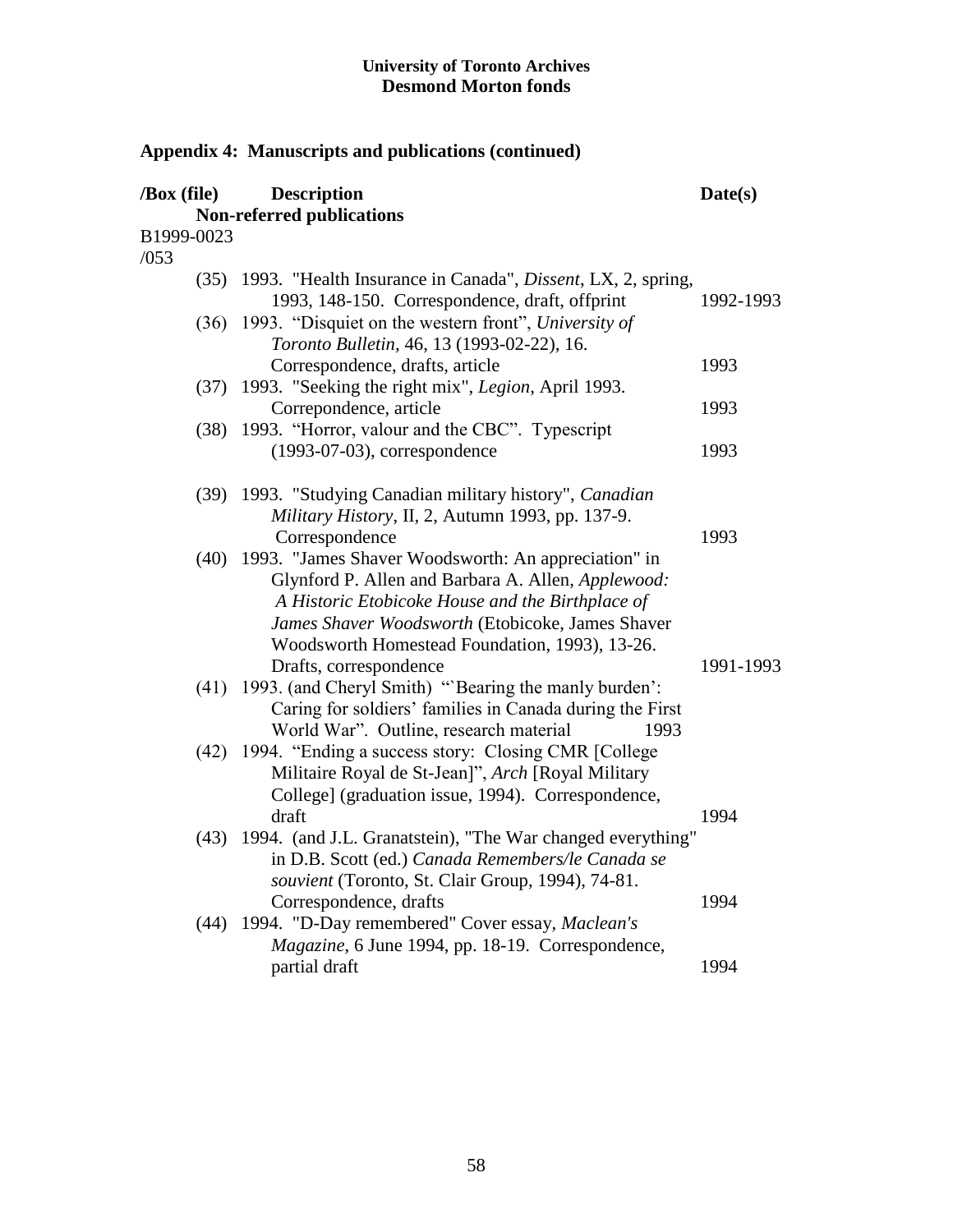**University of Toronto Archives**
**Desmond Morton fonds**

## Appendix 4: Manuscripts and publications (continued)

| /Box (file) | Description | Date(s) |
|---|---|---|
| | **Non-referred publications** | |
| B1999-0023 /053 | | |
| (35) | 1993. "Health Insurance in Canada", *Dissent*, LX, 2, spring, 1993, 148-150. Correspondence, draft, offprint | 1992-1993 |
| (36) | 1993. "Disquiet on the western front", *University of Toronto Bulletin*, 46, 13 (1993-02-22), 16. Correspondence, drafts, article | 1993 |
| (37) | 1993. "Seeking the right mix", *Legion*, April 1993. Correpondence, article | 1993 |
| (38) | 1993. "Horror, valour and the CBC". Typescript (1993-07-03), correspondence | 1993 |
| (39) | 1993. "Studying Canadian military history", *Canadian Military History*, II, 2, Autumn 1993, pp. 137-9. Correspondence | 1993 |
| (40) | 1993. "James Shaver Woodsworth: An appreciation" in Glynford P. Allen and Barbara A. Allen, *Applewood: A Historic Etobicoke House and the Birthplace of James Shaver Woodsworth* (Etobicoke, James Shaver Woodsworth Homestead Foundation, 1993), 13-26. Drafts, correspondence | 1991-1993 |
| (41) | 1993. (and Cheryl Smith) "`Bearing the manly burden': Caring for soldiers' families in Canada during the First World War". Outline, research material | 1993 |
| (42) | 1994. "Ending a success story: Closing CMR [College Militaire Royal de St-Jean]", *Arch* [Royal Military College] (graduation issue, 1994). Correspondence, draft | 1994 |
| (43) | 1994. (and J.L. Granatstein), "The War changed everything" in D.B. Scott (ed.) *Canada Remembers/le Canada se souvient* (Toronto, St. Clair Group, 1994), 74-81. Correspondence, drafts | 1994 |
| (44) | 1994. "D-Day remembered" Cover essay, *Maclean's Magazine*, 6 June 1994, pp. 18-19. Correspondence, partial draft | 1994 |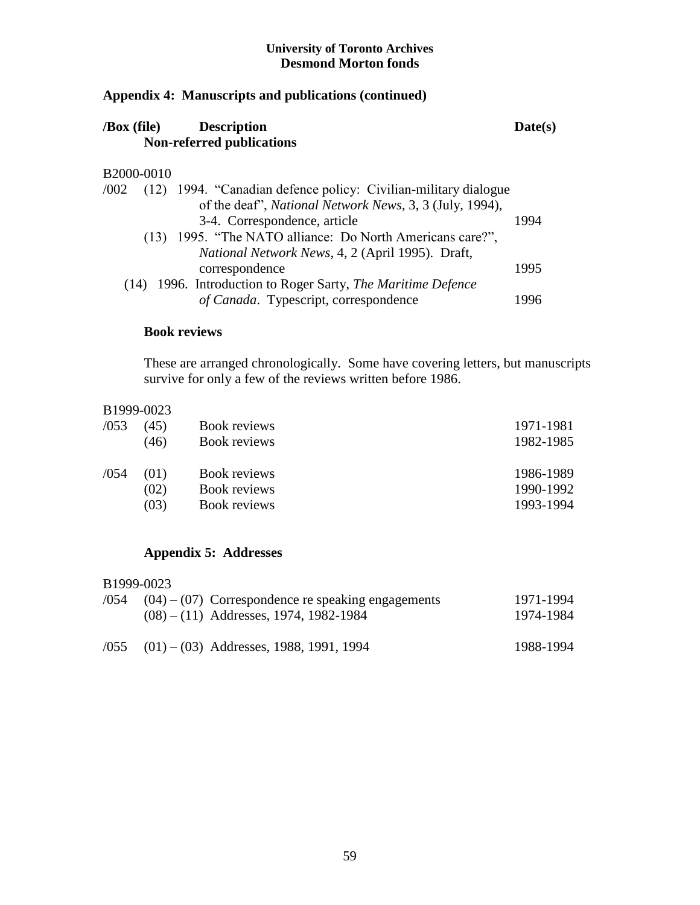# Appendix 4: Manuscripts and publications (continued)

| /Box (file) | | Description | Date(s) |
|---|---|---|---|
| | | **Non-referred publications** | |
| B2000-0010 | | | |
| /002 | (12) | 1994. "Canadian defence policy: Civilian-military dialogue of the deaf", *National Network News*, 3, 3 (July, 1994), 3-4. Correspondence, article | 1994 |
| | (13) | 1995. "The NATO alliance: Do North Americans care?", *National Network News*, 4, 2 (April 1995). Draft, correspondence | 1995 |
| | (14) | 1996. Introduction to Roger Sarty, *The Maritime Defence of Canada*. Typescript, correspondence | 1996 |

### Book reviews

These are arranged chronologically. Some have covering letters, but manuscripts survive for only a few of the reviews written before 1986.

| /Box | (file) | Description | Date(s) |
|---|---|---|---|
| B1999-0023 | | | |
| /053 | (45) | Book reviews | 1971-1981 |
| | (46) | Book reviews | 1982-1985 |
| /054 | (01) | Book reviews | 1986-1989 |
| | (02) | Book reviews | 1990-1992 |
| | (03) | Book reviews | 1993-1994 |

# Appendix 5: Addresses

| /Box | (file) / Description | Date(s) |
|---|---|---|
| B1999-0023 | | |
| /054 | (04) – (07) Correspondence re speaking engagements | 1971-1994 |
| | (08) – (11) Addresses, 1974, 1982-1984 | 1974-1984 |
| /055 | (01) – (03) Addresses, 1988, 1991, 1994 | 1988-1994 |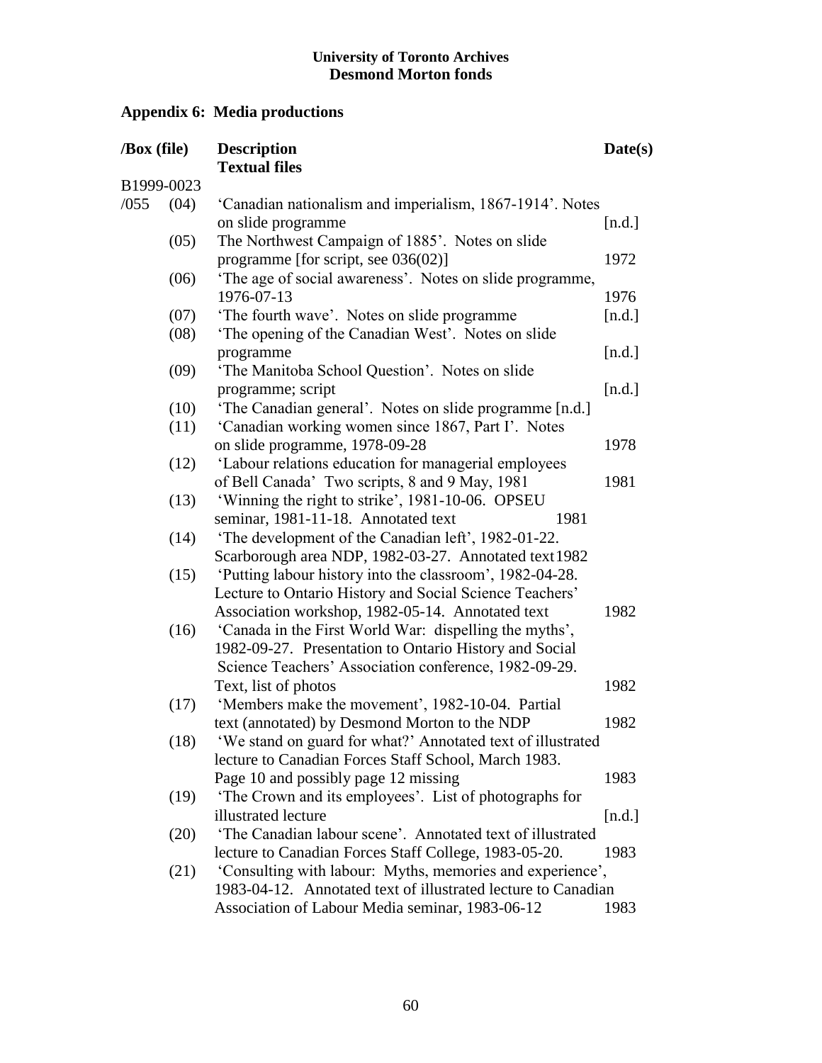**University of Toronto Archives**
**Desmond Morton fonds**

## Appendix 6: Media productions

| /Box (file) | | Description | Date(s) |
|---|---|---|---|
| | | **Textual files** | |
| B1999-0023 | | | |
| /055 | (04) | 'Canadian nationalism and imperialism, 1867-1914'. Notes on slide programme | [n.d.] |
| | (05) | The Northwest Campaign of 1885'. Notes on slide programme [for script, see 036(02)] | 1972 |
| | (06) | 'The age of social awareness'. Notes on slide programme, 1976-07-13 | 1976 |
| | (07) | 'The fourth wave'. Notes on slide programme | [n.d.] |
| | (08) | 'The opening of the Canadian West'. Notes on slide programme | [n.d.] |
| | (09) | 'The Manitoba School Question'. Notes on slide programme; script | [n.d.] |
| | (10) | 'The Canadian general'. Notes on slide programme | [n.d.] |
| | (11) | 'Canadian working women since 1867, Part I'. Notes on slide programme, 1978-09-28 | 1978 |
| | (12) | 'Labour relations education for managerial employees of Bell Canada' Two scripts, 8 and 9 May, 1981 | 1981 |
| | (13) | 'Winning the right to strike', 1981-10-06. OPSEU seminar, 1981-11-18. Annotated text | 1981 |
| | (14) | 'The development of the Canadian left', 1982-01-22. Scarborough area NDP, 1982-03-27. Annotated text | 1982 |
| | (15) | 'Putting labour history into the classroom', 1982-04-28. Lecture to Ontario History and Social Science Teachers' Association workshop, 1982-05-14. Annotated text | 1982 |
| | (16) | 'Canada in the First World War: dispelling the myths', 1982-09-27. Presentation to Ontario History and Social Science Teachers' Association conference, 1982-09-29. Text, list of photos | 1982 |
| | (17) | 'Members make the movement', 1982-10-04. Partial text (annotated) by Desmond Morton to the NDP | 1982 |
| | (18) | 'We stand on guard for what?' Annotated text of illustrated lecture to Canadian Forces Staff School, March 1983. Page 10 and possibly page 12 missing | 1983 |
| | (19) | 'The Crown and its employees'. List of photographs for illustrated lecture | [n.d.] |
| | (20) | 'The Canadian labour scene'. Annotated text of illustrated lecture to Canadian Forces Staff College, 1983-05-20. | 1983 |
| | (21) | 'Consulting with labour: Myths, memories and experience', 1983-04-12. Annotated text of illustrated lecture to Canadian Association of Labour Media seminar, 1983-06-12 | 1983 |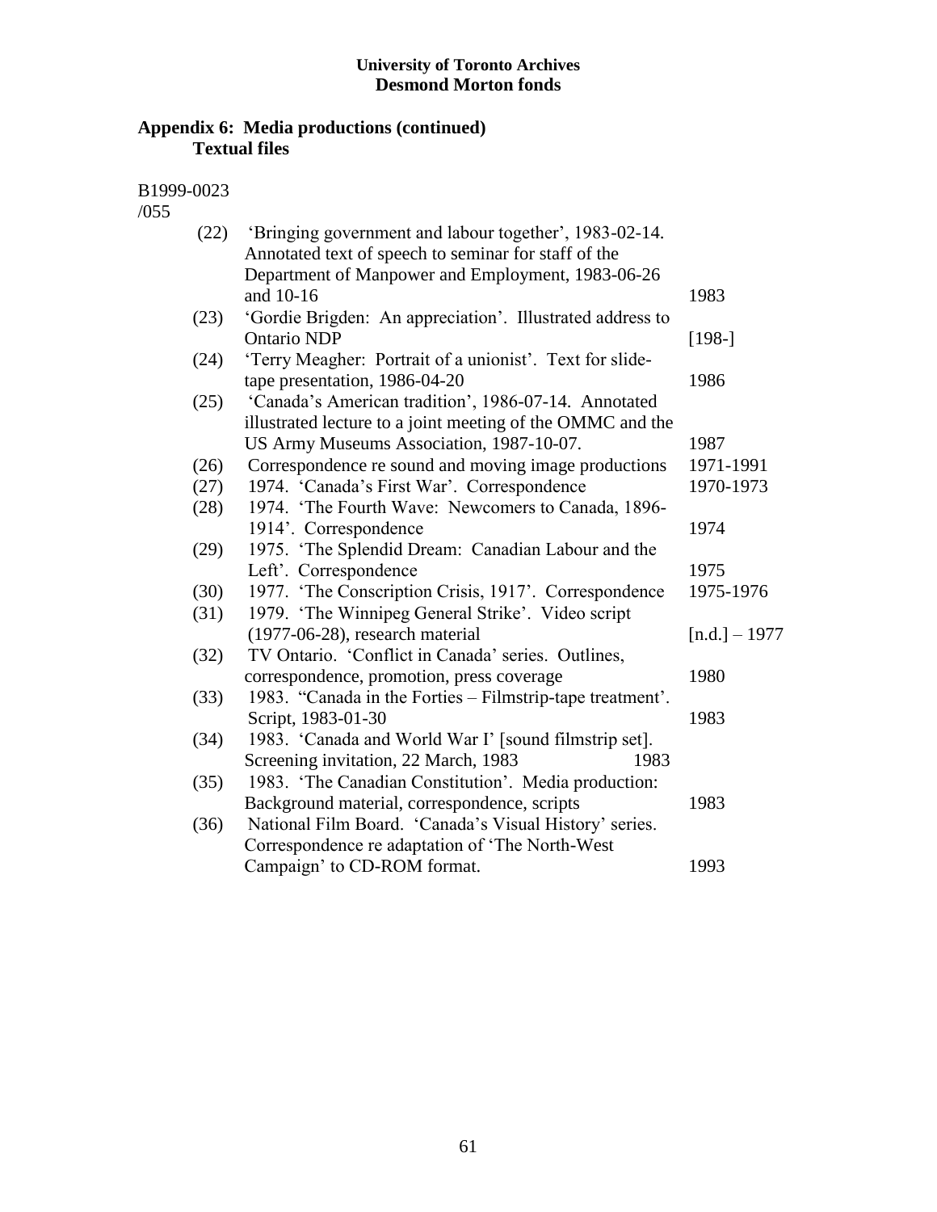University of Toronto Archives
Desmond Morton fonds

## Appendix 6: Media productions (continued)
### Textual files

B1999-0023
/055

| | | |
|---|---|---|
| (22) | 'Bringing government and labour together', 1983-02-14. Annotated text of speech to seminar for staff of the Department of Manpower and Employment, 1983-06-26 and 10-16 | 1983 |
| (23) | 'Gordie Brigden: An appreciation'. Illustrated address to Ontario NDP | [198-] |
| (24) | 'Terry Meagher: Portrait of a unionist'. Text for slide-tape presentation, 1986-04-20 | 1986 |
| (25) | 'Canada's American tradition', 1986-07-14. Annotated illustrated lecture to a joint meeting of the OMMC and the US Army Museums Association, 1987-10-07. | 1987 |
| (26) | Correspondence re sound and moving image productions | 1971-1991 |
| (27) | 1974. 'Canada's First War'. Correspondence | 1970-1973 |
| (28) | 1974. 'The Fourth Wave: Newcomers to Canada, 1896-1914'. Correspondence | 1974 |
| (29) | 1975. 'The Splendid Dream: Canadian Labour and the Left'. Correspondence | 1975 |
| (30) | 1977. 'The Conscription Crisis, 1917'. Correspondence | 1975-1976 |
| (31) | 1979. 'The Winnipeg General Strike'. Video script (1977-06-28), research material | [n.d.] – 1977 |
| (32) | TV Ontario. 'Conflict in Canada' series. Outlines, correspondence, promotion, press coverage | 1980 |
| (33) | 1983. "Canada in the Forties – Filmstrip-tape treatment'. Script, 1983-01-30 | 1983 |
| (34) | 1983. 'Canada and World War I' [sound filmstrip set]. Screening invitation, 22 March, 1983 | 1983 |
| (35) | 1983. 'The Canadian Constitution'. Media production: Background material, correspondence, scripts | 1983 |
| (36) | National Film Board. 'Canada's Visual History' series. Correspondence re adaptation of 'The North-West Campaign' to CD-ROM format. | 1993 |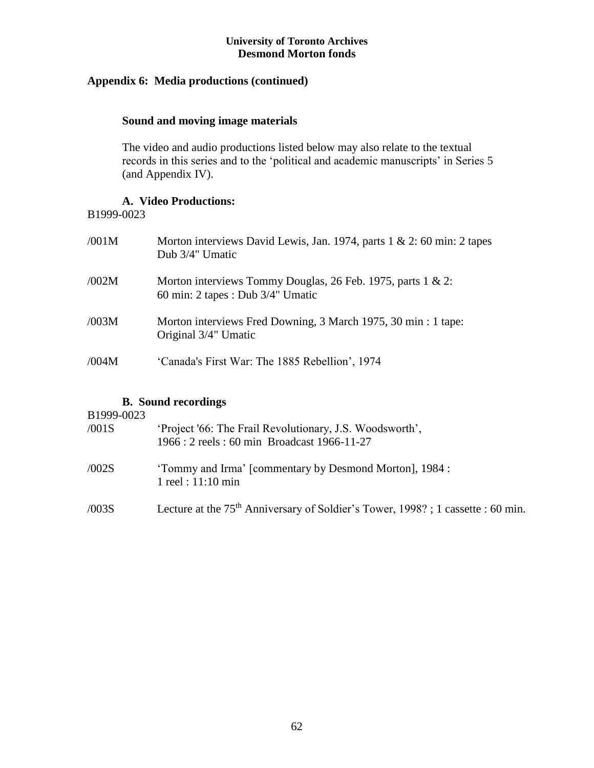## Appendix 6: Media productions (continued)

### Sound and moving image materials

The video and audio productions listed below may also relate to the textual records in this series and to the 'political and academic manuscripts' in Series 5 (and Appendix IV).

#### A. Video Productions:

B1999-0023

| | |
|---|---|
| /001M | Morton interviews David Lewis, Jan. 1974, parts 1 & 2: 60 min: 2 tapes Dub 3/4" Umatic |
| /002M | Morton interviews Tommy Douglas, 26 Feb. 1975, parts 1 & 2: 60 min: 2 tapes : Dub 3/4" Umatic |
| /003M | Morton interviews Fred Downing, 3 March 1975, 30 min : 1 tape: Original 3/4" Umatic |
| /004M | 'Canada's First War: The 1885 Rebellion', 1974 |

#### B. Sound recordings

B1999-0023

| | |
|---|---|
| /001S | 'Project '66: The Frail Revolutionary, J.S. Woodsworth', 1966 : 2 reels : 60 min Broadcast 1966-11-27 |
| /002S | 'Tommy and Irma' [commentary by Desmond Morton], 1984 : 1 reel : 11:10 min |
| /003S | Lecture at the 75th Anniversary of Soldier's Tower, 1998? ; 1 cassette : 60 min. |